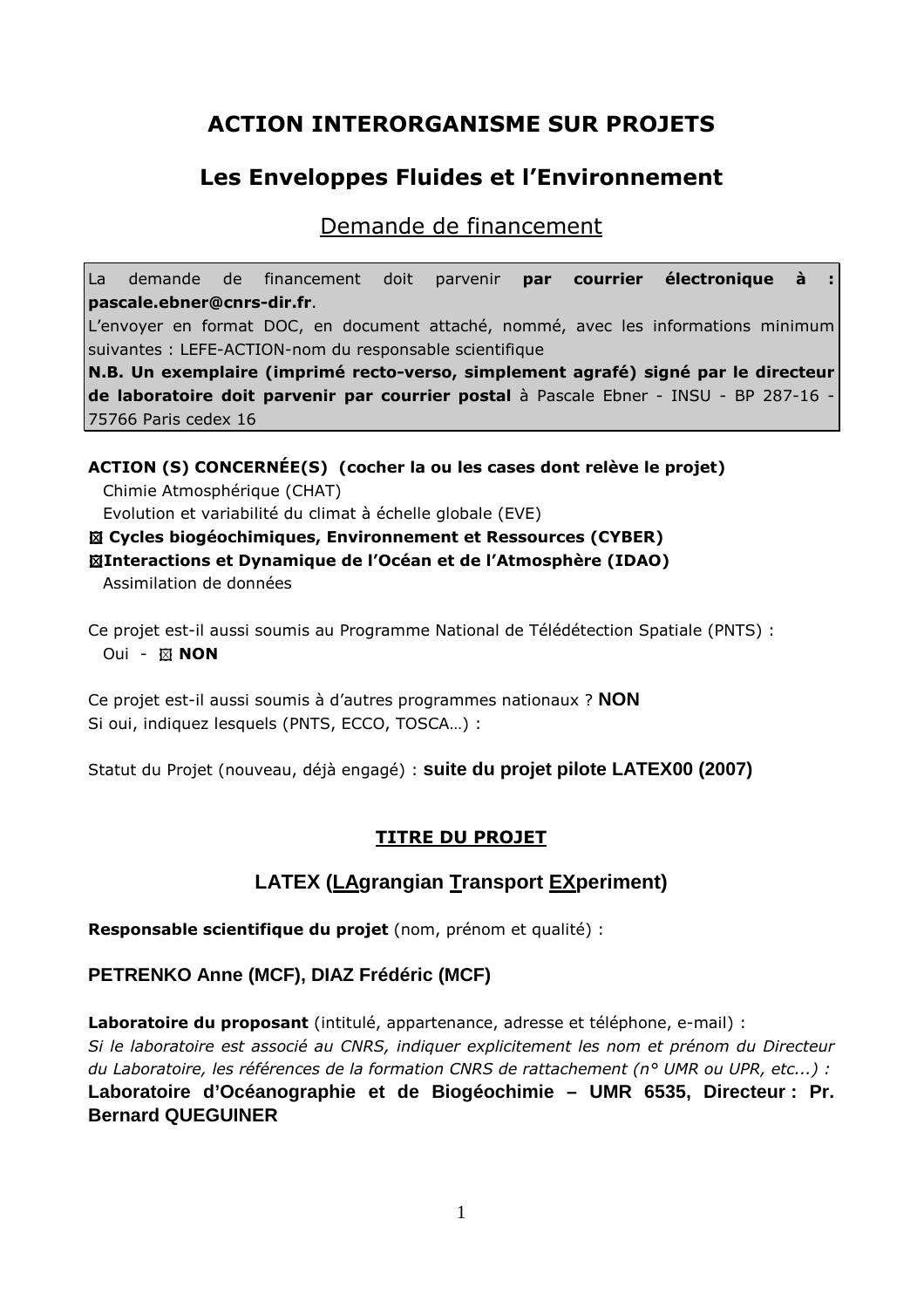# ACTION INTERORGANISME SUR PROJETS

## Les Enveloppes Fluides et l'Environnement

### Demande de financement

La demande de financement doit parvenir **par courrier électronique à : pascale.ebner@cnrs-dir.fr**.
L'envoyer en format DOC, en document attaché, nommé, avec les informations minimum suivantes : LEFE-ACTION-nom du responsable scientifique
**N.B. Un exemplaire (imprimé recto-verso, simplement agrafé) signé par le directeur de laboratoire doit parvenir par courrier postal** à Pascale Ebner - INSU - BP 287-16 - 75766 Paris cedex 16

**ACTION (S) CONCERNÉE(S) (cocher la ou les cases dont relève le projet)**

Chimie Atmosphérique (CHAT)
Evolution et variabilité du climat à échelle globale (EVE)
☒ **Cycles biogéochimiques, Environnement et Ressources (CYBER)**
☒**Interactions et Dynamique de l'Océan et de l'Atmosphère (IDAO)**
Assimilation de données

Ce projet est-il aussi soumis au Programme National de Télédétection Spatiale (PNTS) :
Oui - ☒ **NON**

Ce projet est-il aussi soumis à d'autres programmes nationaux ? **NON**
Si oui, indiquez lesquels (PNTS, ECCO, TOSCA…) :

Statut du Projet (nouveau, déjà engagé) : **suite du projet pilote LATEX00 (2007)**

**TITRE DU PROJET**

## LATEX (LAgrangian Transport EXperiment)

**Responsable scientifique du projet** (nom, prénom et qualité) :

**PETRENKO Anne (MCF), DIAZ Frédéric (MCF)**

**Laboratoire du proposant** (intitulé, appartenance, adresse et téléphone, e-mail) :
*Si le laboratoire est associé au CNRS, indiquer explicitement les nom et prénom du Directeur du Laboratoire, les références de la formation CNRS de rattachement (n° UMR ou UPR, etc...) :*
**Laboratoire d'Océanographie et de Biogéochimie – UMR 6535, Directeur : Pr. Bernard QUEGUINER**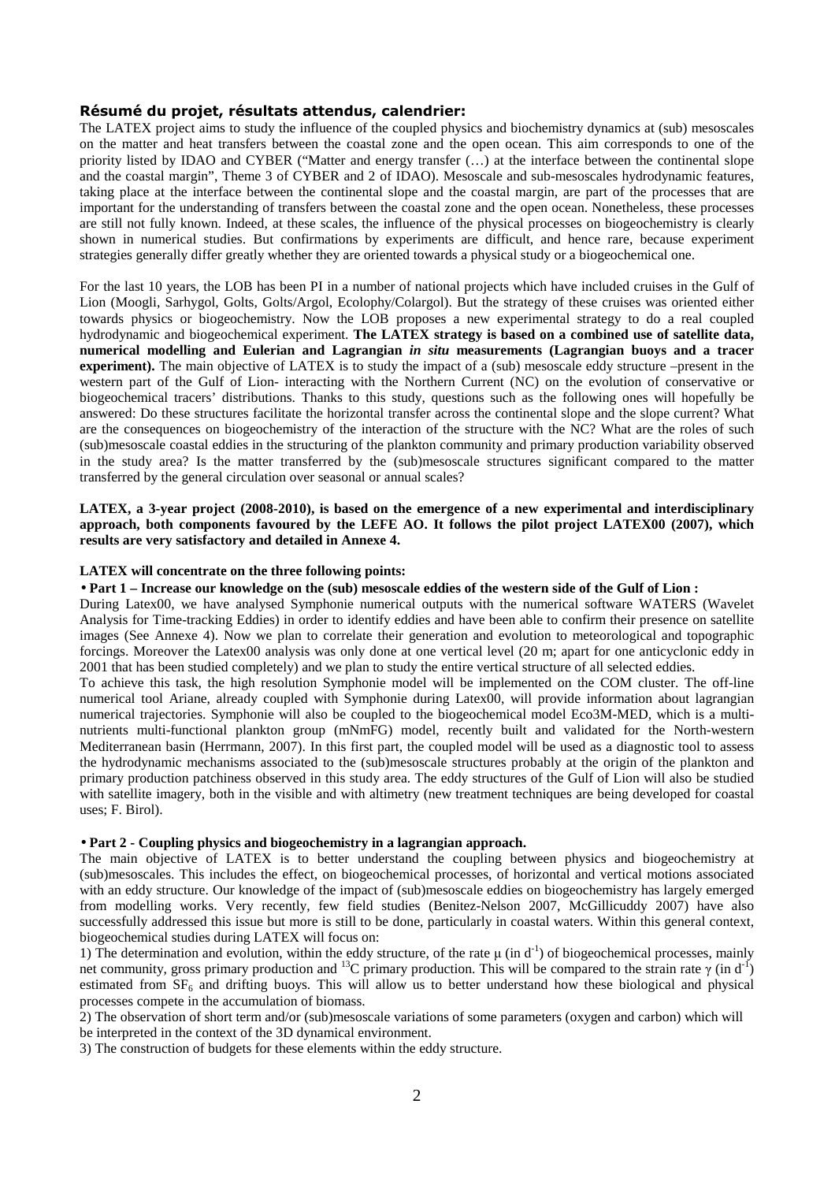### Résumé du projet, résultats attendus, calendrier:

The LATEX project aims to study the influence of the coupled physics and biochemistry dynamics at (sub) mesoscales on the matter and heat transfers between the coastal zone and the open ocean. This aim corresponds to one of the priority listed by IDAO and CYBER ("Matter and energy transfer (…) at the interface between the continental slope and the coastal margin", Theme 3 of CYBER and 2 of IDAO). Mesoscale and sub-mesoscales hydrodynamic features, taking place at the interface between the continental slope and the coastal margin, are part of the processes that are important for the understanding of transfers between the coastal zone and the open ocean. Nonetheless, these processes are still not fully known. Indeed, at these scales, the influence of the physical processes on biogeochemistry is clearly shown in numerical studies. But confirmations by experiments are difficult, and hence rare, because experiment strategies generally differ greatly whether they are oriented towards a physical study or a biogeochemical one.

For the last 10 years, the LOB has been PI in a number of national projects which have included cruises in the Gulf of Lion (Moogli, Sarhygol, Golts, Golts/Argol, Ecolophy/Colargol). But the strategy of these cruises was oriented either towards physics or biogeochemistry. Now the LOB proposes a new experimental strategy to do a real coupled hydrodynamic and biogeochemical experiment. **The LATEX strategy is based on a combined use of satellite data, numerical modelling and Eulerian and Lagrangian *in situ* measurements (Lagrangian buoys and a tracer experiment).** The main objective of LATEX is to study the impact of a (sub) mesoscale eddy structure –present in the western part of the Gulf of Lion- interacting with the Northern Current (NC) on the evolution of conservative or biogeochemical tracers' distributions. Thanks to this study, questions such as the following ones will hopefully be answered: Do these structures facilitate the horizontal transfer across the continental slope and the slope current? What are the consequences on biogeochemistry of the interaction of the structure with the NC? What are the roles of such (sub)mesoscale coastal eddies in the structuring of the plankton community and primary production variability observed in the study area? Is the matter transferred by the (sub)mesoscale structures significant compared to the matter transferred by the general circulation over seasonal or annual scales?

**LATEX, a 3-year project (2008-2010), is based on the emergence of a new experimental and interdisciplinary approach, both components favoured by the LEFE AO. It follows the pilot project LATEX00 (2007), which results are very satisfactory and detailed in Annexe 4.**

**LATEX will concentrate on the three following points:**

- **Part 1 – Increase our knowledge on the (sub) mesoscale eddies of the western side of the Gulf of Lion :**

During Latex00, we have analysed Symphonie numerical outputs with the numerical software WATERS (Wavelet Analysis for Time-tracking Eddies) in order to identify eddies and have been able to confirm their presence on satellite images (See Annexe 4). Now we plan to correlate their generation and evolution to meteorological and topographic forcings. Moreover the Latex00 analysis was only done at one vertical level (20 m; apart for one anticyclonic eddy in 2001 that has been studied completely) and we plan to study the entire vertical structure of all selected eddies.

To achieve this task, the high resolution Symphonie model will be implemented on the COM cluster. The off-line numerical tool Ariane, already coupled with Symphonie during Latex00, will provide information about lagrangian numerical trajectories. Symphonie will also be coupled to the biogeochemical model Eco3M-MED, which is a multi-nutrients multi-functional plankton group (mNmFG) model, recently built and validated for the North-western Mediterranean basin (Herrmann, 2007). In this first part, the coupled model will be used as a diagnostic tool to assess the hydrodynamic mechanisms associated to the (sub)mesoscale structures probably at the origin of the plankton and primary production patchiness observed in this study area. The eddy structures of the Gulf of Lion will also be studied with satellite imagery, both in the visible and with altimetry (new treatment techniques are being developed for coastal uses; F. Birol).

- **Part 2 - Coupling physics and biogeochemistry in a lagrangian approach.**

The main objective of LATEX is to better understand the coupling between physics and biogeochemistry at (sub)mesoscales. This includes the effect, on biogeochemical processes, of horizontal and vertical motions associated with an eddy structure. Our knowledge of the impact of (sub)mesoscale eddies on biogeochemistry has largely emerged from modelling works. Very recently, few field studies (Benitez-Nelson 2007, McGillicuddy 2007) have also successfully addressed this issue but more is still to be done, particularly in coastal waters. Within this general context, biogeochemical studies during LATEX will focus on:

1) The determination and evolution, within the eddy structure, of the rate $\mu$ (in $d^{-1}$) of biogeochemical processes, mainly net community, gross primary production and $^{13}C$ primary production. This will be compared to the strain rate $\gamma$ (in $d^{-1}$) estimated from $SF_6$ and drifting buoys. This will allow us to better understand how these biological and physical processes compete in the accumulation of biomass.

2) The observation of short term and/or (sub)mesoscale variations of some parameters (oxygen and carbon) which will be interpreted in the context of the 3D dynamical environment.

3) The construction of budgets for these elements within the eddy structure.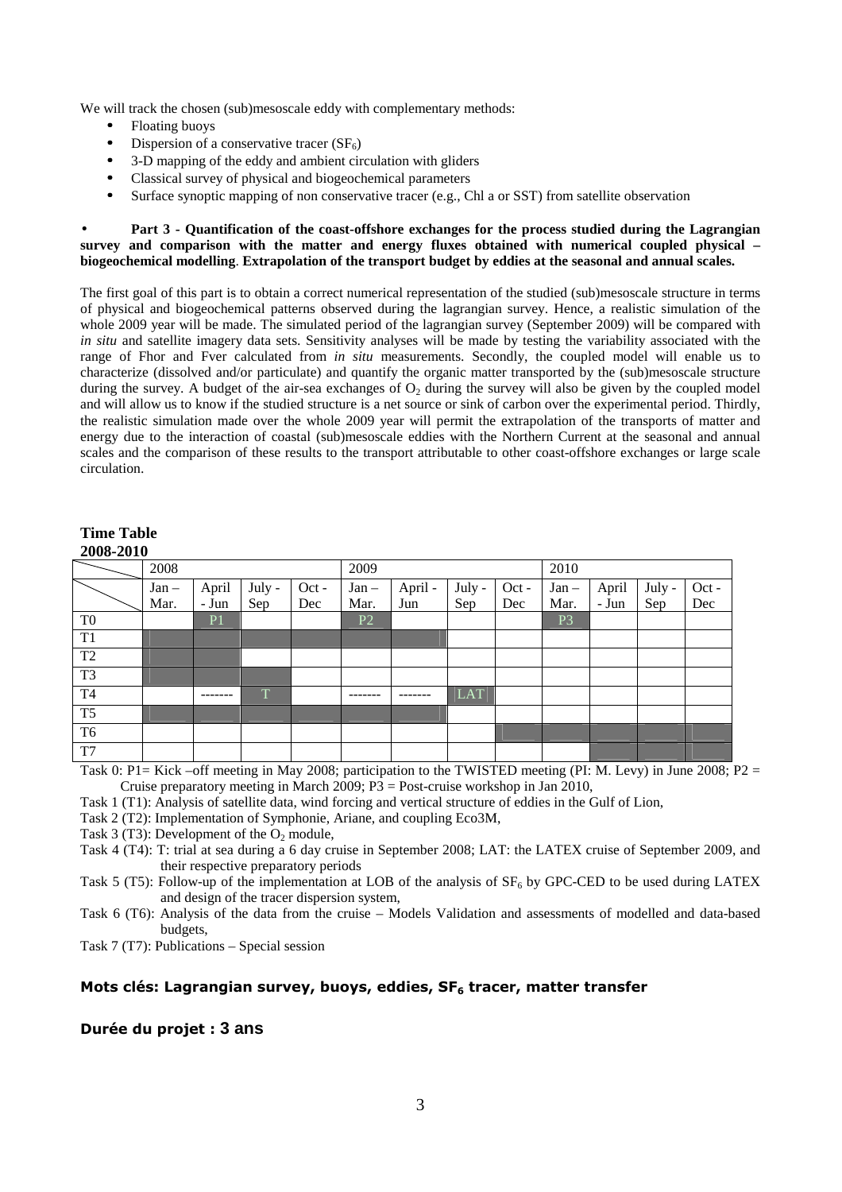We will track the chosen (sub)mesoscale eddy with complementary methods:

- Floating buoys
- Dispersion of a conservative tracer ($SF_6$)
- 3-D mapping of the eddy and ambient circulation with gliders
- Classical survey of physical and biogeochemical parameters
- Surface synoptic mapping of non conservative tracer (e.g., Chl a or SST) from satellite observation

- **Part 3 - Quantification of the coast-offshore exchanges for the process studied during the Lagrangian survey and comparison with the matter and energy fluxes obtained with numerical coupled physical – biogeochemical modelling**. **Extrapolation of the transport budget by eddies at the seasonal and annual scales.**

The first goal of this part is to obtain a correct numerical representation of the studied (sub)mesoscale structure in terms of physical and biogeochemical patterns observed during the lagrangian survey. Hence, a realistic simulation of the whole 2009 year will be made. The simulated period of the lagrangian survey (September 2009) will be compared with *in situ* and satellite imagery data sets. Sensitivity analyses will be made by testing the variability associated with the range of Fhor and Fver calculated from *in situ* measurements. Secondly, the coupled model will enable us to characterize (dissolved and/or particulate) and quantify the organic matter transported by the (sub)mesoscale structure during the survey. A budget of the air-sea exchanges of $O_2$ during the survey will also be given by the coupled model and will allow us to know if the studied structure is a net source or sink of carbon over the experimental period. Thirdly, the realistic simulation made over the whole 2009 year will permit the extrapolation of the transports of matter and energy due to the interaction of coastal (sub)mesoscale eddies with the Northern Current at the seasonal and annual scales and the comparison of these results to the transport attributable to other coast-offshore exchanges or large scale circulation.

**Time Table**
**2008-2010**

| | 2008 | | | | 2009 | | | | 2010 | | | |
|---|---|---|---|---|---|---|---|---|---|---|---|---|
| | Jan – Mar. | April - Jun | July - Sep | Oct - Dec | Jan – Mar. | April - Jun | July - Sep | Oct - Dec | Jan – Mar. | April - Jun | July - Sep | Oct - Dec |
| T0 | | P1 | | | P2 | | | | P3 | | | |
| T1 | | | | | | | | | | | | |
| T2 | | | | | | | | | | | | |
| T3 | | | | | | | | | | | | |
| T4 | | ------- | T | | ------- | ------- | LAT | | | | | |
| T5 | | | | | | | | | | | | |
| T6 | | | | | | | | | | | | |
| T7 | | | | | | | | | | | | |

Task 0: P1= Kick –off meeting in May 2008; participation to the TWISTED meeting (PI: M. Levy) in June 2008; P2 = Cruise preparatory meeting in March 2009; P3 = Post-cruise workshop in Jan 2010,

Task 1 (T1): Analysis of satellite data, wind forcing and vertical structure of eddies in the Gulf of Lion,

Task 2 (T2): Implementation of Symphonie, Ariane, and coupling Eco3M,

Task 3 (T3): Development of the $O_2$ module,

Task 4 (T4): T: trial at sea during a 6 day cruise in September 2008; LAT: the LATEX cruise of September 2009, and their respective preparatory periods

Task 5 (T5): Follow-up of the implementation at LOB of the analysis of $SF_6$ by GPC-CED to be used during LATEX and design of the tracer dispersion system,

Task 6 (T6): Analysis of the data from the cruise – Models Validation and assessments of modelled and data-based budgets,

Task 7 (T7): Publications – Special session

**Mots clés: Lagrangian survey, buoys, eddies, $SF_6$ tracer, matter transfer**

**Durée du projet : 3 ans**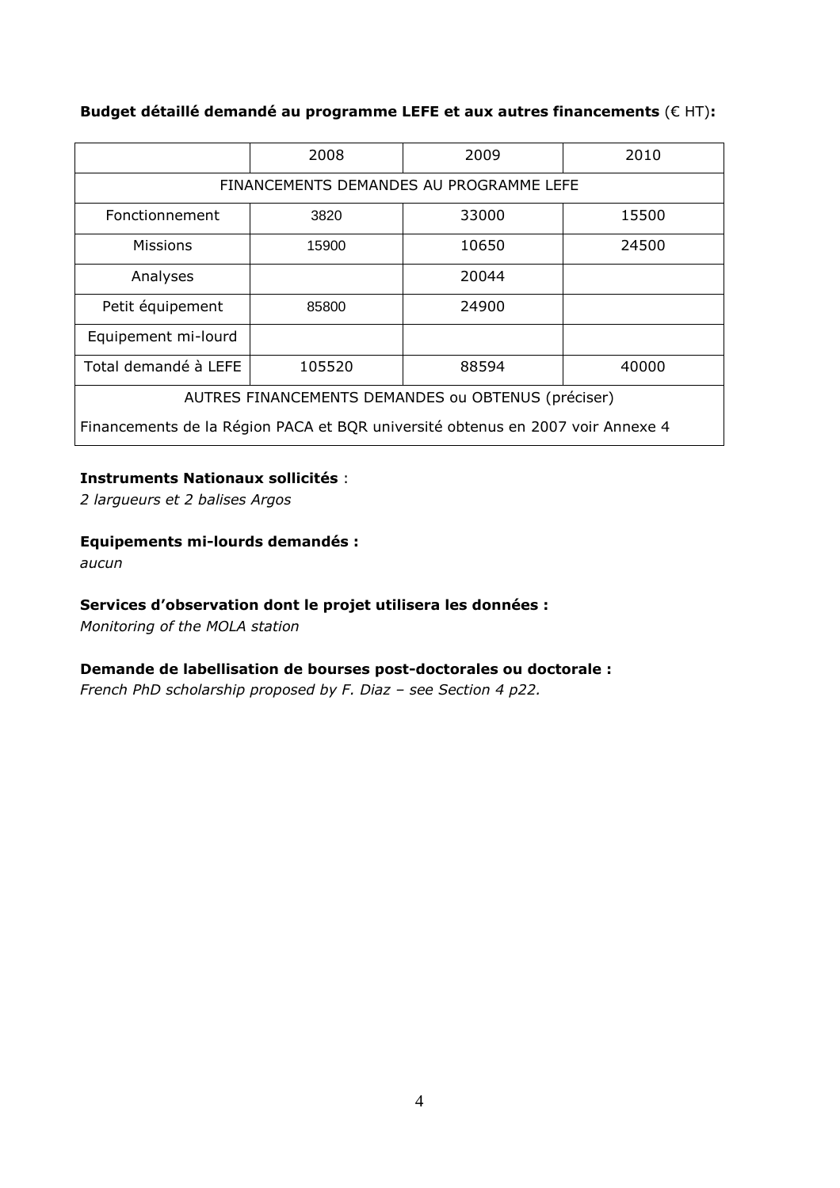**Budget détaillé demandé au programme LEFE et aux autres financements** (€ HT)**:**

| | 2008 | 2009 | 2010 |
|---|---|---|---|
| FINANCEMENTS DEMANDES AU PROGRAMME LEFE | | | |
| Fonctionnement | 3820 | 33000 | 15500 |
| Missions | 15900 | 10650 | 24500 |
| Analyses | | 20044 | |
| Petit équipement | 85800 | 24900 | |
| Equipement mi-lourd | | | |
| Total demandé à LEFE | 105520 | 88594 | 40000 |
| AUTRES FINANCEMENTS DEMANDES ou OBTENUS (préciser) | | | |
| Financements de la Région PACA et BQR université obtenus en 2007 voir Annexe 4 | | | |

**Instruments Nationaux sollicités** :
*2 largueurs et 2 balises Argos*

**Equipements mi-lourds demandés :**
*aucun*

**Services d'observation dont le projet utilisera les données :**
*Monitoring of the MOLA station*

**Demande de labellisation de bourses post-doctorales ou doctorale :**
*French PhD scholarship proposed by F. Diaz – see Section 4 p22.*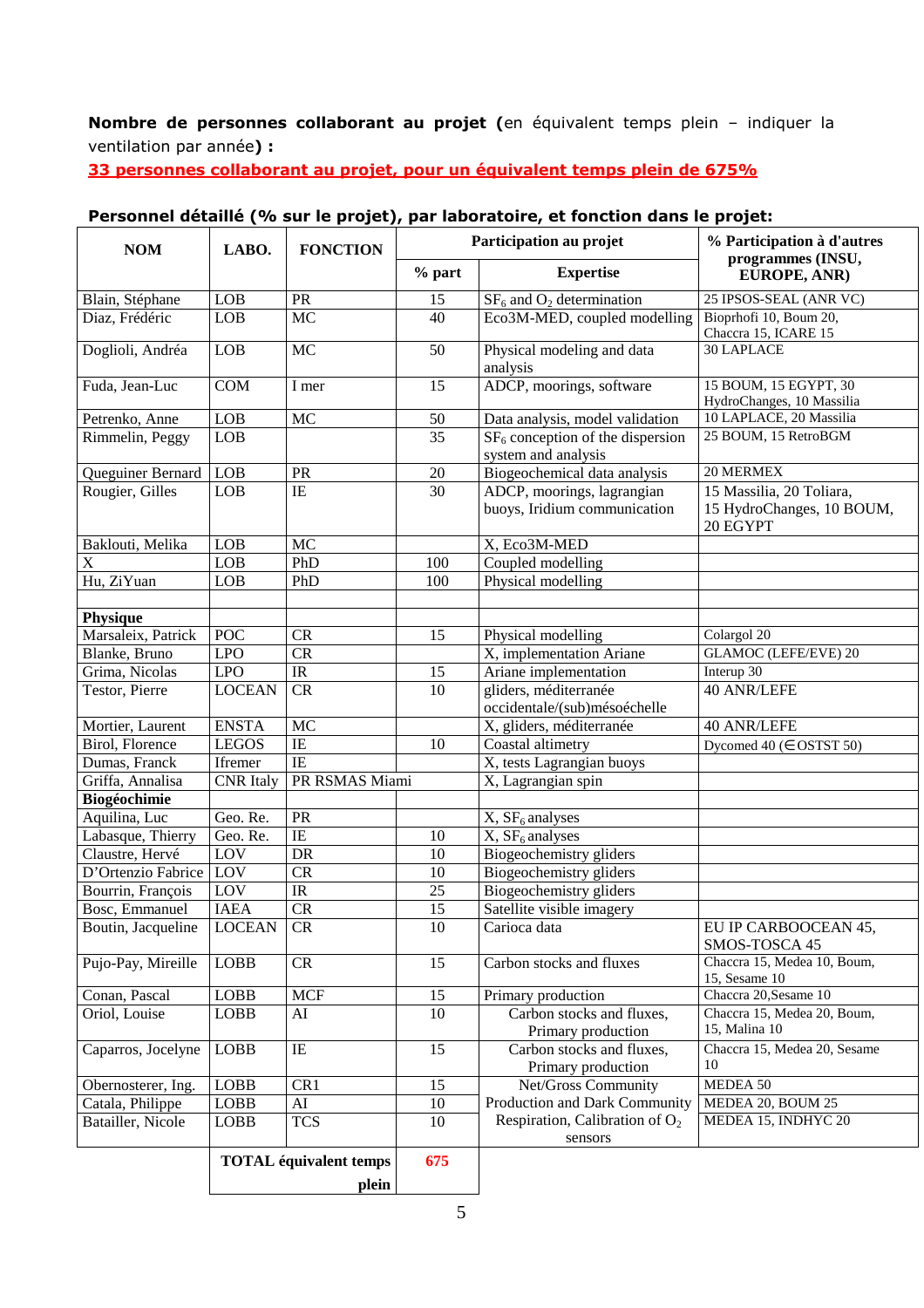**Nombre de personnes collaborant au projet (**en équivalent temps plein – indiquer la ventilation par année**) :**

**33 personnes collaborant au projet, pour un équivalent temps plein de 675%**

**Personnel détaillé (% sur le projet), par laboratoire, et fonction dans le projet:**

| NOM | LABO. | FONCTION | Participation au projet | | % Participation à d'autres programmes (INSU, EUROPE, ANR) |
|---|---|---|---|---|---|
| | | | % part | Expertise | |
| Blain, Stéphane | LOB | PR | 15 | $SF_6$ and $O_2$ determination | 25 IPSOS-SEAL (ANR VC) |
| Diaz, Frédéric | LOB | MC | 40 | Eco3M-MED, coupled modelling | Bioprhofi 10, Boum 20, Chaccra 15, ICARE 15 |
| Doglioli, Andréa | LOB | MC | 50 | Physical modeling and data analysis | 30 LAPLACE |
| Fuda, Jean-Luc | COM | I mer | 15 | ADCP, moorings, software | 15 BOUM, 15 EGYPT, 30 HydroChanges, 10 Massilia |
| Petrenko, Anne | LOB | MC | 50 | Data analysis, model validation | 10 LAPLACE, 20 Massilia |
| Rimmelin, Peggy | LOB | | 35 | $SF_6$ conception of the dispersion system and analysis | 25 BOUM, 15 RetroBGM |
| Queguiner Bernard | LOB | PR | 20 | Biogeochemical data analysis | 20 MERMEX |
| Rougier, Gilles | LOB | IE | 30 | ADCP, moorings, lagrangian buoys, Iridium communication | 15 Massilia, 20 Toliara, 15 HydroChanges, 10 BOUM, 20 EGYPT |
| Baklouti, Melika | LOB | MC | | X, Eco3M-MED | |
| X | LOB | PhD | 100 | Coupled modelling | |
| Hu, ZiYuan | LOB | PhD | 100 | Physical modelling | |
| | | | | | |
| **Physique** | | | | | |
| Marsaleix, Patrick | POC | CR | 15 | Physical modelling | Colargol 20 |
| Blanke, Bruno | LPO | CR | | X, implementation Ariane | GLAMOC (LEFE/EVE) 20 |
| Grima, Nicolas | LPO | IR | 15 | Ariane implementation | Interup 30 |
| Testor, Pierre | LOCEAN | CR | 10 | gliders, méditerranée occidentale/(sub)mésoéchelle | 40 ANR/LEFE |
| Mortier, Laurent | ENSTA | MC | | X, gliders, méditerranée | 40 ANR/LEFE |
| Birol, Florence | LEGOS | IE | 10 | Coastal altimetry | Dycomed 40 (∈OSTST 50) |
| Dumas, Franck | Ifremer | IE | | X, tests Lagrangian buoys | |
| Griffa, Annalisa | CNR Italy | PR RSMAS Miami | | X, Lagrangian spin | |
| **Biogéochimie** | | | | | |
| Aquilina, Luc | Geo. Re. | PR | | X, $SF_6$ analyses | |
| Labasque, Thierry | Geo. Re. | IE | 10 | X, $SF_6$ analyses | |
| Claustre, Hervé | LOV | DR | 10 | Biogeochemistry gliders | |
| D'Ortenzio Fabrice | LOV | CR | 10 | Biogeochemistry gliders | |
| Bourrin, François | LOV | IR | 25 | Biogeochemistry gliders | |
| Bosc, Emmanuel | IAEA | CR | 15 | Satellite visible imagery | |
| Boutin, Jacqueline | LOCEAN | CR | 10 | Carioca data | EU IP CARBOOCEAN 45, SMOS-TOSCA 45 |
| Pujo-Pay, Mireille | LOBB | CR | 15 | Carbon stocks and fluxes | Chaccra 15, Medea 10, Boum, 15, Sesame 10 |
| Conan, Pascal | LOBB | MCF | 15 | Primary production | Chaccra 20,Sesame 10 |
| Oriol, Louise | LOBB | AI | 10 | Carbon stocks and fluxes, Primary production | Chaccra 15, Medea 20, Boum, 15, Malina 10 |
| Caparros, Jocelyne | LOBB | IE | 15 | Carbon stocks and fluxes, Primary production | Chaccra 15, Medea 20, Sesame 10 |
| Obernosterer, Ing. | LOBB | CR1 | 15 | Net/Gross Community Production and Dark Community Respiration, Calibration of $O_2$ sensors | MEDEA 50 |
| Catala, Philippe | LOBB | AI | 10 | | MEDEA 20, BOUM 25 |
| Batailler, Nicole | LOBB | TCS | 10 | | MEDEA 15, INDHYC 20 |
| | **TOTAL équivalent temps plein** | | **675** | | |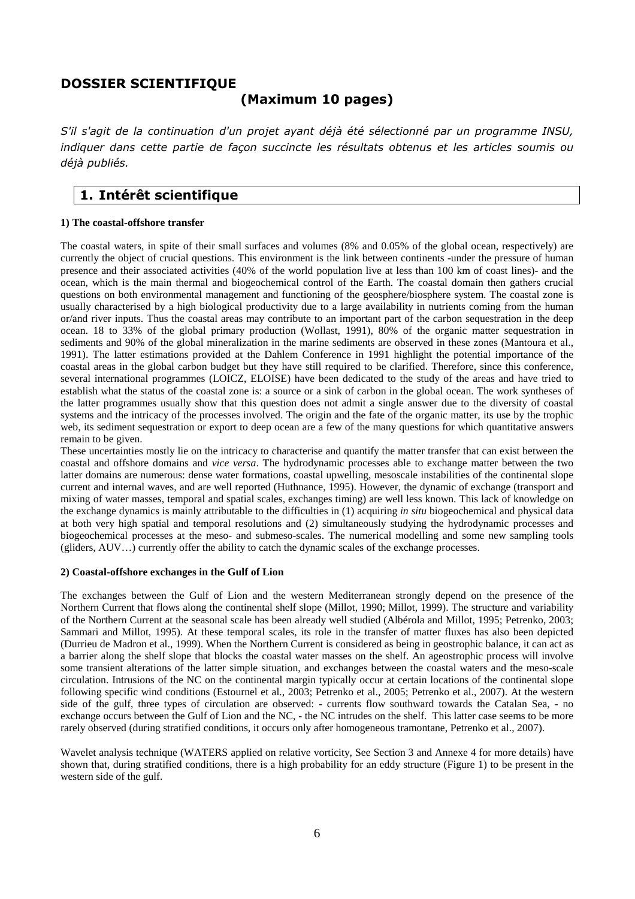## DOSSIER SCIENTIFIQUE
### (Maximum 10 pages)

*S'il s'agit de la continuation d'un projet ayant déjà été sélectionné par un programme INSU, indiquer dans cette partie de façon succincte les résultats obtenus et les articles soumis ou déjà publiés.*

## 1. Intérêt scientifique

**1) The coastal-offshore transfer**

The coastal waters, in spite of their small surfaces and volumes (8% and 0.05% of the global ocean, respectively) are currently the object of crucial questions. This environment is the link between continents -under the pressure of human presence and their associated activities (40% of the world population live at less than 100 km of coast lines)- and the ocean, which is the main thermal and biogeochemical control of the Earth. The coastal domain then gathers crucial questions on both environmental management and functioning of the geosphere/biosphere system. The coastal zone is usually characterised by a high biological productivity due to a large availability in nutrients coming from the human or/and river inputs. Thus the coastal areas may contribute to an important part of the carbon sequestration in the deep ocean. 18 to 33% of the global primary production (Wollast, 1991), 80% of the organic matter sequestration in sediments and 90% of the global mineralization in the marine sediments are observed in these zones (Mantoura et al., 1991). The latter estimations provided at the Dahlem Conference in 1991 highlight the potential importance of the coastal areas in the global carbon budget but they have still required to be clarified. Therefore, since this conference, several international programmes (LOICZ, ELOISE) have been dedicated to the study of the areas and have tried to establish what the status of the coastal zone is: a source or a sink of carbon in the global ocean. The work syntheses of the latter programmes usually show that this question does not admit a single answer due to the diversity of coastal systems and the intricacy of the processes involved. The origin and the fate of the organic matter, its use by the trophic web, its sediment sequestration or export to deep ocean are a few of the many questions for which quantitative answers remain to be given.

These uncertainties mostly lie on the intricacy to characterise and quantify the matter transfer that can exist between the coastal and offshore domains and *vice versa*. The hydrodynamic processes able to exchange matter between the two latter domains are numerous: dense water formations, coastal upwelling, mesoscale instabilities of the continental slope current and internal waves, and are well reported (Huthnance, 1995). However, the dynamic of exchange (transport and mixing of water masses, temporal and spatial scales, exchanges timing) are well less known. This lack of knowledge on the exchange dynamics is mainly attributable to the difficulties in (1) acquiring *in situ* biogeochemical and physical data at both very high spatial and temporal resolutions and (2) simultaneously studying the hydrodynamic processes and biogeochemical processes at the meso- and submeso-scales. The numerical modelling and some new sampling tools (gliders, AUV…) currently offer the ability to catch the dynamic scales of the exchange processes.

**2) Coastal-offshore exchanges in the Gulf of Lion**

The exchanges between the Gulf of Lion and the western Mediterranean strongly depend on the presence of the Northern Current that flows along the continental shelf slope (Millot, 1990; Millot, 1999). The structure and variability of the Northern Current at the seasonal scale has been already well studied (Albérola and Millot, 1995; Petrenko, 2003; Sammari and Millot, 1995). At these temporal scales, its role in the transfer of matter fluxes has also been depicted (Durrieu de Madron et al., 1999). When the Northern Current is considered as being in geostrophic balance, it can act as a barrier along the shelf slope that blocks the coastal water masses on the shelf. An ageostrophic process will involve some transient alterations of the latter simple situation, and exchanges between the coastal waters and the meso-scale circulation. Intrusions of the NC on the continental margin typically occur at certain locations of the continental slope following specific wind conditions (Estournel et al., 2003; Petrenko et al., 2005; Petrenko et al., 2007). At the western side of the gulf, three types of circulation are observed: - currents flow southward towards the Catalan Sea, - no exchange occurs between the Gulf of Lion and the NC, - the NC intrudes on the shelf. This latter case seems to be more rarely observed (during stratified conditions, it occurs only after homogeneous tramontane, Petrenko et al., 2007).

Wavelet analysis technique (WATERS applied on relative vorticity, See Section 3 and Annexe 4 for more details) have shown that, during stratified conditions, there is a high probability for an eddy structure (Figure 1) to be present in the western side of the gulf.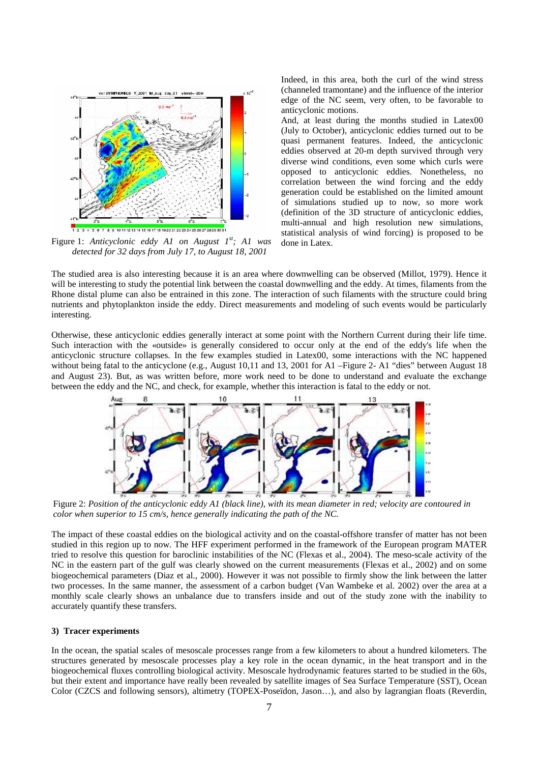Figure 1: *Anticyclonic eddy A1 on August 1st; A1 was detected for 32 days from July 17, to August 18, 2001*

Indeed, in this area, both the curl of the wind stress (channeled tramontane) and the influence of the interior edge of the NC seem, very often, to be favorable to anticyclonic motions.

And, at least during the months studied in Latex00 (July to October), anticyclonic eddies turned out to be quasi permanent features. Indeed, the anticyclonic eddies observed at 20-m depth survived through very diverse wind conditions, even some which curls were opposed to anticyclonic eddies. Nonetheless, no correlation between the wind forcing and the eddy generation could be established on the limited amount of simulations studied up to now, so more work (definition of the 3D structure of anticyclonic eddies, multi-annual and high resolution new simulations, statistical analysis of wind forcing) is proposed to be done in Latex.

The studied area is also interesting because it is an area where downwelling can be observed (Millot, 1979). Hence it will be interesting to study the potential link between the coastal downwelling and the eddy. At times, filaments from the Rhone distal plume can also be entrained in this zone. The interaction of such filaments with the structure could bring nutrients and phytoplankton inside the eddy. Direct measurements and modeling of such events would be particularly interesting.

Otherwise, these anticyclonic eddies generally interact at some point with the Northern Current during their life time. Such interaction with the «outside» is generally considered to occur only at the end of the eddy's life when the anticyclonic structure collapses. In the few examples studied in Latex00, some interactions with the NC happened without being fatal to the anticyclone (e.g., August 10,11 and 13, 2001 for A1 –Figure 2- A1 "dies" between August 18 and August 23). But, as was written before, more work need to be done to understand and evaluate the exchange between the eddy and the NC, and check, for example, whether this interaction is fatal to the eddy or not.

Figure 2: *Position of the anticyclonic eddy A1 (black line), with its mean diameter in red; velocity are contoured in color when superior to 15 cm/s, hence generally indicating the path of the NC.*

The impact of these coastal eddies on the biological activity and on the coastal-offshore transfer of matter has not been studied in this region up to now. The HFF experiment performed in the framework of the European program MATER tried to resolve this question for baroclinic instabilities of the NC (Flexas et al., 2004). The meso-scale activity of the NC in the eastern part of the gulf was clearly showed on the current measurements (Flexas et al., 2002) and on some biogeochemical parameters (Diaz et al., 2000). However it was not possible to firmly show the link between the latter two processes. In the same manner, the assessment of a carbon budget (Van Wambeke et al. 2002) over the area at a monthly scale clearly shows an unbalance due to transfers inside and out of the study zone with the inability to accurately quantify these transfers.

### 3) Tracer experiments

In the ocean, the spatial scales of mesoscale processes range from a few kilometers to about a hundred kilometers. The structures generated by mesoscale processes play a key role in the ocean dynamic, in the heat transport and in the biogeochemical fluxes controlling biological activity. Mesoscale hydrodynamic features started to be studied in the 60s, but their extent and importance have really been revealed by satellite images of Sea Surface Temperature (SST), Ocean Color (CZCS and following sensors), altimetry (TOPEX-Poseïdon, Jason…), and also by lagrangian floats (Reverdin,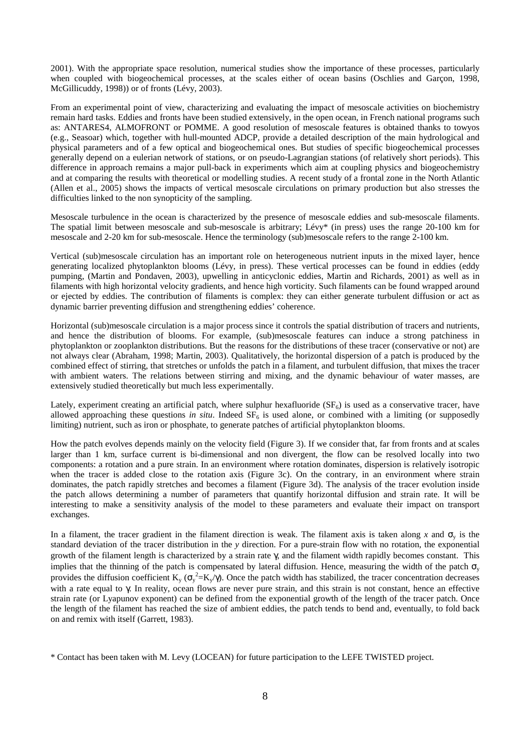2001). With the appropriate space resolution, numerical studies show the importance of these processes, particularly when coupled with biogeochemical processes, at the scales either of ocean basins (Oschlies and Garçon, 1998, McGillicuddy, 1998)) or of fronts (Lévy, 2003).

From an experimental point of view, characterizing and evaluating the impact of mesoscale activities on biochemistry remain hard tasks. Eddies and fronts have been studied extensively, in the open ocean, in French national programs such as: ANTARES4, ALMOFRONT or POMME. A good resolution of mesoscale features is obtained thanks to towyos (e.g., Seasoar) which, together with hull-mounted ADCP, provide a detailed description of the main hydrological and physical parameters and of a few optical and biogeochemical ones. But studies of specific biogeochemical processes generally depend on a eulerian network of stations, or on pseudo-Lagrangian stations (of relatively short periods). This difference in approach remains a major pull-back in experiments which aim at coupling physics and biogeochemistry and at comparing the results with theoretical or modelling studies. A recent study of a frontal zone in the North Atlantic (Allen et al., 2005) shows the impacts of vertical mesoscale circulations on primary production but also stresses the difficulties linked to the non synopticity of the sampling.

Mesoscale turbulence in the ocean is characterized by the presence of mesoscale eddies and sub-mesoscale filaments. The spatial limit between mesoscale and sub-mesoscale is arbitrary; Lévy* (in press) uses the range 20-100 km for mesoscale and 2-20 km for sub-mesoscale. Hence the terminology (sub)mesoscale refers to the range 2-100 km.

Vertical (sub)mesoscale circulation has an important role on heterogeneous nutrient inputs in the mixed layer, hence generating localized phytoplankton blooms (Lévy, in press). These vertical processes can be found in eddies (eddy pumping, (Martin and Pondaven, 2003), upwelling in anticyclonic eddies, Martin and Richards, 2001) as well as in filaments with high horizontal velocity gradients, and hence high vorticity. Such filaments can be found wrapped around or ejected by eddies. The contribution of filaments is complex: they can either generate turbulent diffusion or act as dynamic barrier preventing diffusion and strengthening eddies' coherence.

Horizontal (sub)mesoscale circulation is a major process since it controls the spatial distribution of tracers and nutrients, and hence the distribution of blooms. For example, (sub)mesoscale features can induce a strong patchiness in phytoplankton or zooplankton distributions. But the reasons for the distributions of these tracer (conservative or not) are not always clear (Abraham, 1998; Martin, 2003). Qualitatively, the horizontal dispersion of a patch is produced by the combined effect of stirring, that stretches or unfolds the patch in a filament, and turbulent diffusion, that mixes the tracer with ambient waters. The relations between stirring and mixing, and the dynamic behaviour of water masses, are extensively studied theoretically but much less experimentally.

Lately, experiment creating an artificial patch, where sulphur hexafluoride ($SF_6$) is used as a conservative tracer, have allowed approaching these questions *in situ*. Indeed $SF_6$ is used alone, or combined with a limiting (or supposedly limiting) nutrient, such as iron or phosphate, to generate patches of artificial phytoplankton blooms.

How the patch evolves depends mainly on the velocity field (Figure 3). If we consider that, far from fronts and at scales larger than 1 km, surface current is bi-dimensional and non divergent, the flow can be resolved locally into two components: a rotation and a pure strain. In an environment where rotation dominates, dispersion is relatively isotropic when the tracer is added close to the rotation axis (Figure 3c). On the contrary, in an environment where strain dominates, the patch rapidly stretches and becomes a filament (Figure 3d). The analysis of the tracer evolution inside the patch allows determining a number of parameters that quantify horizontal diffusion and strain rate. It will be interesting to make a sensitivity analysis of the model to these parameters and evaluate their impact on transport exchanges.

In a filament, the tracer gradient in the filament direction is weak. The filament axis is taken along $x$ and $\sigma_y$ is the standard deviation of the tracer distribution in the $y$ direction. For a pure-strain flow with no rotation, the exponential growth of the filament length is characterized by a strain rate $\gamma$, and the filament width rapidly becomes constant. This implies that the thinning of the patch is compensated by lateral diffusion. Hence, measuring the width of the patch $\sigma_y$ provides the diffusion coefficient $K_y$ ($\sigma_y^2=K_y/\gamma$). Once the patch width has stabilized, the tracer concentration decreases with a rate equal to $\gamma$. In reality, ocean flows are never pure strain, and this strain is not constant, hence an effective strain rate (or Lyapunov exponent) can be defined from the exponential growth of the length of the tracer patch. Once the length of the filament has reached the size of ambient eddies, the patch tends to bend and, eventually, to fold back on and remix with itself (Garrett, 1983).

* Contact has been taken with M. Levy (LOCEAN) for future participation to the LEFE TWISTED project.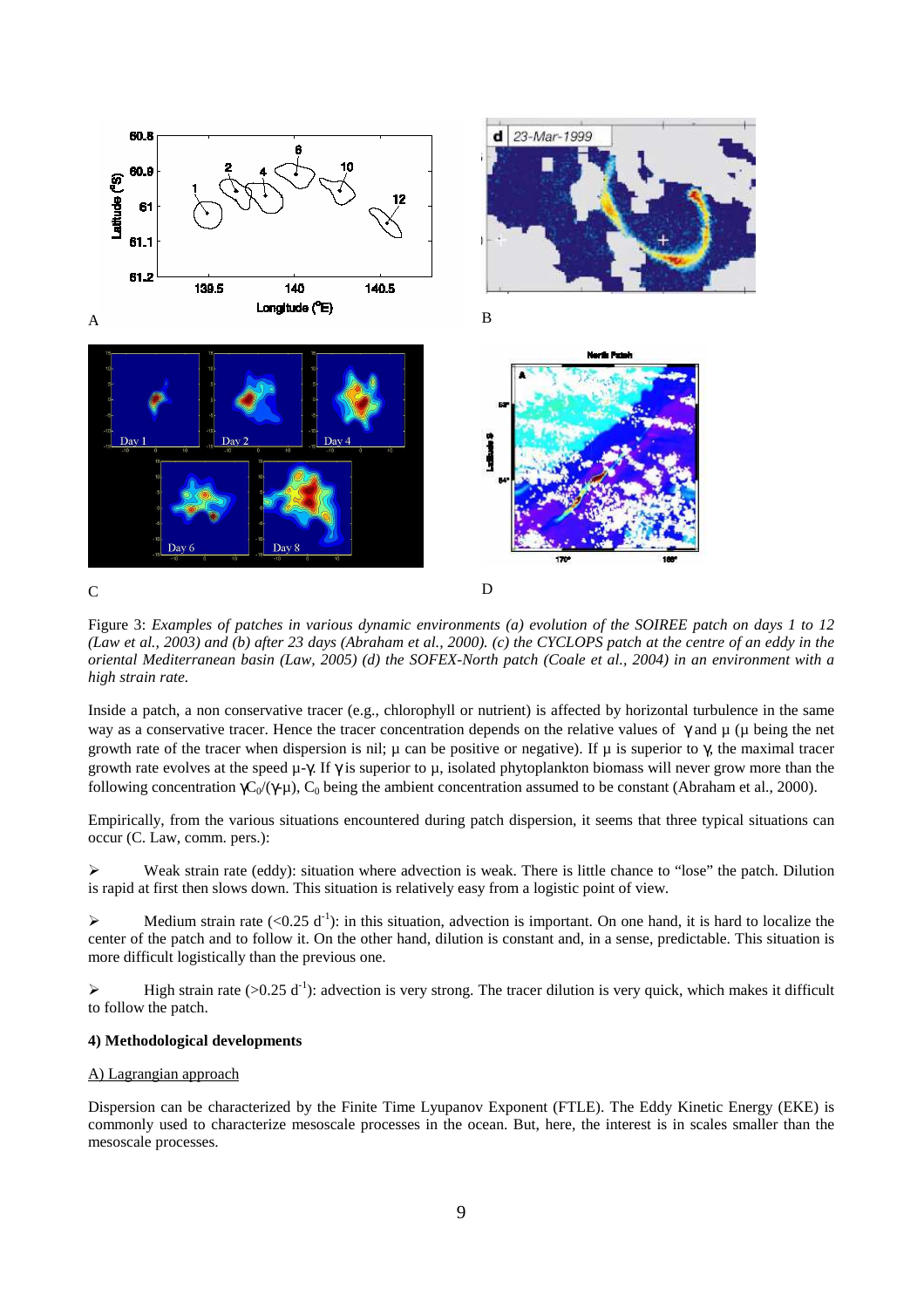Figure 3: *Examples of patches in various dynamic environments (a) evolution of the SOIREE patch on days 1 to 12 (Law et al., 2003) and (b) after 23 days (Abraham et al., 2000). (c) the CYCLOPS patch at the centre of an eddy in the oriental Mediterranean basin (Law, 2005) (d) the SOFEX-North patch (Coale et al., 2004) in an environment with a high strain rate.*

Inside a patch, a non conservative tracer (e.g., chlorophyll or nutrient) is affected by horizontal turbulence in the same way as a conservative tracer. Hence the tracer concentration depends on the relative values of $\gamma$ and $\mu$ ($\mu$ being the net growth rate of the tracer when dispersion is nil; $\mu$ can be positive or negative). If $\mu$ is superior to $\gamma$, the maximal tracer growth rate evolves at the speed $\mu$-$\gamma$. If $\gamma$ is superior to $\mu$, isolated phytoplankton biomass will never grow more than the following concentration $\gamma C_0/(\gamma-\mu)$, $C_0$ being the ambient concentration assumed to be constant (Abraham et al., 2000).

Empirically, from the various situations encountered during patch dispersion, it seems that three typical situations can occur (C. Law, comm. pers.):

- Weak strain rate (eddy): situation where advection is weak. There is little chance to "lose" the patch. Dilution is rapid at first then slows down. This situation is relatively easy from a logistic point of view.
- Medium strain rate (<0.25 $d^{-1}$): in this situation, advection is important. On one hand, it is hard to localize the center of the patch and to follow it. On the other hand, dilution is constant and, in a sense, predictable. This situation is more difficult logistically than the previous one.
- High strain rate (>0.25 $d^{-1}$): advection is very strong. The tracer dilution is very quick, which makes it difficult to follow the patch.

**4) Methodological developments**

A) Lagrangian approach

Dispersion can be characterized by the Finite Time Lyupanov Exponent (FTLE). The Eddy Kinetic Energy (EKE) is commonly used to characterize mesoscale processes in the ocean. But, here, the interest is in scales smaller than the mesoscale processes.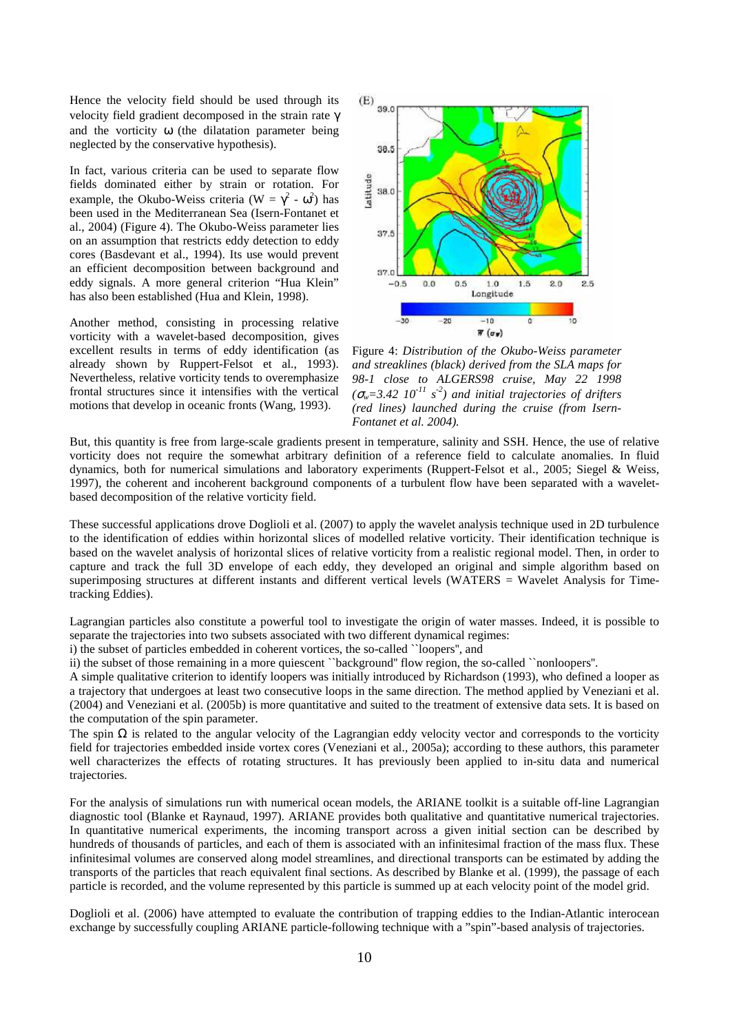Hence the velocity field should be used through its velocity field gradient decomposed in the strain rate $\gamma$ and the vorticity $\omega$ (the dilatation parameter being neglected by the conservative hypothesis).

In fact, various criteria can be used to separate flow fields dominated either by strain or rotation. For example, the Okubo-Weiss criteria ($W = \gamma^2 - \omega^2$) has been used in the Mediterranean Sea (Isern-Fontanet et al., 2004) (Figure 4). The Okubo-Weiss parameter lies on an assumption that restricts eddy detection to eddy cores (Basdevant et al., 1994). Its use would prevent an efficient decomposition between background and eddy signals. A more general criterion "Hua Klein" has also been established (Hua and Klein, 1998).

Another method, consisting in processing relative vorticity with a wavelet-based decomposition, gives excellent results in terms of eddy identification (as already shown by Ruppert-Felsot et al., 1993). Nevertheless, relative vorticity tends to overemphasize frontal structures since it intensifies with the vertical motions that develop in oceanic fronts (Wang, 1993).

Figure 4: *Distribution of the Okubo-Weiss parameter and streaklines (black) derived from the SLA maps for 98-1 close to ALGERS98 cruise, May 22 1998 ($\sigma_w$=3.42 $10^{-11}$ $s^{-2}$) and initial trajectories of drifters (red lines) launched during the cruise (from Isern-Fontanet et al. 2004).*

But, this quantity is free from large-scale gradients present in temperature, salinity and SSH. Hence, the use of relative vorticity does not require the somewhat arbitrary definition of a reference field to calculate anomalies. In fluid dynamics, both for numerical simulations and laboratory experiments (Ruppert-Felsot et al., 2005; Siegel & Weiss, 1997), the coherent and incoherent background components of a turbulent flow have been separated with a wavelet-based decomposition of the relative vorticity field.

These successful applications drove Doglioli et al. (2007) to apply the wavelet analysis technique used in 2D turbulence to the identification of eddies within horizontal slices of modelled relative vorticity. Their identification technique is based on the wavelet analysis of horizontal slices of relative vorticity from a realistic regional model. Then, in order to capture and track the full 3D envelope of each eddy, they developed an original and simple algorithm based on superimposing structures at different instants and different vertical levels (WATERS = Wavelet Analysis for Time-tracking Eddies).

Lagrangian particles also constitute a powerful tool to investigate the origin of water masses. Indeed, it is possible to separate the trajectories into two subsets associated with two different dynamical regimes:
i) the subset of particles embedded in coherent vortices, the so-called ``loopers'', and
ii) the subset of those remaining in a more quiescent ``background'' flow region, the so-called ``nonloopers''.
A simple qualitative criterion to identify loopers was initially introduced by Richardson (1993), who defined a looper as a trajectory that undergoes at least two consecutive loops in the same direction. The method applied by Veneziani et al. (2004) and Veneziani et al. (2005b) is more quantitative and suited to the treatment of extensive data sets. It is based on the computation of the spin parameter.
The spin $\Omega$ is related to the angular velocity of the Lagrangian eddy velocity vector and corresponds to the vorticity field for trajectories embedded inside vortex cores (Veneziani et al., 2005a); according to these authors, this parameter well characterizes the effects of rotating structures. It has previously been applied to in-situ data and numerical trajectories.

For the analysis of simulations run with numerical ocean models, the ARIANE toolkit is a suitable off-line Lagrangian diagnostic tool (Blanke et Raynaud, 1997). ARIANE provides both qualitative and quantitative numerical trajectories. In quantitative numerical experiments, the incoming transport across a given initial section can be described by hundreds of thousands of particles, and each of them is associated with an infinitesimal fraction of the mass flux. These infinitesimal volumes are conserved along model streamlines, and directional transports can be estimated by adding the transports of the particles that reach equivalent final sections. As described by Blanke et al. (1999), the passage of each particle is recorded, and the volume represented by this particle is summed up at each velocity point of the model grid.

Doglioli et al. (2006) have attempted to evaluate the contribution of trapping eddies to the Indian-Atlantic interocean exchange by successfully coupling ARIANE particle-following technique with a "spin"-based analysis of trajectories.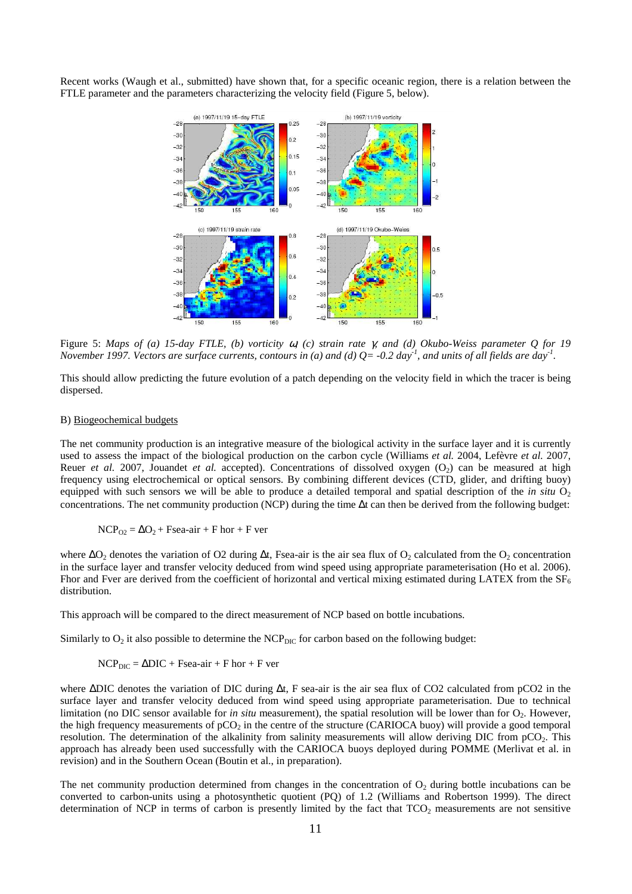Recent works (Waugh et al., submitted) have shown that, for a specific oceanic region, there is a relation between the FTLE parameter and the parameters characterizing the velocity field (Figure 5, below).

Figure 5: *Maps of (a) 15-day FTLE, (b) vorticity ω, (c) strain rate γ, and (d) Okubo-Weiss parameter Q for 19 November 1997. Vectors are surface currents, contours in (a) and (d) Q= -0.2 day$^{-1}$, and units of all fields are day$^{-1}$.*

This should allow predicting the future evolution of a patch depending on the velocity field in which the tracer is being dispersed.

B) <u>Biogeochemical budgets</u>

The net community production is an integrative measure of the biological activity in the surface layer and it is currently used to assess the impact of the biological production on the carbon cycle (Williams *et al.* 2004, Lefèvre *et al.* 2007, Reuer *et al.* 2007, Jouandet *et al.* accepted). Concentrations of dissolved oxygen ($O_2$) can be measured at high frequency using electrochemical or optical sensors. By combining different devices (CTD, glider, and drifting buoy) equipped with such sensors we will be able to produce a detailed temporal and spatial description of the *in situ* $O_2$ concentrations. The net community production (NCP) during the time Δt can then be derived from the following budget:

$$NCP_{O2} = \Delta O_2 + \text{Fsea-air} + \text{F hor} + \text{F ver}$$

where $\Delta O_2$ denotes the variation of O2 during Δt, Fsea-air is the air sea flux of $O_2$ calculated from the $O_2$ concentration in the surface layer and transfer velocity deduced from wind speed using appropriate parameterisation (Ho et al. 2006). Fhor and Fver are derived from the coefficient of horizontal and vertical mixing estimated during LATEX from the $SF_6$ distribution.

This approach will be compared to the direct measurement of NCP based on bottle incubations.

Similarly to $O_2$ it also possible to determine the $NCP_{DIC}$ for carbon based on the following budget:

$$NCP_{DIC} = \Delta DIC + \text{Fsea-air} + \text{F hor} + \text{F ver}$$

where ΔDIC denotes the variation of DIC during Δt, F sea-air is the air sea flux of CO2 calculated from pCO2 in the surface layer and transfer velocity deduced from wind speed using appropriate parameterisation. Due to technical limitation (no DIC sensor available for *in situ* measurement), the spatial resolution will be lower than for $O_2$. However, the high frequency measurements of $pCO_2$ in the centre of the structure (CARIOCA buoy) will provide a good temporal resolution. The determination of the alkalinity from salinity measurements will allow deriving DIC from $pCO_2$. This approach has already been used successfully with the CARIOCA buoys deployed during POMME (Merlivat et al. in revision) and in the Southern Ocean (Boutin et al., in preparation).

The net community production determined from changes in the concentration of $O_2$ during bottle incubations can be converted to carbon-units using a photosynthetic quotient (PQ) of 1.2 (Williams and Robertson 1999). The direct determination of NCP in terms of carbon is presently limited by the fact that $TCO_2$ measurements are not sensitive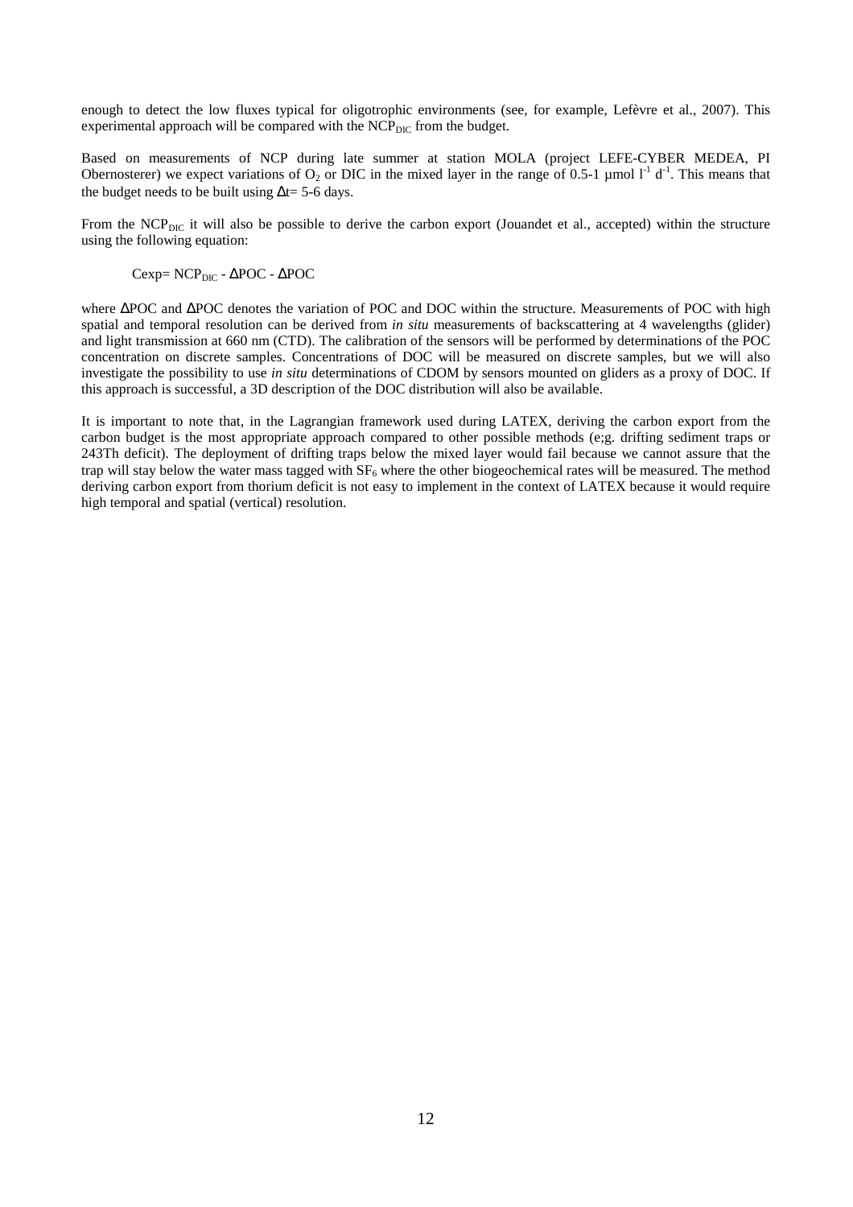enough to detect the low fluxes typical for oligotrophic environments (see, for example, Lefèvre et al., 2007). This experimental approach will be compared with the $NCP_{DIC}$ from the budget.

Based on measurements of NCP during late summer at station MOLA (project LEFE-CYBER MEDEA, PI Obernosterer) we expect variations of $O_2$ or DIC in the mixed layer in the range of 0.5-1 µmol $l^{-1}$ $d^{-1}$. This means that the budget needs to be built using $\Delta t$= 5-6 days.

From the $NCP_{DIC}$ it will also be possible to derive the carbon export (Jouandet et al., accepted) within the structure using the following equation:

$$Cexp = NCP_{DIC} - \Delta POC - \Delta POC$$

where $\Delta$POC and $\Delta$POC denotes the variation of POC and DOC within the structure. Measurements of POC with high spatial and temporal resolution can be derived from *in situ* measurements of backscattering at 4 wavelengths (glider) and light transmission at 660 nm (CTD). The calibration of the sensors will be performed by determinations of the POC concentration on discrete samples. Concentrations of DOC will be measured on discrete samples, but we will also investigate the possibility to use *in situ* determinations of CDOM by sensors mounted on gliders as a proxy of DOC. If this approach is successful, a 3D description of the DOC distribution will also be available.

It is important to note that, in the Lagrangian framework used during LATEX, deriving the carbon export from the carbon budget is the most appropriate approach compared to other possible methods (e;g. drifting sediment traps or 243Th deficit). The deployment of drifting traps below the mixed layer would fail because we cannot assure that the trap will stay below the water mass tagged with $SF_6$ where the other biogeochemical rates will be measured. The method deriving carbon export from thorium deficit is not easy to implement in the context of LATEX because it would require high temporal and spatial (vertical) resolution.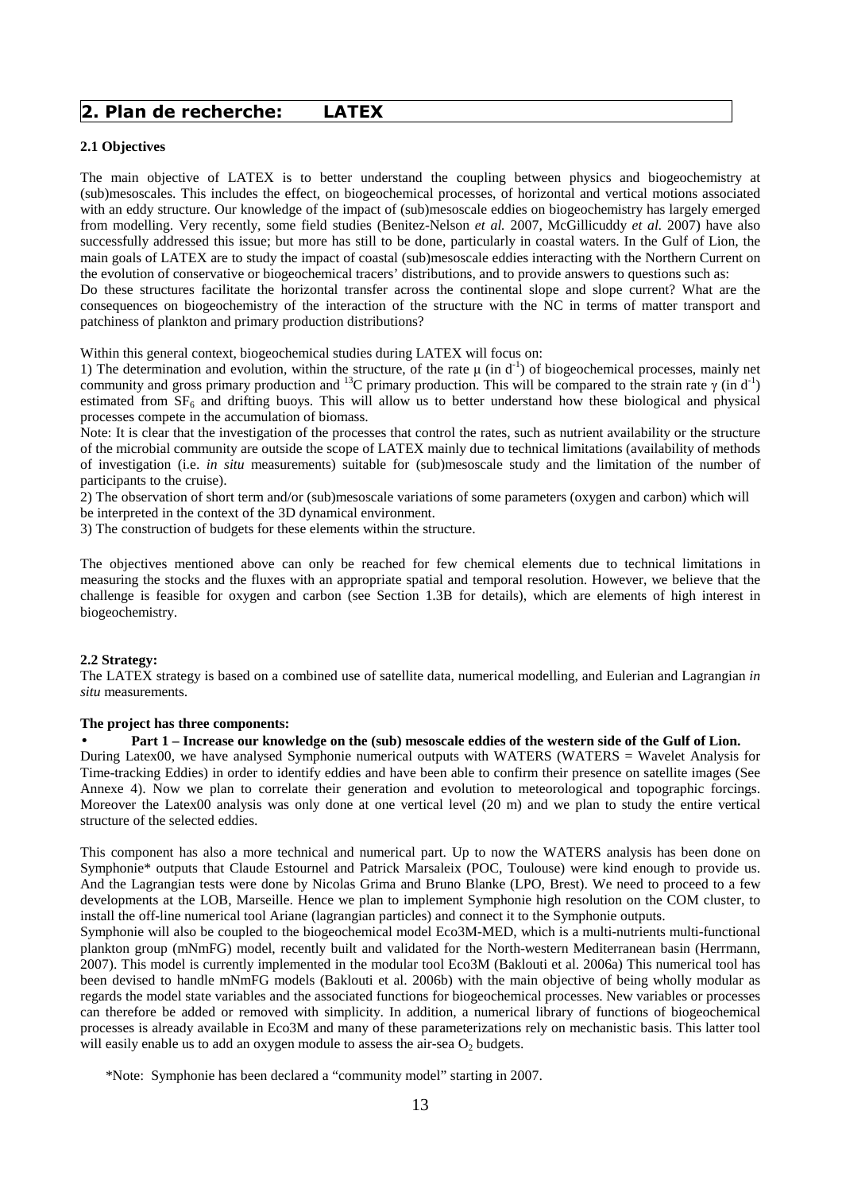## 2. Plan de recherche: LATEX

### 2.1 Objectives

The main objective of LATEX is to better understand the coupling between physics and biogeochemistry at (sub)mesoscales. This includes the effect, on biogeochemical processes, of horizontal and vertical motions associated with an eddy structure. Our knowledge of the impact of (sub)mesoscale eddies on biogeochemistry has largely emerged from modelling. Very recently, some field studies (Benitez-Nelson *et al.* 2007, McGillicuddy *et al.* 2007) have also successfully addressed this issue; but more has still to be done, particularly in coastal waters. In the Gulf of Lion, the main goals of LATEX are to study the impact of coastal (sub)mesoscale eddies interacting with the Northern Current on the evolution of conservative or biogeochemical tracers' distributions, and to provide answers to questions such as:

Do these structures facilitate the horizontal transfer across the continental slope and slope current? What are the consequences on biogeochemistry of the interaction of the structure with the NC in terms of matter transport and patchiness of plankton and primary production distributions?

Within this general context, biogeochemical studies during LATEX will focus on:

1) The determination and evolution, within the structure, of the rate $\mu$ (in $d^{-1}$) of biogeochemical processes, mainly net community and gross primary production and $^{13}C$ primary production. This will be compared to the strain rate $\gamma$ (in $d^{-1}$) estimated from $SF_6$ and drifting buoys. This will allow us to better understand how these biological and physical processes compete in the accumulation of biomass.

Note: It is clear that the investigation of the processes that control the rates, such as nutrient availability or the structure of the microbial community are outside the scope of LATEX mainly due to technical limitations (availability of methods of investigation (i.e. *in situ* measurements) suitable for (sub)mesoscale study and the limitation of the number of participants to the cruise).

2) The observation of short term and/or (sub)mesoscale variations of some parameters (oxygen and carbon) which will be interpreted in the context of the 3D dynamical environment.

3) The construction of budgets for these elements within the structure.

The objectives mentioned above can only be reached for few chemical elements due to technical limitations in measuring the stocks and the fluxes with an appropriate spatial and temporal resolution. However, we believe that the challenge is feasible for oxygen and carbon (see Section 1.3B for details), which are elements of high interest in biogeochemistry.

### 2.2 Strategy:

The LATEX strategy is based on a combined use of satellite data, numerical modelling, and Eulerian and Lagrangian *in situ* measurements.

**The project has three components:**

- **Part 1 – Increase our knowledge on the (sub) mesoscale eddies of the western side of the Gulf of Lion.**

During Latex00, we have analysed Symphonie numerical outputs with WATERS (WATERS = Wavelet Analysis for Time-tracking Eddies) in order to identify eddies and have been able to confirm their presence on satellite images (See Annexe 4). Now we plan to correlate their generation and evolution to meteorological and topographic forcings. Moreover the Latex00 analysis was only done at one vertical level (20 m) and we plan to study the entire vertical structure of the selected eddies.

This component has also a more technical and numerical part. Up to now the WATERS analysis has been done on Symphonie* outputs that Claude Estournel and Patrick Marsaleix (POC, Toulouse) were kind enough to provide us. And the Lagrangian tests were done by Nicolas Grima and Bruno Blanke (LPO, Brest). We need to proceed to a few developments at the LOB, Marseille. Hence we plan to implement Symphonie high resolution on the COM cluster, to install the off-line numerical tool Ariane (lagrangian particles) and connect it to the Symphonie outputs.

Symphonie will also be coupled to the biogeochemical model Eco3M-MED, which is a multi-nutrients multi-functional plankton group (mNmFG) model, recently built and validated for the North-western Mediterranean basin (Herrmann, 2007). This model is currently implemented in the modular tool Eco3M (Baklouti et al. 2006a) This numerical tool has been devised to handle mNmFG models (Baklouti et al. 2006b) with the main objective of being wholly modular as regards the model state variables and the associated functions for biogeochemical processes. New variables or processes can therefore be added or removed with simplicity. In addition, a numerical library of functions of biogeochemical processes is already available in Eco3M and many of these parameterizations rely on mechanistic basis. This latter tool will easily enable us to add an oxygen module to assess the air-sea $O_2$ budgets.

*Note: Symphonie has been declared a "community model" starting in 2007.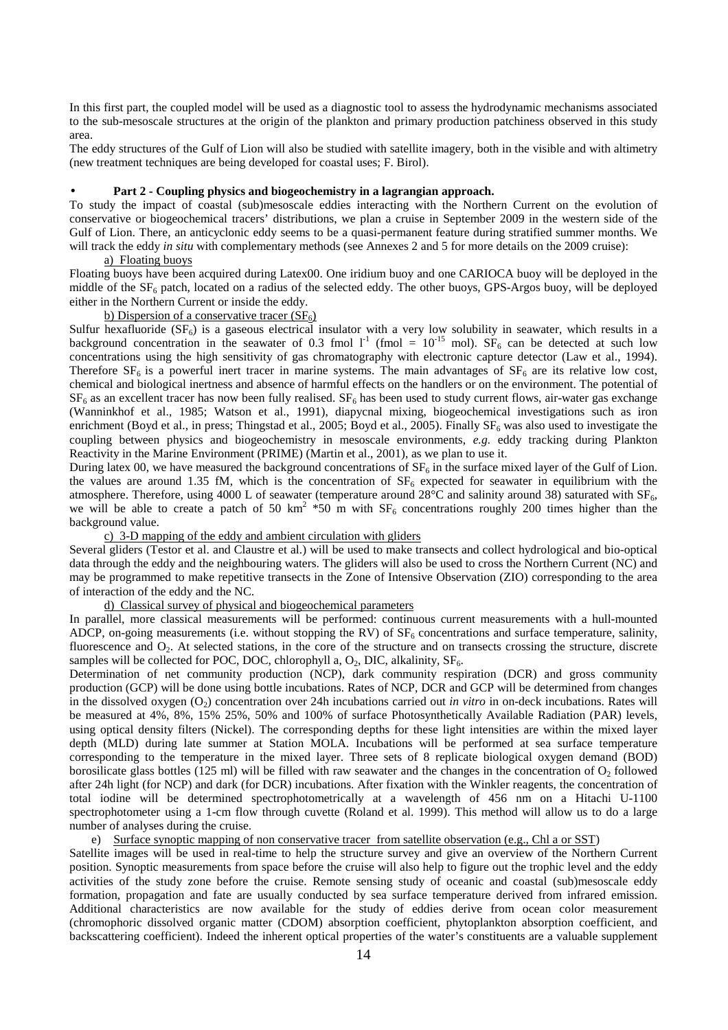In this first part, the coupled model will be used as a diagnostic tool to assess the hydrodynamic mechanisms associated to the sub-mesoscale structures at the origin of the plankton and primary production patchiness observed in this study area.

The eddy structures of the Gulf of Lion will also be studied with satellite imagery, both in the visible and with altimetry (new treatment techniques are being developed for coastal uses; F. Birol).

- **Part 2 - Coupling physics and biogeochemistry in a lagrangian approach.**

To study the impact of coastal (sub)mesoscale eddies interacting with the Northern Current on the evolution of conservative or biogeochemical tracers' distributions, we plan a cruise in September 2009 in the western side of the Gulf of Lion. There, an anticyclonic eddy seems to be a quasi-permanent feature during stratified summer months. We will track the eddy *in situ* with complementary methods (see Annexes 2 and 5 for more details on the 2009 cruise):

a) Floating buoys

Floating buoys have been acquired during Latex00. One iridium buoy and one CARIOCA buoy will be deployed in the middle of the $SF_6$ patch, located on a radius of the selected eddy. The other buoys, GPS-Argos buoy, will be deployed either in the Northern Current or inside the eddy.

b) Dispersion of a conservative tracer ($SF_6$)

Sulfur hexafluoride ($SF_6$) is a gaseous electrical insulator with a very low solubility in seawater, which results in a background concentration in the seawater of 0.3 fmol $l^{-1}$ (fmol = $10^{-15}$ mol). $SF_6$ can be detected at such low concentrations using the high sensitivity of gas chromatography with electronic capture detector (Law et al., 1994). Therefore $SF_6$ is a powerful inert tracer in marine systems. The main advantages of $SF_6$ are its relative low cost, chemical and biological inertness and absence of harmful effects on the handlers or on the environment. The potential of $SF_6$ as an excellent tracer has now been fully realised. $SF_6$ has been used to study current flows, air-water gas exchange (Wanninkhof et al., 1985; Watson et al., 1991), diapycnal mixing, biogeochemical investigations such as iron enrichment (Boyd et al., in press; Thingstad et al., 2005; Boyd et al., 2005). Finally $SF_6$ was also used to investigate the coupling between physics and biogeochemistry in mesoscale environments, *e.g.* eddy tracking during Plankton Reactivity in the Marine Environment (PRIME) (Martin et al., 2001), as we plan to use it.

During latex 00, we have measured the background concentrations of $SF_6$ in the surface mixed layer of the Gulf of Lion. the values are around 1.35 fM, which is the concentration of $SF_6$ expected for seawater in equilibrium with the atmosphere. Therefore, using 4000 L of seawater (temperature around 28°C and salinity around 38) saturated with $SF_6$, we will be able to create a patch of 50 $km^2$ *50 m with $SF_6$ concentrations roughly 200 times higher than the background value.

c) 3-D mapping of the eddy and ambient circulation with gliders

Several gliders (Testor et al. and Claustre et al.) will be used to make transects and collect hydrological and bio-optical data through the eddy and the neighbouring waters. The gliders will also be used to cross the Northern Current (NC) and may be programmed to make repetitive transects in the Zone of Intensive Observation (ZIO) corresponding to the area of interaction of the eddy and the NC.

d) Classical survey of physical and biogeochemical parameters

In parallel, more classical measurements will be performed: continuous current measurements with a hull-mounted ADCP, on-going measurements (i.e. without stopping the RV) of $SF_6$ concentrations and surface temperature, salinity, fluorescence and $O_2$. At selected stations, in the core of the structure and on transects crossing the structure, discrete samples will be collected for POC, DOC, chlorophyll a, $O_2$, DIC, alkalinity, $SF_6$.

Determination of net community production (NCP), dark community respiration (DCR) and gross community production (GCP) will be done using bottle incubations. Rates of NCP, DCR and GCP will be determined from changes in the dissolved oxygen ($O_2$) concentration over 24h incubations carried out *in vitro* in on-deck incubations. Rates will be measured at 4%, 8%, 15% 25%, 50% and 100% of surface Photosynthetically Available Radiation (PAR) levels, using optical density filters (Nickel). The corresponding depths for these light intensities are within the mixed layer depth (MLD) during late summer at Station MOLA. Incubations will be performed at sea surface temperature corresponding to the temperature in the mixed layer. Three sets of 8 replicate biological oxygen demand (BOD) borosilicate glass bottles (125 ml) will be filled with raw seawater and the changes in the concentration of $O_2$ followed after 24h light (for NCP) and dark (for DCR) incubations. After fixation with the Winkler reagents, the concentration of total iodine will be determined spectrophotometrically at a wavelength of 456 nm on a Hitachi U-1100 spectrophotometer using a 1-cm flow through cuvette (Roland et al. 1999). This method will allow us to do a large number of analyses during the cruise.

e) Surface synoptic mapping of non conservative tracer from satellite observation (e.g., Chl a or SST)

Satellite images will be used in real-time to help the structure survey and give an overview of the Northern Current position. Synoptic measurements from space before the cruise will also help to figure out the trophic level and the eddy activities of the study zone before the cruise. Remote sensing study of oceanic and coastal (sub)mesoscale eddy formation, propagation and fate are usually conducted by sea surface temperature derived from infrared emission. Additional characteristics are now available for the study of eddies derive from ocean color measurement (chromophoric dissolved organic matter (CDOM) absorption coefficient, phytoplankton absorption coefficient, and backscattering coefficient). Indeed the inherent optical properties of the water's constituents are a valuable supplement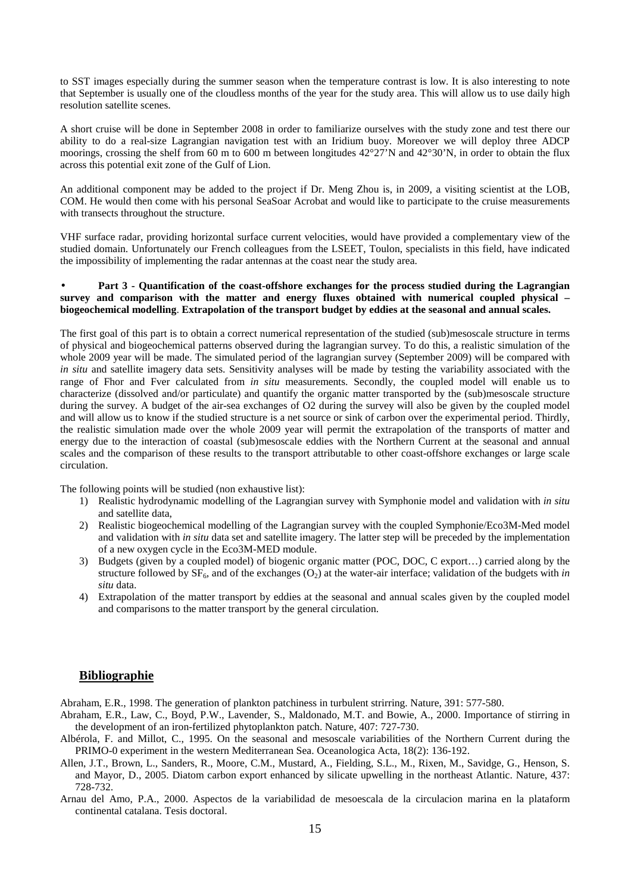to SST images especially during the summer season when the temperature contrast is low. It is also interesting to note that September is usually one of the cloudless months of the year for the study area. This will allow us to use daily high resolution satellite scenes.

A short cruise will be done in September 2008 in order to familiarize ourselves with the study zone and test there our ability to do a real-size Lagrangian navigation test with an Iridium buoy. Moreover we will deploy three ADCP moorings, crossing the shelf from 60 m to 600 m between longitudes 42°27'N and 42°30'N, in order to obtain the flux across this potential exit zone of the Gulf of Lion.

An additional component may be added to the project if Dr. Meng Zhou is, in 2009, a visiting scientist at the LOB, COM. He would then come with his personal SeaSoar Acrobat and would like to participate to the cruise measurements with transects throughout the structure.

VHF surface radar, providing horizontal surface current velocities, would have provided a complementary view of the studied domain. Unfortunately our French colleagues from the LSEET, Toulon, specialists in this field, have indicated the impossibility of implementing the radar antennas at the coast near the study area.

- **Part 3 - Quantification of the coast-offshore exchanges for the process studied during the Lagrangian survey and comparison with the matter and energy fluxes obtained with numerical coupled physical – biogeochemical modelling**. **Extrapolation of the transport budget by eddies at the seasonal and annual scales.**

The first goal of this part is to obtain a correct numerical representation of the studied (sub)mesoscale structure in terms of physical and biogeochemical patterns observed during the lagrangian survey. To do this, a realistic simulation of the whole 2009 year will be made. The simulated period of the lagrangian survey (September 2009) will be compared with *in situ* and satellite imagery data sets. Sensitivity analyses will be made by testing the variability associated with the range of Fhor and Fver calculated from *in situ* measurements. Secondly, the coupled model will enable us to characterize (dissolved and/or particulate) and quantify the organic matter transported by the (sub)mesoscale structure during the survey. A budget of the air-sea exchanges of O2 during the survey will also be given by the coupled model and will allow us to know if the studied structure is a net source or sink of carbon over the experimental period. Thirdly, the realistic simulation made over the whole 2009 year will permit the extrapolation of the transports of matter and energy due to the interaction of coastal (sub)mesoscale eddies with the Northern Current at the seasonal and annual scales and the comparison of these results to the transport attributable to other coast-offshore exchanges or large scale circulation.

The following points will be studied (non exhaustive list):

1) Realistic hydrodynamic modelling of the Lagrangian survey with Symphonie model and validation with *in situ* and satellite data,
2) Realistic biogeochemical modelling of the Lagrangian survey with the coupled Symphonie/Eco3M-Med model and validation with *in situ* data set and satellite imagery. The latter step will be preceded by the implementation of a new oxygen cycle in the Eco3M-MED module.
3) Budgets (given by a coupled model) of biogenic organic matter (POC, DOC, C export…) carried along by the structure followed by $SF_6$, and of the exchanges ($O_2$) at the water-air interface; validation of the budgets with *in situ* data.
4) Extrapolation of the matter transport by eddies at the seasonal and annual scales given by the coupled model and comparisons to the matter transport by the general circulation.

## Bibliographie

Abraham, E.R., 1998. The generation of plankton patchiness in turbulent strirring. Nature, 391: 577-580.

Abraham, E.R., Law, C., Boyd, P.W., Lavender, S., Maldonado, M.T. and Bowie, A., 2000. Importance of stirring in the development of an iron-fertilized phytoplankton patch. Nature, 407: 727-730.

Albérola, F. and Millot, C., 1995. On the seasonal and mesoscale variabilities of the Northern Current during the PRIMO-0 experiment in the western Mediterranean Sea. Oceanologica Acta, 18(2): 136-192.

Allen, J.T., Brown, L., Sanders, R., Moore, C.M., Mustard, A., Fielding, S.L., M., Rixen, M., Savidge, G., Henson, S. and Mayor, D., 2005. Diatom carbon export enhanced by silicate upwelling in the northeast Atlantic. Nature, 437: 728-732.

Arnau del Amo, P.A., 2000. Aspectos de la variabilidad de mesoescala de la circulacion marina en la plataform continental catalana. Tesis doctoral.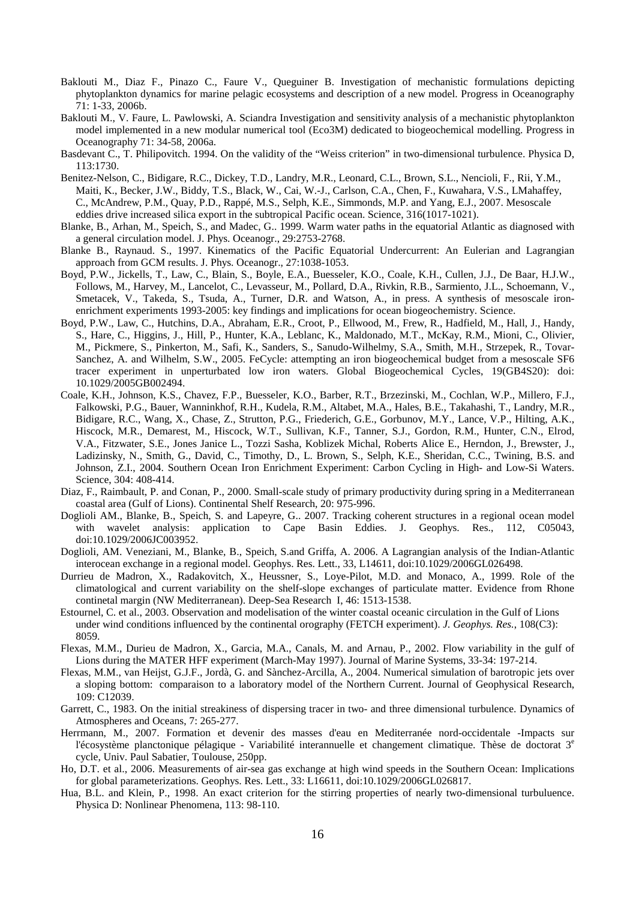Baklouti M., Diaz F., Pinazo C., Faure V., Queguiner B. Investigation of mechanistic formulations depicting phytoplankton dynamics for marine pelagic ecosystems and description of a new model. Progress in Oceanography 71: 1-33, 2006b.

Baklouti M., V. Faure, L. Pawlowski, A. Sciandra Investigation and sensitivity analysis of a mechanistic phytoplankton model implemented in a new modular numerical tool (Eco3M) dedicated to biogeochemical modelling. Progress in Oceanography 71: 34-58, 2006a.

Basdevant C., T. Philipovitch. 1994. On the validity of the "Weiss criterion" in two-dimensional turbulence. Physica D, 113:1730.

Benitez-Nelson, C., Bidigare, R.C., Dickey, T.D., Landry, M.R., Leonard, C.L., Brown, S.L., Nencioli, F., Rii, Y.M., Maiti, K., Becker, J.W., Biddy, T.S., Black, W., Cai, W.-J., Carlson, C.A., Chen, F., Kuwahara, V.S., LMahaffey, C., McAndrew, P.M., Quay, P.D., Rappé, M.S., Selph, K.E., Simmonds, M.P. and Yang, E.J., 2007. Mesoscale eddies drive increased silica export in the subtropical Pacific ocean. Science, 316(1017-1021).

Blanke, B., Arhan, M., Speich, S., and Madec, G.. 1999. Warm water paths in the equatorial Atlantic as diagnosed with a general circulation model. J. Phys. Oceanogr., 29:2753-2768.

Blanke B., Raynaud. S., 1997. Kinematics of the Pacific Equatorial Undercurrent: An Eulerian and Lagrangian approach from GCM results. J. Phys. Oceanogr., 27:1038-1053.

Boyd, P.W., Jickells, T., Law, C., Blain, S., Boyle, E.A., Buesseler, K.O., Coale, K.H., Cullen, J.J., De Baar, H.J.W., Follows, M., Harvey, M., Lancelot, C., Levasseur, M., Pollard, D.A., Rivkin, R.B., Sarmiento, J.L., Schoemann, V., Smetacek, V., Takeda, S., Tsuda, A., Turner, D.R. and Watson, A., in press. A synthesis of mesoscale iron-enrichment experiments 1993-2005: key findings and implications for ocean biogeochemistry. Science.

Boyd, P.W., Law, C., Hutchins, D.A., Abraham, E.R., Croot, P., Ellwood, M., Frew, R., Hadfield, M., Hall, J., Handy, S., Hare, C., Higgins, J., Hill, P., Hunter, K.A., Leblanc, K., Maldonado, M.T., McKay, R.M., Mioni, C., Olivier, M., Pickmere, S., Pinkerton, M., Safi, K., Sanders, S., Sanudo-Wilhelmy, S.A., Smith, M.H., Strzepek, R., Tovar-Sanchez, A. and Wilhelm, S.W., 2005. FeCycle: attempting an iron biogeochemical budget from a mesoscale SF6 tracer experiment in unperturbated low iron waters. Global Biogeochemical Cycles, 19(GB4S20): doi: 10.1029/2005GB002494.

Coale, K.H., Johnson, K.S., Chavez, F.P., Buesseler, K.O., Barber, R.T., Brzezinski, M., Cochlan, W.P., Millero, F.J., Falkowski, P.G., Bauer, Wanninkhof, R.H., Kudela, R.M., Altabet, M.A., Hales, B.E., Takahashi, T., Landry, M.R., Bidigare, R.C., Wang, X., Chase, Z., Strutton, P.G., Friederich, G.E., Gorbunov, M.Y., Lance, V.P., Hilting, A.K., Hiscock, M.R., Demarest, M., Hiscock, W.T., Sullivan, K.F., Tanner, S.J., Gordon, R.M., Hunter, C.N., Elrod, V.A., Fitzwater, S.E., Jones Janice L., Tozzi Sasha, Koblizek Michal, Roberts Alice E., Herndon, J., Brewster, J., Ladizinsky, N., Smith, G., David, C., Timothy, D., L. Brown, S., Selph, K.E., Sheridan, C.C., Twining, B.S. and Johnson, Z.I., 2004. Southern Ocean Iron Enrichment Experiment: Carbon Cycling in High- and Low-Si Waters. Science, 304: 408-414.

Diaz, F., Raimbault, P. and Conan, P., 2000. Small-scale study of primary productivity during spring in a Mediterranean coastal area (Gulf of Lions). Continental Shelf Research, 20: 975-996.

Doglioli AM., Blanke, B., Speich, S. and Lapeyre, G.. 2007. Tracking coherent structures in a regional ocean model with wavelet analysis: application to Cape Basin Eddies. J. Geophys. Res., 112, C05043, doi:10.1029/2006JC003952.

Doglioli, AM. Veneziani, M., Blanke, B., Speich, S.and Griffa, A. 2006. A Lagrangian analysis of the Indian-Atlantic interocean exchange in a regional model. Geophys. Res. Lett., 33, L14611, doi:10.1029/2006GL026498.

Durrieu de Madron, X., Radakovitch, X., Heussner, S., Loye-Pilot, M.D. and Monaco, A., 1999. Role of the climatological and current variability on the shelf-slope exchanges of particulate matter. Evidence from Rhone continetal margin (NW Mediterranean). Deep-Sea Research I, 46: 1513-1538.

Estournel, C. et al., 2003. Observation and modelisation of the winter coastal oceanic circulation in the Gulf of Lions under wind conditions influenced by the continental orography (FETCH experiment). *J. Geophys. Res.*, 108(C3): 8059.

Flexas, M.M., Durieu de Madron, X., Garcia, M.A., Canals, M. and Arnau, P., 2002. Flow variability in the gulf of Lions during the MATER HFF experiment (March-May 1997). Journal of Marine Systems, 33-34: 197-214.

Flexas, M.M., van Heijst, G.J.F., Jordà, G. and Sànchez-Arcilla, A., 2004. Numerical simulation of barotropic jets over a sloping bottom: comparaison to a laboratory model of the Northern Current. Journal of Geophysical Research, 109: C12039.

Garrett, C., 1983. On the initial streakiness of dispersing tracer in two- and three dimensional turbulence. Dynamics of Atmospheres and Oceans, 7: 265-277.

Herrmann, M., 2007. Formation et devenir des masses d'eau en Mediterranée nord-occidentale -Impacts sur l'écosystème planctonique pélagique - Variabilité interannuelle et changement climatique. Thèse de doctorat 3[e] cycle, Univ. Paul Sabatier, Toulouse, 250pp.

Ho, D.T. et al., 2006. Measurements of air-sea gas exchange at high wind speeds in the Southern Ocean: Implications for global parameterizations. Geophys. Res. Lett., 33: L16611, doi:10.1029/2006GL026817.

Hua, B.L. and Klein, P., 1998. An exact criterion for the stirring properties of nearly two-dimensional turbuluence. Physica D: Nonlinear Phenomena, 113: 98-110.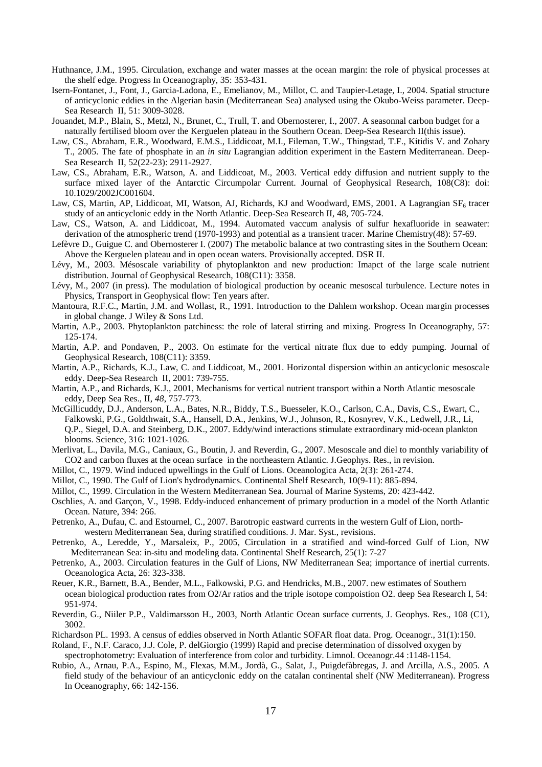Huthnance, J.M., 1995. Circulation, exchange and water masses at the ocean margin: the role of physical processes at the shelf edge. Progress In Oceanography, 35: 353-431.

Isern-Fontanet, J., Font, J., Garcia-Ladona, E., Emelianov, M., Millot, C. and Taupier-Letage, I., 2004. Spatial structure of anticyclonic eddies in the Algerian basin (Mediterranean Sea) analysed using the Okubo-Weiss parameter. Deep-Sea Research II, 51: 3009-3028.

Jouandet, M.P., Blain, S., Metzl, N., Brunet, C., Trull, T. and Obernosterer, I., 2007. A seasonnal carbon budget for a naturally fertilised bloom over the Kerguelen plateau in the Southern Ocean. Deep-Sea Research II(this issue).

Law, CS., Abraham, E.R., Woodward, E.M.S., Liddicoat, M.I., Fileman, T.W., Thingstad, T.F., Kitidis V. and Zohary T., 2005. The fate of phosphate in an *in situ* Lagrangian addition experiment in the Eastern Mediterranean. Deep-Sea Research II, 52(22-23): 2911-2927.

Law, CS., Abraham, E.R., Watson, A. and Liddicoat, M., 2003. Vertical eddy diffusion and nutrient supply to the surface mixed layer of the Antarctic Circumpolar Current. Journal of Geophysical Research, 108(C8): doi: 10.1029/2002JC001604.

Law, CS, Martin, AP, Liddicoat, MI, Watson, AJ, Richards, KJ and Woodward, EMS, 2001. A Lagrangian $SF_6$ tracer study of an anticyclonic eddy in the North Atlantic. Deep-Sea Research II, 48, 705-724.

Law, CS., Watson, A. and Liddicoat, M., 1994. Automated vaccum analysis of sulfur hexafluoride in seawater: derivation of the atmospheric trend (1970-1993) and potential as a transient tracer. Marine Chemistry(48): 57-69.

Lefèvre D., Guigue C. and Obernosterer I. (2007) The metabolic balance at two contrasting sites in the Southern Ocean: Above the Kerguelen plateau and in open ocean waters. Provisionally accepted. DSR II.

Lévy, M., 2003. Mésoscale variability of phytoplankton and new production: Imapct of the large scale nutrient distribution. Journal of Geophysical Research, 108(C11): 3358.

Lévy, M., 2007 (in press). The modulation of biological production by oceanic mesoscal turbulence. Lecture notes in Physics, Transport in Geophysical flow: Ten years after.

Mantoura, R.F.C., Martin, J.M. and Wollast, R., 1991. Introduction to the Dahlem workshop. Ocean margin processes in global change. J Wiley & Sons Ltd.

Martin, A.P., 2003. Phytoplankton patchiness: the role of lateral stirring and mixing. Progress In Oceanography, 57: 125-174.

Martin, A.P. and Pondaven, P., 2003. On estimate for the vertical nitrate flux due to eddy pumping. Journal of Geophysical Research, 108(C11): 3359.

Martin, A.P., Richards, K.J., Law, C. and Liddicoat, M., 2001. Horizontal dispersion within an anticyclonic mesoscale eddy. Deep-Sea Research II, 2001: 739-755.

Martin, A.P., and Richards, K.J., 2001, Mechanisms for vertical nutrient transport within a North Atlantic mesoscale eddy, Deep Sea Res., II, *48*, 757-773.

McGillicuddy, D.J., Anderson, L.A., Bates, N.R., Biddy, T.S., Buesseler, K.O., Carlson, C.A., Davis, C.S., Ewart, C., Falkowski, P.G., Goldthwait, S.A., Hansell, D.A., Jenkins, W.J., Johnson, R., Kosnyrev, V.K., Ledwell, J.R., Li, Q.P., Siegel, D.A. and Steinberg, D.K., 2007. Eddy/wind interactions stimulate extraordinary mid-ocean plankton blooms. Science, 316: 1021-1026.

Merlivat, L., Davila, M.G., Caniaux, G., Boutin, J. and Reverdin, G., 2007. Mesoscale and diel to monthly variability of CO2 and carbon fluxes at the ocean surface in the northeastern Atlantic. J.Geophys. Res., in revision.

Millot, C., 1979. Wind induced upwellings in the Gulf of Lions. Oceanologica Acta, 2(3): 261-274.

Millot, C., 1990. The Gulf of Lion's hydrodynamics. Continental Shelf Research, 10(9-11): 885-894.

Millot, C., 1999. Circulation in the Western Mediterranean Sea. Journal of Marine Systems, 20: 423-442.

Oschlies, A. and Garçon, V., 1998. Eddy-induced enhancement of primary production in a model of the North Atlantic Ocean. Nature, 394: 266.

Petrenko, A., Dufau, C. and Estournel, C., 2007. Barotropic eastward currents in the western Gulf of Lion, north-western Mediterranean Sea, during stratified conditions. J. Mar. Syst., revisions.

Petrenko, A., Leredde, Y., Marsaleix, P., 2005, Circulation in a stratified and wind-forced Gulf of Lion, NW Mediterranean Sea: in-situ and modeling data. Continental Shelf Research, 25(1): 7-27

Petrenko, A., 2003. Circulation features in the Gulf of Lions, NW Mediterranean Sea; importance of inertial currents. Oceanologica Acta, 26: 323-338.

Reuer, K.R., Barnett, B.A., Bender, M.L., Falkowski, P.G. and Hendricks, M.B., 2007. new estimates of Southern ocean biological production rates from O2/Ar ratios and the triple isotope compoistion O2. deep Sea Research I, 54: 951-974.

Reverdin, G., Niiler P.P., Valdimarsson H., 2003, North Atlantic Ocean surface currents, J. Geophys. Res., 108 (C1), 3002.

Richardson PL. 1993. A census of eddies observed in North Atlantic SOFAR float data. Prog. Oceanogr., 31(1):150.

Roland, F., N.F. Caraco, J.J. Cole, P. delGiorgio (1999) Rapid and precise determination of dissolved oxygen by spectrophotometry: Evaluation of interference from color and turbidity. Limnol. Oceanogr.44 :1148-1154.

Rubio, A., Arnau, P.A., Espino, M., Flexas, M.M., Jordà, G., Salat, J., Puigdefàbregas, J. and Arcilla, A.S., 2005. A field study of the behaviour of an anticyclonic eddy on the catalan continental shelf (NW Mediterranean). Progress In Oceanography, 66: 142-156.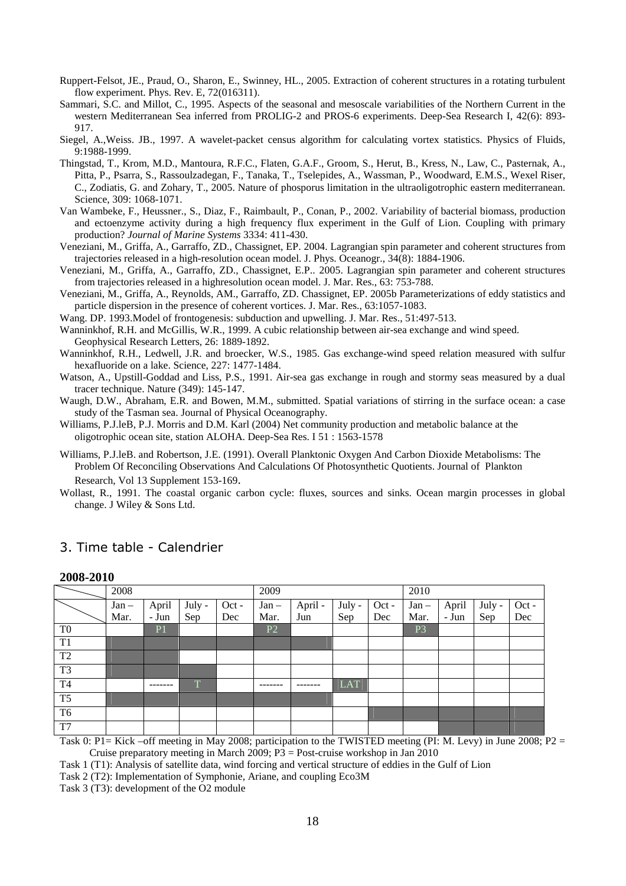Ruppert-Felsot, JE., Praud, O., Sharon, E., Swinney, HL., 2005. Extraction of coherent structures in a rotating turbulent flow experiment. Phys. Rev. E, 72(016311).

Sammari, S.C. and Millot, C., 1995. Aspects of the seasonal and mesoscale variabilities of the Northern Current in the western Mediterranean Sea inferred from PROLIG-2 and PROS-6 experiments. Deep-Sea Research I, 42(6): 893-917.

Siegel, A.,Weiss. JB., 1997. A wavelet-packet census algorithm for calculating vortex statistics. Physics of Fluids, 9:1988-1999.

Thingstad, T., Krom, M.D., Mantoura, R.F.C., Flaten, G.A.F., Groom, S., Herut, B., Kress, N., Law, C., Pasternak, A., Pitta, P., Psarra, S., Rassoulzadegan, F., Tanaka, T., Tselepides, A., Wassman, P., Woodward, E.M.S., Wexel Riser, C., Zodiatis, G. and Zohary, T., 2005. Nature of phosporus limitation in the ultraoligotrophic eastern mediterranean. Science, 309: 1068-1071.

Van Wambeke, F., Heussner., S., Diaz, F., Raimbault, P., Conan, P., 2002. Variability of bacterial biomass, production and ectoenzyme activity during a high frequency flux experiment in the Gulf of Lion. Coupling with primary production? *Journal of Marine Systems* 3334: 411-430.

Veneziani, M., Griffa, A., Garraffo, ZD., Chassignet, EP. 2004. Lagrangian spin parameter and coherent structures from trajectories released in a high-resolution ocean model. J. Phys. Oceanogr., 34(8): 1884-1906.

Veneziani, M., Griffa, A., Garraffo, ZD., Chassignet, E.P.. 2005. Lagrangian spin parameter and coherent structures from trajectories released in a highresolution ocean model. J. Mar. Res., 63: 753-788.

Veneziani, M., Griffa, A., Reynolds, AM., Garraffo, ZD. Chassignet, EP. 2005b Parameterizations of eddy statistics and particle dispersion in the presence of coherent vortices. J. Mar. Res., 63:1057-1083.

Wang. DP. 1993.Model of frontogenesis: subduction and upwelling. J. Mar. Res., 51:497-513.

Wanninkhof, R.H. and McGillis, W.R., 1999. A cubic relationship between air-sea exchange and wind speed. Geophysical Research Letters, 26: 1889-1892.

Wanninkhof, R.H., Ledwell, J.R. and broecker, W.S., 1985. Gas exchange-wind speed relation measured with sulfur hexafluoride on a lake. Science, 227: 1477-1484.

Watson, A., Upstill-Goddad and Liss, P.S., 1991. Air-sea gas exchange in rough and stormy seas measured by a dual tracer technique. Nature (349): 145-147.

Waugh, D.W., Abraham, E.R. and Bowen, M.M., submitted. Spatial variations of stirring in the surface ocean: a case study of the Tasman sea. Journal of Physical Oceanography.

Williams, P.J.leB, P.J. Morris and D.M. Karl (2004) Net community production and metabolic balance at the oligotrophic ocean site, station ALOHA. Deep-Sea Res. I 51 : 1563-1578

Williams, P.J.leB. and Robertson, J.E. (1991). Overall Planktonic Oxygen And Carbon Dioxide Metabolisms: The Problem Of Reconciling Observations And Calculations Of Photosynthetic Quotients. Journal of Plankton Research, Vol 13 Supplement 153-169.

Wollast, R., 1991. The coastal organic carbon cycle: fluxes, sources and sinks. Ocean margin processes in global change. J Wiley & Sons Ltd.

## 3. Time table - Calendrier

**2008-2010**

| | 2008 | | | | 2009 | | | | 2010 | | | |
|---|---|---|---|---|---|---|---|---|---|---|---|---|
| | Jan – Mar. | April - Jun | July - Sep | Oct - Dec | Jan – Mar. | April - Jun | July - Sep | Oct - Dec | Jan – Mar. | April - Jun | July - Sep | Oct - Dec |
| T0 | | P1 | | | P2 | | | | P3 | | | |
| T1 | ■ | ■ | ■ | ■ | ■ | ■ | | | | | | |
| T2 | ■ | ■ | | | | | | | | | | |
| T3 | ■ | | ■ | | | | | | | | | |
| T4 | | ------- | T | | ------- | ------- | LAT | | | | | |
| T5 | ■ | ■ | ■ | ■ | ■ | ■ | | | | | | |
| T6 | | | | | | | | ■ | ■ | ■ | ■ | ■ |
| T7 | | | | | | | | | | ■ | ■ | ■ |

Task 0: P1= Kick –off meeting in May 2008; participation to the TWISTED meeting (PI: M. Levy) in June 2008; P2 = Cruise preparatory meeting in March 2009; P3 = Post-cruise workshop in Jan 2010

Task 1 (T1): Analysis of satellite data, wind forcing and vertical structure of eddies in the Gulf of Lion

Task 2 (T2): Implementation of Symphonie, Ariane, and coupling Eco3M

Task 3 (T3): development of the O2 module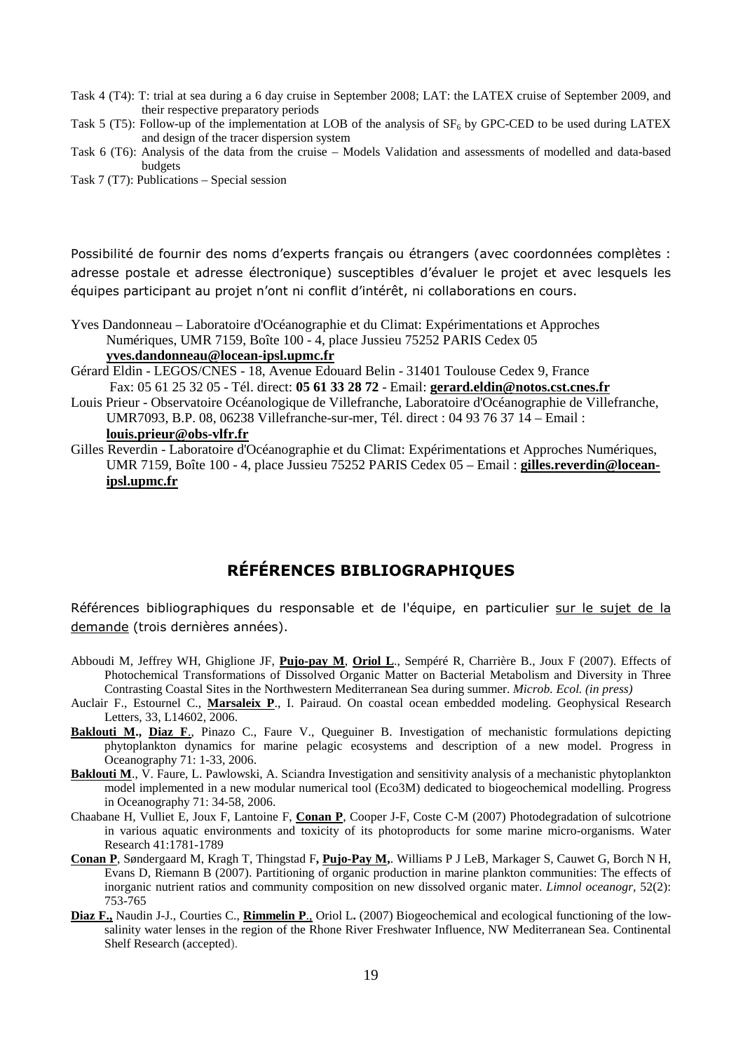Task 4 (T4): T: trial at sea during a 6 day cruise in September 2008; LAT: the LATEX cruise of September 2009, and their respective preparatory periods

Task 5 (T5): Follow-up of the implementation at LOB of the analysis of $SF_6$ by GPC-CED to be used during LATEX and design of the tracer dispersion system

Task 6 (T6): Analysis of the data from the cruise – Models Validation and assessments of modelled and data-based budgets

Task 7 (T7): Publications – Special session

Possibilité de fournir des noms d'experts français ou étrangers (avec coordonnées complètes : adresse postale et adresse électronique) susceptibles d'évaluer le projet et avec lesquels les équipes participant au projet n'ont ni conflit d'intérêt, ni collaborations en cours.

Yves Dandonneau – Laboratoire d'Océanographie et du Climat: Expérimentations et Approches Numériques, UMR 7159, Boîte 100 - 4, place Jussieu 75252 PARIS Cedex 05 **yves.dandonneau@locean-ipsl.upmc.fr**

Gérard Eldin - LEGOS/CNES - 18, Avenue Edouard Belin - 31401 Toulouse Cedex 9, France Fax: 05 61 25 32 05 - Tél. direct: **05 61 33 28 72** - Email: **gerard.eldin@notos.cst.cnes.fr**

Louis Prieur - Observatoire Océanologique de Villefranche, Laboratoire d'Océanographie de Villefranche, UMR7093, B.P. 08, 06238 Villefranche-sur-mer, Tél. direct : 04 93 76 37 14 – Email : **louis.prieur@obs-vlfr.fr**

Gilles Reverdin - Laboratoire d'Océanographie et du Climat: Expérimentations et Approches Numériques, UMR 7159, Boîte 100 - 4, place Jussieu 75252 PARIS Cedex 05 – Email : **gilles.reverdin@locean-ipsl.upmc.fr**

# RÉFÉRENCES BIBLIOGRAPHIQUES

Références bibliographiques du responsable et de l'équipe, en particulier sur le sujet de la demande (trois dernières années).

Abboudi M, Jeffrey WH, Ghiglione JF, **Pujo-pay M**, **Oriol L**., Sempéré R, Charrière B., Joux F (2007). Effects of Photochemical Transformations of Dissolved Organic Matter on Bacterial Metabolism and Diversity in Three Contrasting Coastal Sites in the Northwestern Mediterranean Sea during summer. *Microb. Ecol. (in press)*

Auclair F., Estournel C., **Marsaleix P**., I. Pairaud. On coastal ocean embedded modeling. Geophysical Research Letters, 33, L14602, 2006.

**Baklouti M., Diaz F**., Pinazo C., Faure V., Queguiner B. Investigation of mechanistic formulations depicting phytoplankton dynamics for marine pelagic ecosystems and description of a new model. Progress in Oceanography 71: 1-33, 2006.

**Baklouti M**., V. Faure, L. Pawlowski, A. Sciandra Investigation and sensitivity analysis of a mechanistic phytoplankton model implemented in a new modular numerical tool (Eco3M) dedicated to biogeochemical modelling. Progress in Oceanography 71: 34-58, 2006.

Chaabane H, Vulliet E, Joux F, Lantoine F, **Conan P**, Cooper J-F, Coste C-M (2007) Photodegradation of sulcotrione in various aquatic environments and toxicity of its photoproducts for some marine micro-organisms. Water Research 41:1781-1789

**Conan P**, Søndergaard M, Kragh T, Thingstad F**, Pujo-Pay M,**. Williams P J LeB, Markager S, Cauwet G, Borch N H, Evans D, Riemann B (2007). Partitioning of organic production in marine plankton communities: The effects of inorganic nutrient ratios and community composition on new dissolved organic mater. *Limnol oceanogr*, 52(2): 753-765

**Diaz F.,** Naudin J-J., Courties C., **Rimmelin P**., Oriol L**.** (2007) Biogeochemical and ecological functioning of the low-salinity water lenses in the region of the Rhone River Freshwater Influence, NW Mediterranean Sea. Continental Shelf Research (accepted).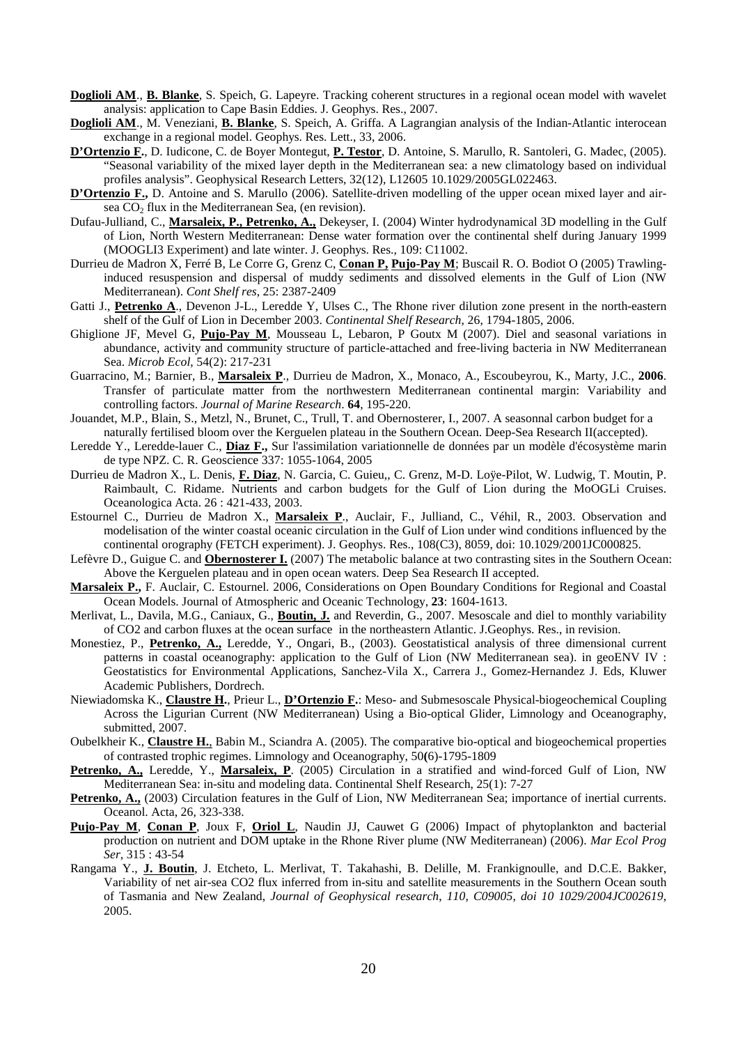**Doglioli AM**., **B. Blanke**, S. Speich, G. Lapeyre. Tracking coherent structures in a regional ocean model with wavelet analysis: application to Cape Basin Eddies. J. Geophys. Res., 2007.

**Doglioli AM**., M. Veneziani, **B. Blanke**, S. Speich, A. Griffa. A Lagrangian analysis of the Indian-Atlantic interocean exchange in a regional model. Geophys. Res. Lett., 33, 2006.

**D'Ortenzio F.**, D. Iudicone, C. de Boyer Montegut, **P. Testor**, D. Antoine, S. Marullo, R. Santoleri, G. Madec, (2005). "Seasonal variability of the mixed layer depth in the Mediterranean sea: a new climatology based on individual profiles analysis". Geophysical Research Letters, 32(12), L12605 10.1029/2005GL022463.

**D'Ortenzio F.,** D. Antoine and S. Marullo (2006). Satellite-driven modelling of the upper ocean mixed layer and air-sea $CO_2$ flux in the Mediterranean Sea, (en revision).

Dufau-Julliand, C., **Marsaleix, P., Petrenko, A.,** Dekeyser, I. (2004) Winter hydrodynamical 3D modelling in the Gulf of Lion, North Western Mediterranean: Dense water formation over the continental shelf during January 1999 (MOOGLI3 Experiment) and late winter. J. Geophys. Res., 109: C11002.

Durrieu de Madron X, Ferré B, Le Corre G, Grenz C, **Conan P, Pujo-Pay M**; Buscail R. O. Bodiot O (2005) Trawling-induced resuspension and dispersal of muddy sediments and dissolved elements in the Gulf of Lion (NW Mediterranean). *Cont Shelf res*, 25: 2387-2409

Gatti J., **Petrenko A**., Devenon J-L., Leredde Y, Ulses C., The Rhone river dilution zone present in the north-eastern shelf of the Gulf of Lion in December 2003. *Continental Shelf Research*, 26, 1794-1805, 2006.

Ghiglione JF, Mevel G, **Pujo-Pay M**, Mousseau L, Lebaron, P Goutx M (2007). Diel and seasonal variations in abundance, activity and community structure of particle-attached and free-living bacteria in NW Mediterranean Sea. *Microb Ecol*, 54(2): 217-231

Guarracino, M.; Barnier, B., **Marsaleix P**., Durrieu de Madron, X., Monaco, A., Escoubeyrou, K., Marty, J.C., **2006**. Transfer of particulate matter from the northwestern Mediterranean continental margin: Variability and controlling factors. *Journal of Marine Research*. **64**, 195-220.

Jouandet, M.P., Blain, S., Metzl, N., Brunet, C., Trull, T. and Obernosterer, I., 2007. A seasonnal carbon budget for a naturally fertilised bloom over the Kerguelen plateau in the Southern Ocean. Deep-Sea Research II(accepted).

Leredde Y., Leredde-lauer C., **Diaz F.,** Sur l'assimilation variationnelle de données par un modèle d'écosystème marin de type NPZ. C. R. Geoscience 337: 1055-1064, 2005

Durrieu de Madron X., L. Denis, **F. Diaz**, N. Garcia, C. Guieu,, C. Grenz, M-D. Loÿe-Pilot, W. Ludwig, T. Moutin, P. Raimbault, C. Ridame. Nutrients and carbon budgets for the Gulf of Lion during the MoOGLi Cruises. Oceanologica Acta. 26 : 421-433, 2003.

Estournel C., Durrieu de Madron X., **Marsaleix P**., Auclair, F., Julliand, C., Véhil, R., 2003. Observation and modelisation of the winter coastal oceanic circulation in the Gulf of Lion under wind conditions influenced by the continental orography (FETCH experiment). J. Geophys. Res., 108(C3), 8059, doi: 10.1029/2001JC000825.

Lefèvre D., Guigue C. and **Obernosterer I.** (2007) The metabolic balance at two contrasting sites in the Southern Ocean: Above the Kerguelen plateau and in open ocean waters. Deep Sea Research II accepted.

**Marsaleix P.,** F. Auclair, C. Estournel. 2006, Considerations on Open Boundary Conditions for Regional and Coastal Ocean Models. Journal of Atmospheric and Oceanic Technology, **23**: 1604-1613.

Merlivat, L., Davila, M.G., Caniaux, G., **Boutin, J.** and Reverdin, G., 2007. Mesoscale and diel to monthly variability of CO2 and carbon fluxes at the ocean surface in the northeastern Atlantic. J.Geophys. Res., in revision.

Monestiez, P., **Petrenko, A.,** Leredde, Y., Ongari, B., (2003). Geostatistical analysis of three dimensional current patterns in coastal oceanography: application to the Gulf of Lion (NW Mediterranean sea). in geoENV IV : Geostatistics for Environmental Applications, Sanchez-Vila X., Carrera J., Gomez-Hernandez J. Eds, Kluwer Academic Publishers, Dordrech.

Niewiadomska K., **Claustre H.**, Prieur L., **D'Ortenzio F.**: Meso- and Submesoscale Physical-biogeochemical Coupling Across the Ligurian Current (NW Mediterranean) Using a Bio-optical Glider, Limnology and Oceanography, submitted, 2007.

Oubelkheir K., **Claustre H.**, Babin M., Sciandra A. (2005). The comparative bio-optical and biogeochemical properties of contrasted trophic regimes. Limnology and Oceanography, 50**(**6)-1795-1809

**Petrenko, A.,** Leredde, Y., **Marsaleix, P**. (2005) Circulation in a stratified and wind-forced Gulf of Lion, NW Mediterranean Sea: in-situ and modeling data. Continental Shelf Research, 25(1): 7-27

**Petrenko, A.,** (2003) Circulation features in the Gulf of Lion, NW Mediterranean Sea; importance of inertial currents. Oceanol. Acta, 26, 323-338.

**Pujo-Pay M**, **Conan P**, Joux F, **Oriol L**, Naudin JJ, Cauwet G (2006) Impact of phytoplankton and bacterial production on nutrient and DOM uptake in the Rhone River plume (NW Mediterranean) (2006). *Mar Ecol Prog Ser*, 315 : 43-54

Rangama Y., **J. Boutin**, J. Etcheto, L. Merlivat, T. Takahashi, B. Delille, M. Frankignoulle, and D.C.E. Bakker, Variability of net air-sea CO2 flux inferred from in-situ and satellite measurements in the Southern Ocean south of Tasmania and New Zealand, *Journal of Geophysical research*, *110, C09005, doi 10 1029/2004JC002619*, 2005.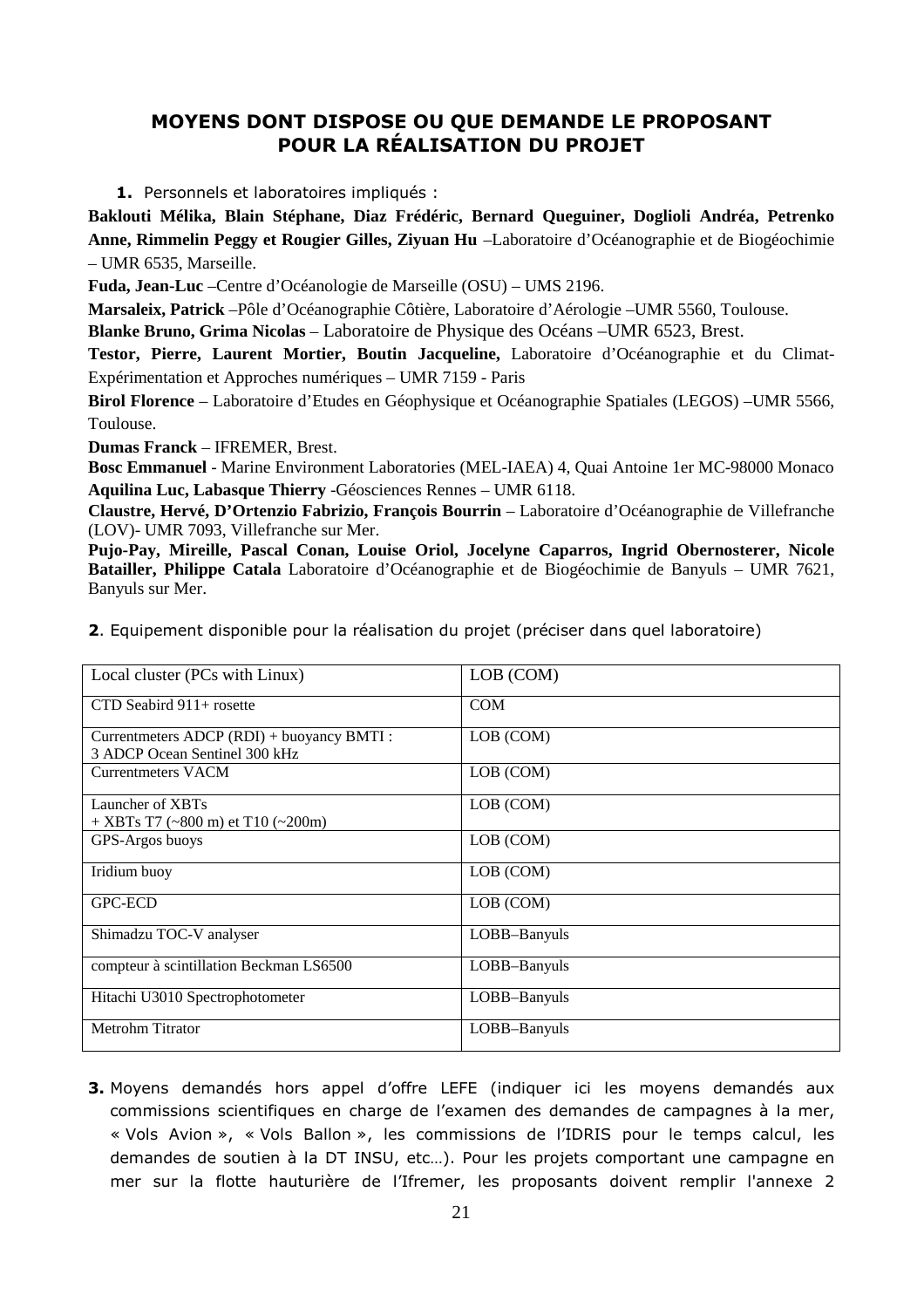## MOYENS DONT DISPOSE OU QUE DEMANDE LE PROPOSANT POUR LA RÉALISATION DU PROJET

**1.** Personnels et laboratoires impliqués :

**Baklouti Mélika, Blain Stéphane, Diaz Frédéric, Bernard Queguiner, Doglioli Andréa, Petrenko Anne, Rimmelin Peggy et Rougier Gilles, Ziyuan Hu** –Laboratoire d'Océanographie et de Biogéochimie – UMR 6535, Marseille.

**Fuda, Jean-Luc** –Centre d'Océanologie de Marseille (OSU) – UMS 2196.

**Marsaleix, Patrick** –Pôle d'Océanographie Côtière, Laboratoire d'Aérologie –UMR 5560, Toulouse.

**Blanke Bruno, Grima Nicolas** – Laboratoire de Physique des Océans –UMR 6523, Brest.

**Testor, Pierre, Laurent Mortier, Boutin Jacqueline,** Laboratoire d'Océanographie et du Climat-Expérimentation et Approches numériques – UMR 7159 - Paris

**Birol Florence** – Laboratoire d'Etudes en Géophysique et Océanographie Spatiales (LEGOS) –UMR 5566, Toulouse.

**Dumas Franck** – IFREMER, Brest.

**Bosc Emmanuel** - Marine Environment Laboratories (MEL-IAEA) 4, Quai Antoine 1er MC-98000 Monaco

**Aquilina Luc, Labasque Thierry** -Géosciences Rennes – UMR 6118.

**Claustre, Hervé, D'Ortenzio Fabrizio, François Bourrin** – Laboratoire d'Océanographie de Villefranche (LOV)- UMR 7093, Villefranche sur Mer.

**Pujo-Pay, Mireille, Pascal Conan, Louise Oriol, Jocelyne Caparros, Ingrid Obernosterer, Nicole Batailler, Philippe Catala** Laboratoire d'Océanographie et de Biogéochimie de Banyuls – UMR 7621, Banyuls sur Mer.

**2**. Equipement disponible pour la réalisation du projet (préciser dans quel laboratoire)

| Local cluster (PCs with Linux) | LOB (COM) |
|---|---|
| CTD Seabird 911+ rosette | COM |
| Currentmeters ADCP (RDI) + buoyancy BMTI : 3 ADCP Ocean Sentinel 300 kHz | LOB (COM) |
| Currentmeters VACM | LOB (COM) |
| Launcher of XBTs + XBTs T7 (~800 m) et T10 (~200m) | LOB (COM) |
| GPS-Argos buoys | LOB (COM) |
| Iridium buoy | LOB (COM) |
| GPC-ECD | LOB (COM) |
| Shimadzu TOC-V analyser | LOBB–Banyuls |
| compteur à scintillation Beckman LS6500 | LOBB–Banyuls |
| Hitachi U3010 Spectrophotometer | LOBB–Banyuls |
| Metrohm Titrator | LOBB–Banyuls |

**3.** Moyens demandés hors appel d'offre LEFE (indiquer ici les moyens demandés aux commissions scientifiques en charge de l'examen des demandes de campagnes à la mer, « Vols Avion », « Vols Ballon », les commissions de l'IDRIS pour le temps calcul, les demandes de soutien à la DT INSU, etc…). Pour les projets comportant une campagne en mer sur la flotte hauturière de l'Ifremer, les proposants doivent remplir l'annexe 2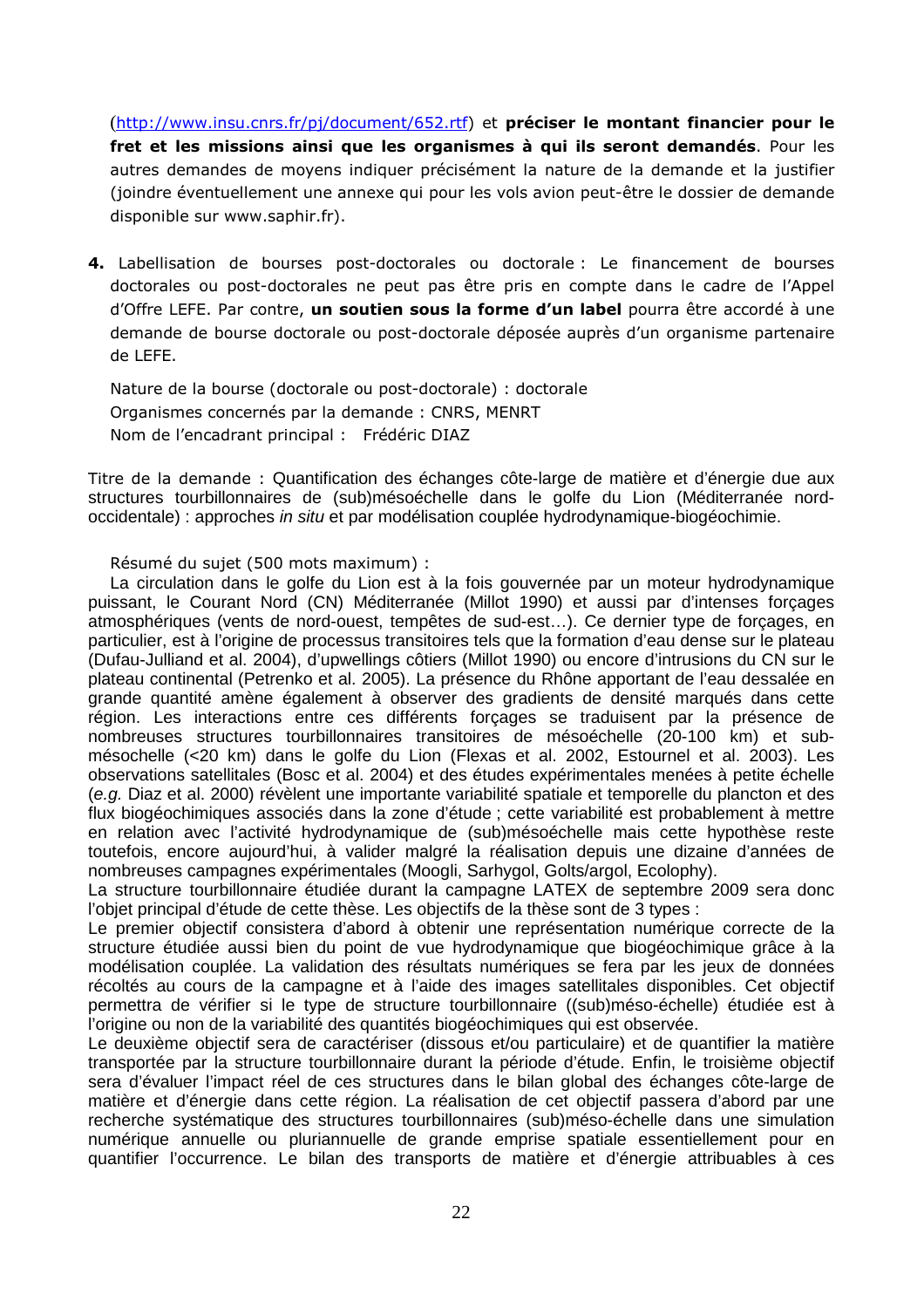(http://www.insu.cnrs.fr/pj/document/652.rtf) et **préciser le montant financier pour le fret et les missions ainsi que les organismes à qui ils seront demandés**. Pour les autres demandes de moyens indiquer précisément la nature de la demande et la justifier (joindre éventuellement une annexe qui pour les vols avion peut-être le dossier de demande disponible sur www.saphir.fr).

**4.** Labellisation de bourses post-doctorales ou doctorale : Le financement de bourses doctorales ou post-doctorales ne peut pas être pris en compte dans le cadre de l'Appel d'Offre LEFE. Par contre, **un soutien sous la forme d'un label** pourra être accordé à une demande de bourse doctorale ou post-doctorale déposée auprès d'un organisme partenaire de LEFE.

Nature de la bourse (doctorale ou post-doctorale) : doctorale
Organismes concernés par la demande : CNRS, MENRT
Nom de l'encadrant principal : Frédéric DIAZ

Titre de la demande : Quantification des échanges côte-large de matière et d'énergie due aux structures tourbillonnaires de (sub)mésoéchelle dans le golfe du Lion (Méditerranée nord-occidentale) : approches *in situ* et par modélisation couplée hydrodynamique-biogéochimie.

Résumé du sujet (500 mots maximum) :

La circulation dans le golfe du Lion est à la fois gouvernée par un moteur hydrodynamique puissant, le Courant Nord (CN) Méditerranée (Millot 1990) et aussi par d'intenses forçages atmosphériques (vents de nord-ouest, tempêtes de sud-est…). Ce dernier type de forçages, en particulier, est à l'origine de processus transitoires tels que la formation d'eau dense sur le plateau (Dufau-Julliand et al. 2004), d'upwellings côtiers (Millot 1990) ou encore d'intrusions du CN sur le plateau continental (Petrenko et al. 2005). La présence du Rhône apportant de l'eau dessalée en grande quantité amène également à observer des gradients de densité marqués dans cette région. Les interactions entre ces différents forçages se traduisent par la présence de nombreuses structures tourbillonnaires transitoires de mésoéchelle (20-100 km) et sub-mésochelle (<20 km) dans le golfe du Lion (Flexas et al. 2002, Estournel et al. 2003). Les observations satellitales (Bosc et al. 2004) et des études expérimentales menées à petite échelle (*e.g.* Diaz et al. 2000) révèlent une importante variabilité spatiale et temporelle du plancton et des flux biogéochimiques associés dans la zone d'étude ; cette variabilité est probablement à mettre en relation avec l'activité hydrodynamique de (sub)mésoéchelle mais cette hypothèse reste toutefois, encore aujourd'hui, à valider malgré la réalisation depuis une dizaine d'années de nombreuses campagnes expérimentales (Moogli, Sarhygol, Golts/argol, Ecolophy).
La structure tourbillonnaire étudiée durant la campagne LATEX de septembre 2009 sera donc l'objet principal d'étude de cette thèse. Les objectifs de la thèse sont de 3 types :
Le premier objectif consistera d'abord à obtenir une représentation numérique correcte de la structure étudiée aussi bien du point de vue hydrodynamique que biogéochimique grâce à la modélisation couplée. La validation des résultats numériques se fera par les jeux de données récoltés au cours de la campagne et à l'aide des images satellitales disponibles. Cet objectif permettra de vérifier si le type de structure tourbillonnaire ((sub)méso-échelle) étudiée est à l'origine ou non de la variabilité des quantités biogéochimiques qui est observée.
Le deuxième objectif sera de caractériser (dissous et/ou particulaire) et de quantifier la matière transportée par la structure tourbillonnaire durant la période d'étude. Enfin, le troisième objectif sera d'évaluer l'impact réel de ces structures dans le bilan global des échanges côte-large de matière et d'énergie dans cette région. La réalisation de cet objectif passera d'abord par une recherche systématique des structures tourbillonnaires (sub)méso-échelle dans une simulation numérique annuelle ou pluriannuelle de grande emprise spatiale essentiellement pour en quantifier l'occurrence. Le bilan des transports de matière et d'énergie attribuables à ces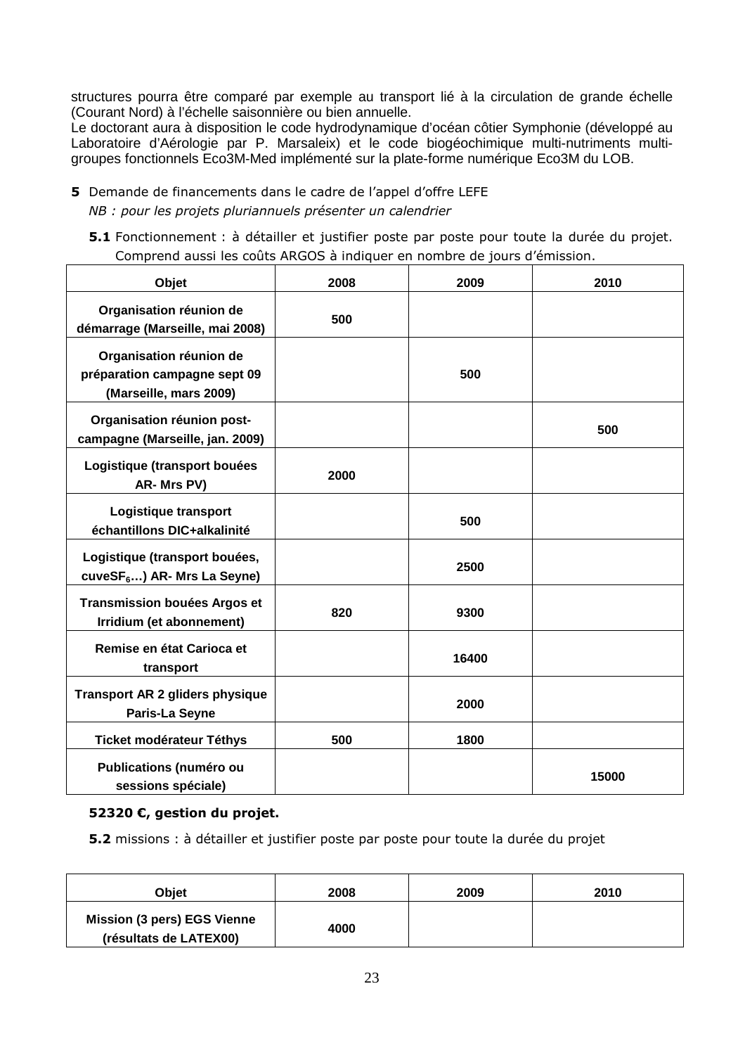structures pourra être comparé par exemple au transport lié à la circulation de grande échelle (Courant Nord) à l'échelle saisonnière ou bien annuelle.
Le doctorant aura à disposition le code hydrodynamique d'océan côtier Symphonie (développé au Laboratoire d'Aérologie par P. Marsaleix) et le code biogéochimique multi-nutriments multi-groupes fonctionnels Eco3M-Med implémenté sur la plate-forme numérique Eco3M du LOB.

**5** Demande de financements dans le cadre de l'appel d'offre LEFE

*NB : pour les projets pluriannuels présenter un calendrier*

**5.1** Fonctionnement : à détailler et justifier poste par poste pour toute la durée du projet. Comprend aussi les coûts ARGOS à indiquer en nombre de jours d'émission.

| Objet | 2008 | 2009 | 2010 |
|---|---|---|---|
| Organisation réunion de démarrage (Marseille, mai 2008) | 500 | | |
| Organisation réunion de préparation campagne sept 09 (Marseille, mars 2009) | | 500 | |
| Organisation réunion post-campagne (Marseille, jan. 2009) | | | 500 |
| Logistique (transport bouées AR- Mrs PV) | 2000 | | |
| Logistique transport échantillons DIC+alkalinité | | 500 | |
| Logistique (transport bouées, cuve$SF_6$…) AR- Mrs La Seyne) | | 2500 | |
| Transmission bouées Argos et Irridium (et abonnement) | 820 | 9300 | |
| Remise en état Carioca et transport | | 16400 | |
| Transport AR 2 gliders physique Paris-La Seyne | | 2000 | |
| Ticket modérateur Téthys | 500 | 1800 | |
| Publications (numéro ou sessions spéciale) | | | 15000 |

**52320 €, gestion du projet.**

**5.2** missions : à détailler et justifier poste par poste pour toute la durée du projet

| Objet | 2008 | 2009 | 2010 |
|---|---|---|---|
| Mission (3 pers) EGS Vienne (résultats de LATEX00) | 4000 | | |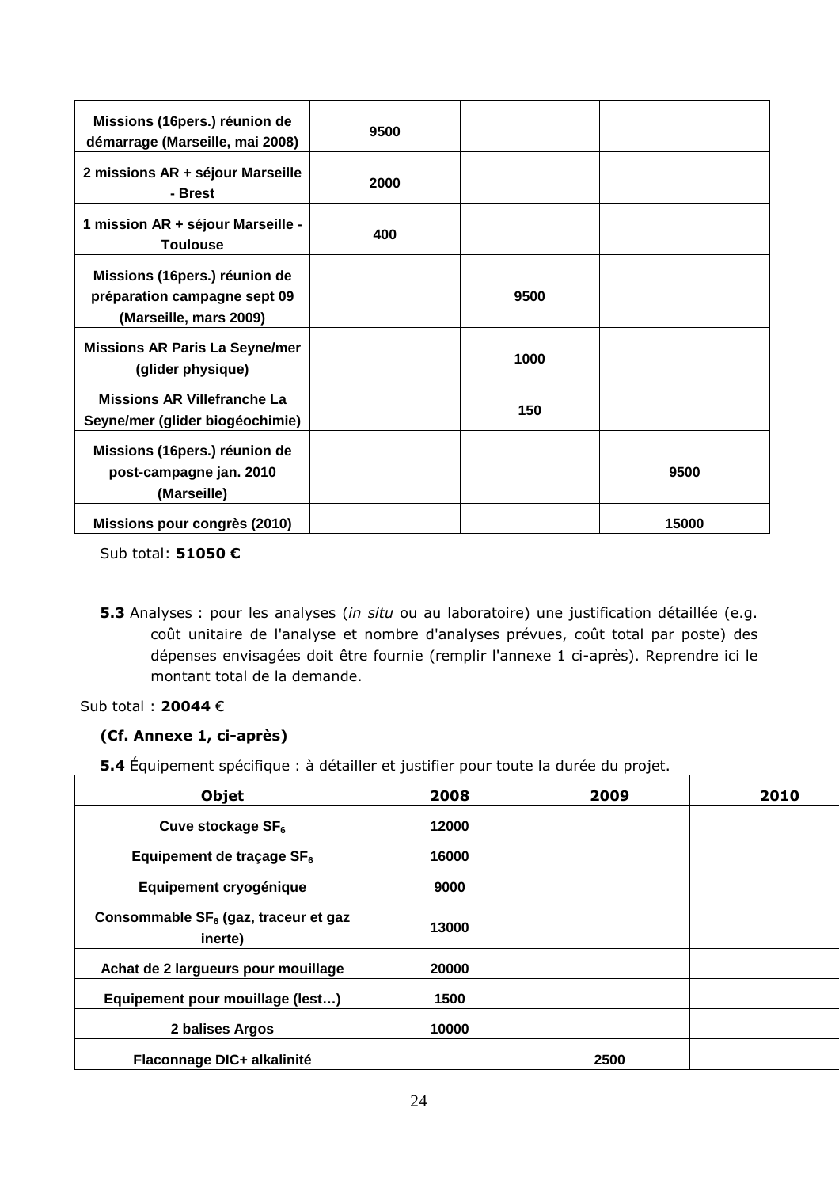| | | | |
|---|---|---|---|
| **Missions (16pers.) réunion de démarrage (Marseille, mai 2008)** | **9500** | | |
| **2 missions AR + séjour Marseille - Brest** | **2000** | | |
| **1 mission AR + séjour Marseille - Toulouse** | **400** | | |
| **Missions (16pers.) réunion de préparation campagne sept 09 (Marseille, mars 2009)** | | **9500** | |
| **Missions AR Paris La Seyne/mer (glider physique)** | | **1000** | |
| **Missions AR Villefranche La Seyne/mer (glider biogéochimie)** | | **150** | |
| **Missions (16pers.) réunion de post-campagne jan. 2010 (Marseille)** | | | **9500** |
| **Missions pour congrès (2010)** | | | **15000** |

Sub total: **51050 €**

**5.3** Analyses : pour les analyses (*in situ* ou au laboratoire) une justification détaillée (e.g. coût unitaire de l'analyse et nombre d'analyses prévues, coût total par poste) des dépenses envisagées doit être fournie (remplir l'annexe 1 ci-après). Reprendre ici le montant total de la demande.

Sub total : **20044** €

**(Cf. Annexe 1, ci-après)**

**5.4** Équipement spécifique : à détailler et justifier pour toute la durée du projet.

| Objet | 2008 | 2009 | 2010 |
|---|---|---|---|
| **Cuve stockage $SF_6$** | **12000** | | |
| **Equipement de traçage $SF_6$** | **16000** | | |
| **Equipement cryogénique** | **9000** | | |
| **Consommable $SF_6$ (gaz, traceur et gaz inerte)** | **13000** | | |
| **Achat de 2 largueurs pour mouillage** | **20000** | | |
| **Equipement pour mouillage (lest…)** | **1500** | | |
| **2 balises Argos** | **10000** | | |
| **Flaconnage DIC+ alkalinité** | | **2500** | |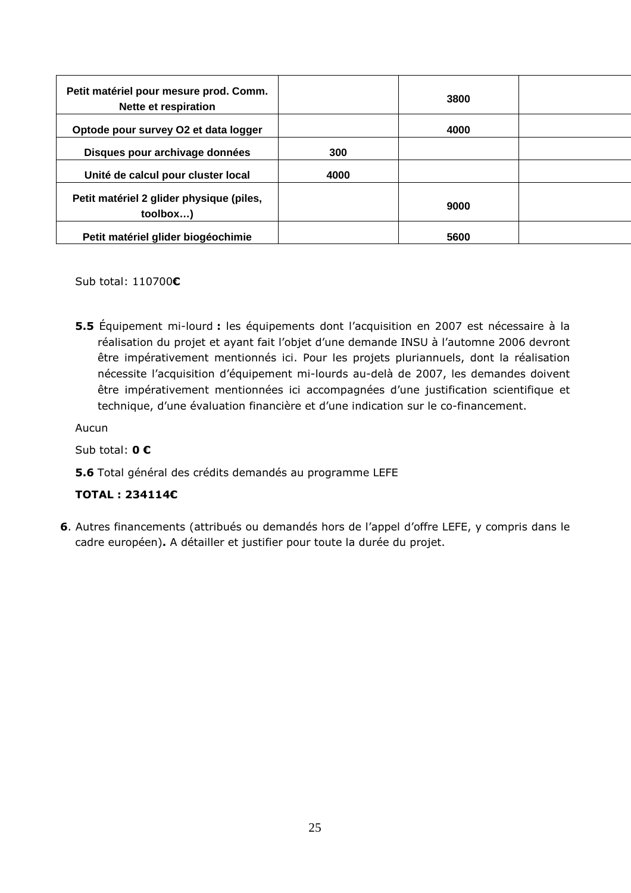| | | | |
|---|---|---|---|
| **Petit matériel pour mesure prod. Comm. Nette et respiration** | | **3800** | |
| **Optode pour survey O2 et data logger** | | **4000** | |
| **Disques pour archivage données** | **300** | | |
| **Unité de calcul pour cluster local** | **4000** | | |
| **Petit matériel 2 glider physique (piles, toolbox…)** | | **9000** | |
| **Petit matériel glider biogéochimie** | | **5600** | |

Sub total: 110700**€**

**5.5** Équipement mi-lourd **:** les équipements dont l'acquisition en 2007 est nécessaire à la réalisation du projet et ayant fait l'objet d'une demande INSU à l'automne 2006 devront être impérativement mentionnés ici. Pour les projets pluriannuels, dont la réalisation nécessite l'acquisition d'équipement mi-lourds au-delà de 2007, les demandes doivent être impérativement mentionnées ici accompagnées d'une justification scientifique et technique, d'une évaluation financière et d'une indication sur le co-financement.

Aucun

Sub total: **0 €**

**5.6** Total général des crédits demandés au programme LEFE

**TOTAL : 234114€**

**6**. Autres financements (attribués ou demandés hors de l'appel d'offre LEFE, y compris dans le cadre européen)**.** A détailler et justifier pour toute la durée du projet.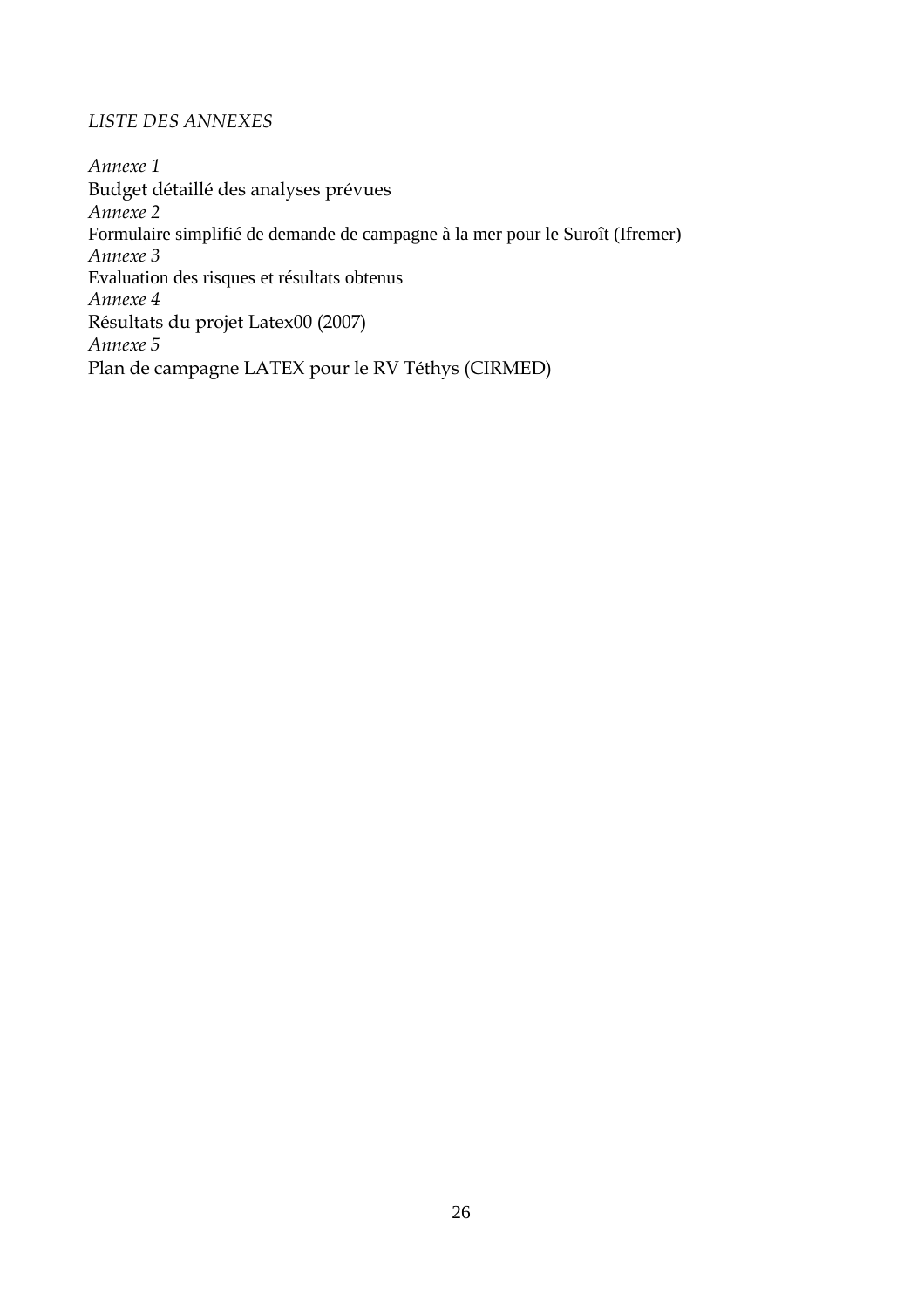*LISTE DES ANNEXES*

*Annexe 1*
Budget détaillé des analyses prévues
*Annexe 2*
Formulaire simplifié de demande de campagne à la mer pour le Suroît (Ifremer)
*Annexe 3*
Evaluation des risques et résultats obtenus
*Annexe 4*
Résultats du projet Latex00 (2007)
*Annexe 5*
Plan de campagne LATEX pour le RV Téthys (CIRMED)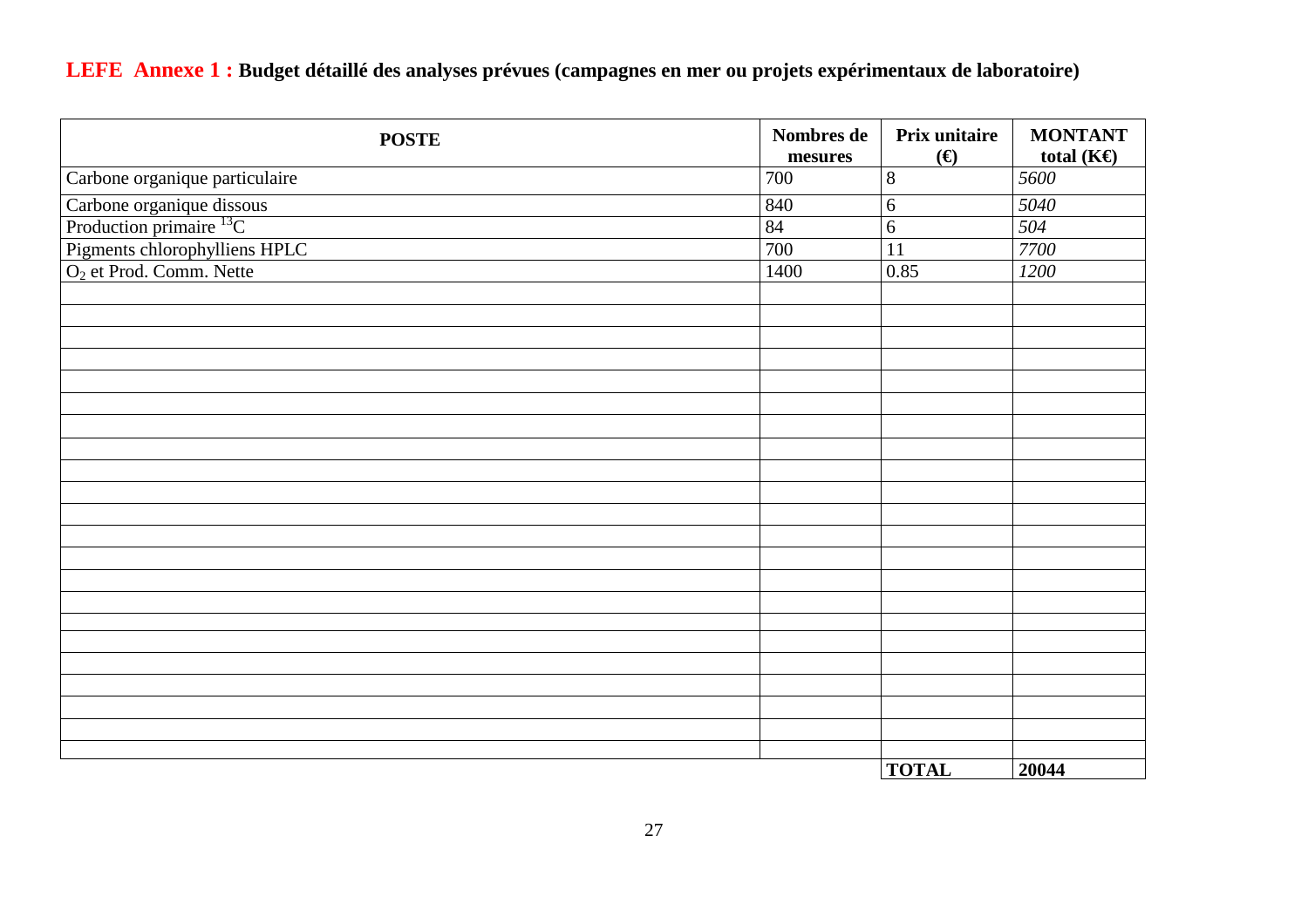## **LEFE Annexe 1 :** Budget détaillé des analyses prévues (campagnes en mer ou projets expérimentaux de laboratoire)

| POSTE | Nombres de mesures | Prix unitaire (€) | MONTANT total (K€) |
|---|---|---|---|
| Carbone organique particulaire | 700 | 8 | *5600* |
| Carbone organique dissous | 840 | 6 | *5040* |
| Production primaire $^{13}C$ | 84 | 6 | *504* |
| Pigments chlorophylliens HPLC | 700 | 11 | *7700* |
| $O_2$ et Prod. Comm. Nette | 1400 | 0.85 | *1200* |
| | | | |
| | | | |
| | | | |
| | | | |
| | | | |
| | | | |
| | | | |
| | | | |
| | | | |
| | | | |
| | | | |
| | | | |
| | | | |
| | | | |
| | | | |
| | | | |
| | | | |
| | | | |
| | | | |
| | | | |
| | | | |
| | | | |
| | | **TOTAL** | **20044** |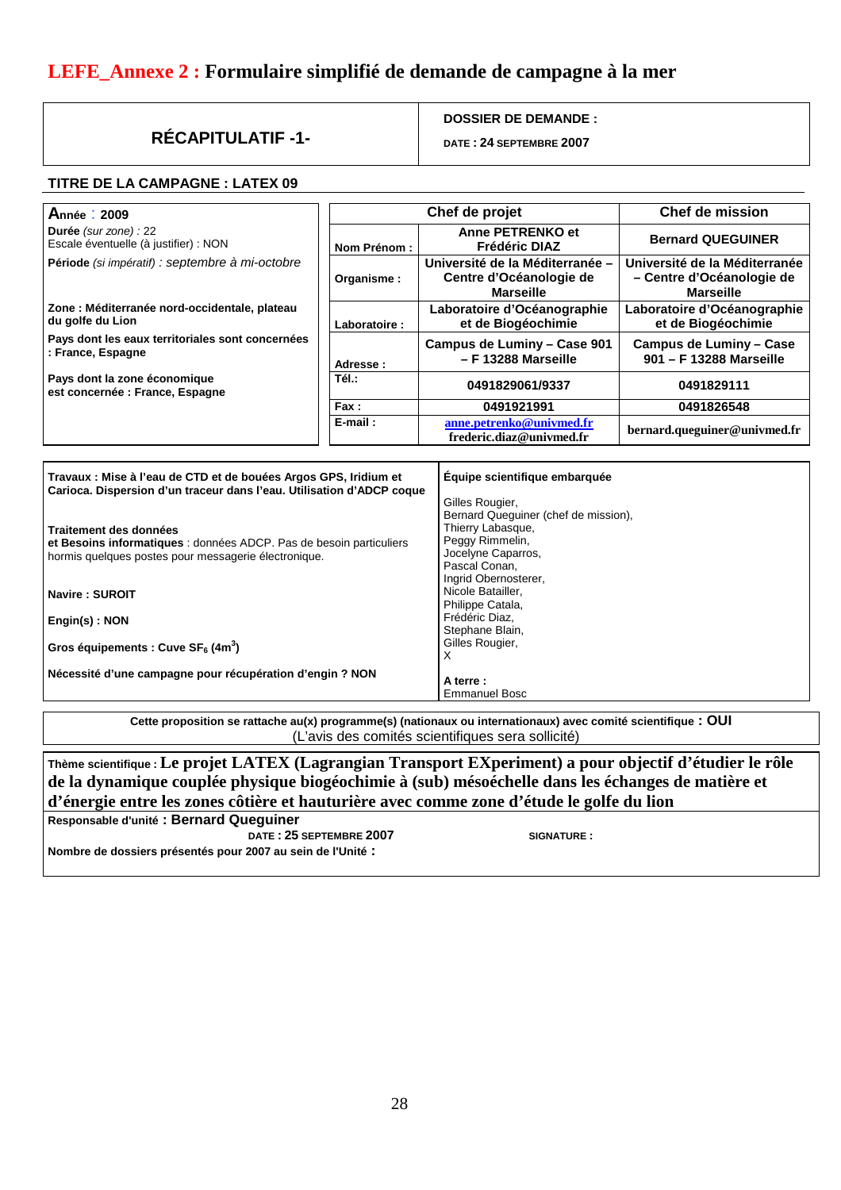# LEFE_Annexe 2 : Formulaire simplifié de demande de campagne à la mer

| RÉCAPITULATIF -1- | DOSSIER DE DEMANDE : DATE : 24 SEPTEMBRE 2007 |
|---|---|

**TITRE DE LA CAMPAGNE : LATEX 09**

**Année : 2009**

**Durée** *(sur zone)* : 22
Escale éventuelle (à justifier) : NON

**Période** *(si impératif) : septembre à mi-octobre*

**Zone : Méditerranée nord-occidentale, plateau du golfe du Lion**

**Pays dont les eaux territoriales sont concernées : France, Espagne**

**Pays dont la zone économique est concernée : France, Espagne**

| | Chef de projet | Chef de mission |
|---|---|---|
| Nom Prénom : | Anne PETRENKO et Frédéric DIAZ | Bernard QUEGUINER |
| Organisme : | Université de la Méditerranée – Centre d'Océanologie de Marseille | Université de la Méditerranée – Centre d'Océanologie de Marseille |
| Laboratoire : | Laboratoire d'Océanographie et de Biogéochimie | Laboratoire d'Océanographie et de Biogéochimie |
| Adresse : | Campus de Luminy – Case 901 – F 13288 Marseille | Campus de Luminy – Case 901 – F 13288 Marseille |
| Tél.: | 0491829061/9337 | 0491829111 |
| Fax : | 0491921991 | 0491826548 |
| E-mail : | anne.petrenko@univmed.fr frederic.diaz@univmed.fr | bernard.queguiner@univmed.fr |

**Travaux : Mise à l'eau de CTD et de bouées Argos GPS, Iridium et Carioca. Dispersion d'un traceur dans l'eau. Utilisation d'ADCP coque**

**Traitement des données**
**et Besoins informatiques** : données ADCP. Pas de besoin particuliers hormis quelques postes pour messagerie électronique.

**Navire : SUROIT**

**Engin(s) : NON**

**Gros équipements : Cuve $SF_6$ ($4 m^3$)**

**Nécessité d'une campagne pour récupération d'engin ? NON**

**Équipe scientifique embarquée**

Gilles Rougier,
Bernard Queguiner (chef de mission),
Thierry Labasque,
Peggy Rimmelin,
Jocelyne Caparros,
Pascal Conan,
Ingrid Obernosterer,
Nicole Batailler,
Philippe Catala,
Frédéric Diaz,
Stephane Blain,
Gilles Rougier,
X

**A terre :**
Emmanuel Bosc

**Cette proposition se rattache au(x) programme(s) (nationaux ou internationaux) avec comité scientifique : OUI**
(L'avis des comités scientifiques sera sollicité)

**Thème scientifique : Le projet LATEX (Lagrangian Transport EXperiment) a pour objectif d'étudier le rôle de la dynamique couplée physique biogéochimie à (sub) mésoéchelle dans les échanges de matière et d'énergie entre les zones côtière et hauturière avec comme zone d'étude le golfe du lion**

**Responsable d'unité : Bernard Queguiner**
**DATE : 25 SEPTEMBRE 2007** **SIGNATURE :**

**Nombre de dossiers présentés pour 2007 au sein de l'Unité :**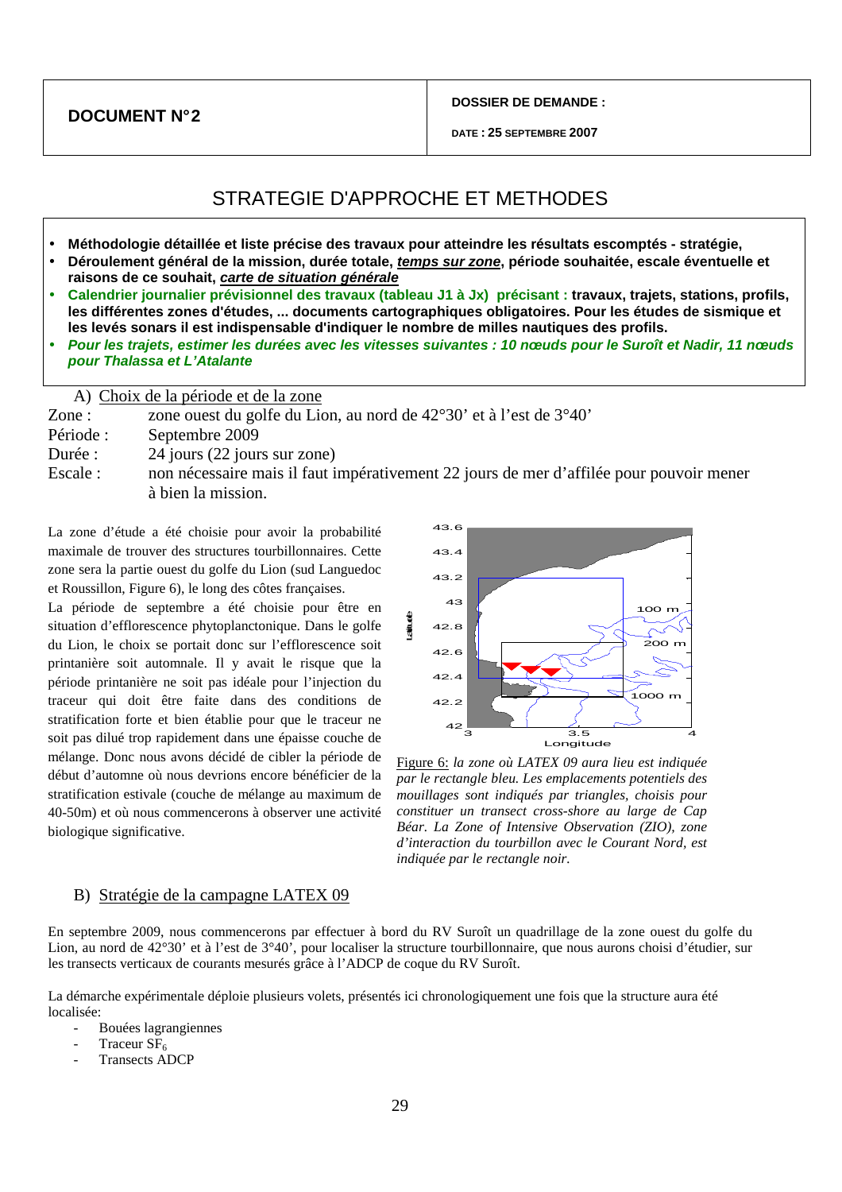| **DOCUMENT N°2** | **DOSSIER DE DEMANDE :** <br> **DATE : 25 SEPTEMBRE 2007** |
| --- | --- |

# STRATEGIE D'APPROCHE ET METHODES

- **Méthodologie détaillée et liste précise des travaux pour atteindre les résultats escomptés - stratégie,**
- **Déroulement général de la mission, durée totale, *temps sur zone*, période souhaitée, escale éventuelle et raisons de ce souhait, *carte de situation générale***
- **Calendrier journalier prévisionnel des travaux (tableau J1 à Jx) précisant : travaux, trajets, stations, profils, les différentes zones d'études, ... documents cartographiques obligatoires. Pour les études de sismique et les levés sonars il est indispensable d'indiquer le nombre de milles nautiques des profils.**
- ***Pour les trajets, estimer les durées avec les vitesses suivantes : 10 nœuds pour le Suroît et Nadir, 11 nœuds pour Thalassa et L'Atalante***

## A) Choix de la période et de la zone

Zone : zone ouest du golfe du Lion, au nord de 42°30' et à l'est de 3°40'

Période : Septembre 2009

Durée : 24 jours (22 jours sur zone)

Escale : non nécessaire mais il faut impérativement 22 jours de mer d'affilée pour pouvoir mener à bien la mission.

La zone d'étude a été choisie pour avoir la probabilité maximale de trouver des structures tourbillonnaires. Cette zone sera la partie ouest du golfe du Lion (sud Languedoc et Roussillon, Figure 6), le long des côtes françaises.

La période de septembre a été choisie pour être en situation d'efflorescence phytoplanctonique. Dans le golfe du Lion, le choix se portait donc sur l'efflorescence soit printanière soit automnale. Il y avait le risque que la période printanière ne soit pas idéale pour l'injection du traceur qui doit être faite dans des conditions de stratification forte et bien établie pour que le traceur ne soit pas dilué trop rapidement dans une épaisse couche de mélange. Donc nous avons décidé de cibler la période de début d'automne où nous devrions encore bénéficier de la stratification estivale (couche de mélange au maximum de 40-50m) et où nous commencerons à observer une activité biologique significative.

Figure 6: *la zone où LATEX 09 aura lieu est indiquée par le rectangle bleu. Les emplacements potentiels des mouillages sont indiqués par triangles, choisis pour constituer un transect cross-shore au large de Cap Béar. La Zone of Intensive Observation (ZIO), zone d'interaction du tourbillon avec le Courant Nord, est indiquée par le rectangle noir.*

## B) Stratégie de la campagne LATEX 09

En septembre 2009, nous commencerons par effectuer à bord du RV Suroît un quadrillage de la zone ouest du golfe du Lion, au nord de 42°30' et à l'est de 3°40', pour localiser la structure tourbillonnaire, que nous aurons choisi d'étudier, sur les transects verticaux de courants mesurés grâce à l'ADCP de coque du RV Suroît.

La démarche expérimentale déploie plusieurs volets, présentés ici chronologiquement une fois que la structure aura été localisée:

- Bouées lagrangiennes
- Traceur $SF_6$
- Transects ADCP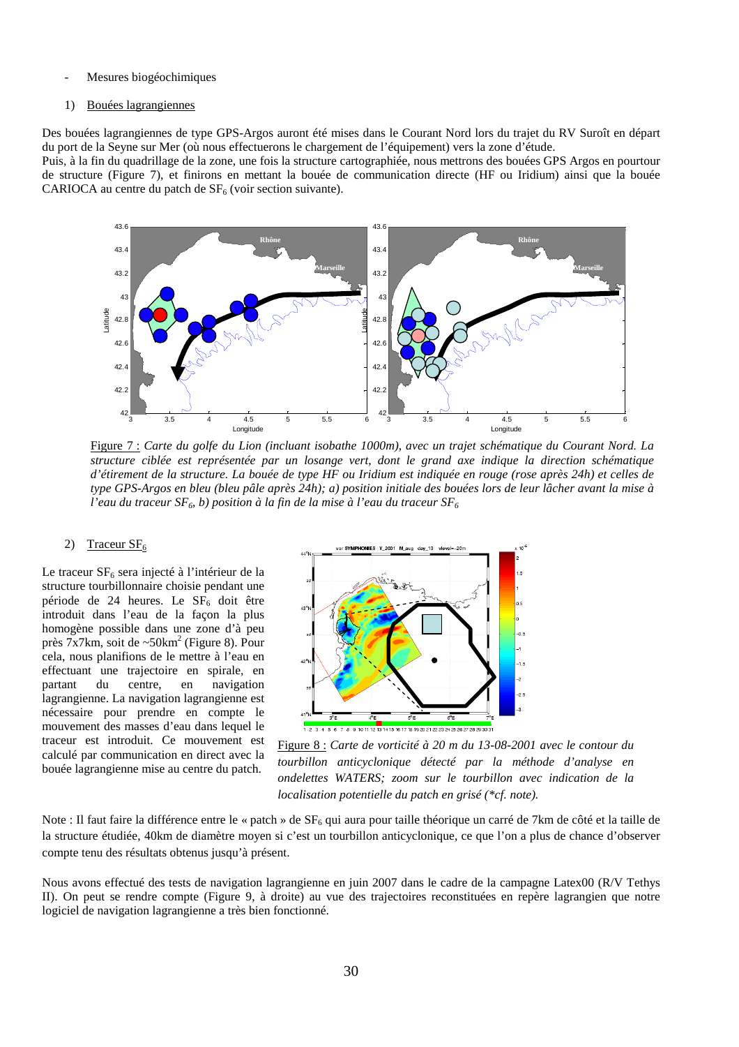- Mesures biogéochimiques

1) Bouées lagrangiennes

Des bouées lagrangiennes de type GPS-Argos auront été mises dans le Courant Nord lors du trajet du RV Suroît en départ du port de la Seyne sur Mer (où nous effectuerons le chargement de l'équipement) vers la zone d'étude.
Puis, à la fin du quadrillage de la zone, une fois la structure cartographiée, nous mettrons des bouées GPS Argos en pourtour de structure (Figure 7), et finirons en mettant la bouée de communication directe (HF ou Iridium) ainsi que la bouée CARIOCA au centre du patch de $SF_6$ (voir section suivante).

Figure 7 : *Carte du golfe du Lion (incluant isobathe 1000m), avec un trajet schématique du Courant Nord. La structure ciblée est représentée par un losange vert, dont le grand axe indique la direction schématique d'étirement de la structure. La bouée de type HF ou Iridium est indiquée en rouge (rose après 24h) et celles de type GPS-Argos en bleu (bleu pâle après 24h); a) position initiale des bouées lors de leur lâcher avant la mise à l'eau du traceur $SF_6$, b) position à la fin de la mise à l'eau du traceur $SF_6$*

2) Traceur $SF_6$

Le traceur $SF_6$ sera injecté à l'intérieur de la structure tourbillonnaire choisie pendant une période de 24 heures. Le $SF_6$ doit être introduit dans l'eau de la façon la plus homogène possible dans une zone d'à peu près 7x7km, soit de ~50km$^2$ (Figure 8). Pour cela, nous planifions de le mettre à l'eau en effectuant une trajectoire en spirale, en partant du centre, en navigation lagrangienne. La navigation lagrangienne est nécessaire pour prendre en compte le mouvement des masses d'eau dans lequel le traceur est introduit. Ce mouvement est calculé par communication en direct avec la bouée lagrangienne mise au centre du patch.

Figure 8 : *Carte de vorticité à 20 m du 13-08-2001 avec le contour du tourbillon anticyclonique détecté par la méthode d'analyse en ondelettes WATERS; zoom sur le tourbillon avec indication de la localisation potentielle du patch en grisé (\*cf. note).*

Note : Il faut faire la différence entre le « patch » de $SF_6$ qui aura pour taille théorique un carré de 7km de côté et la taille de la structure étudiée, 40km de diamètre moyen si c'est un tourbillon anticyclonique, ce que l'on a plus de chance d'observer compte tenu des résultats obtenus jusqu'à présent.

Nous avons effectué des tests de navigation lagrangienne en juin 2007 dans le cadre de la campagne Latex00 (R/V Tethys II). On peut se rendre compte (Figure 9, à droite) au vue des trajectoires reconstituées en repère lagrangien que notre logiciel de navigation lagrangienne a très bien fonctionné.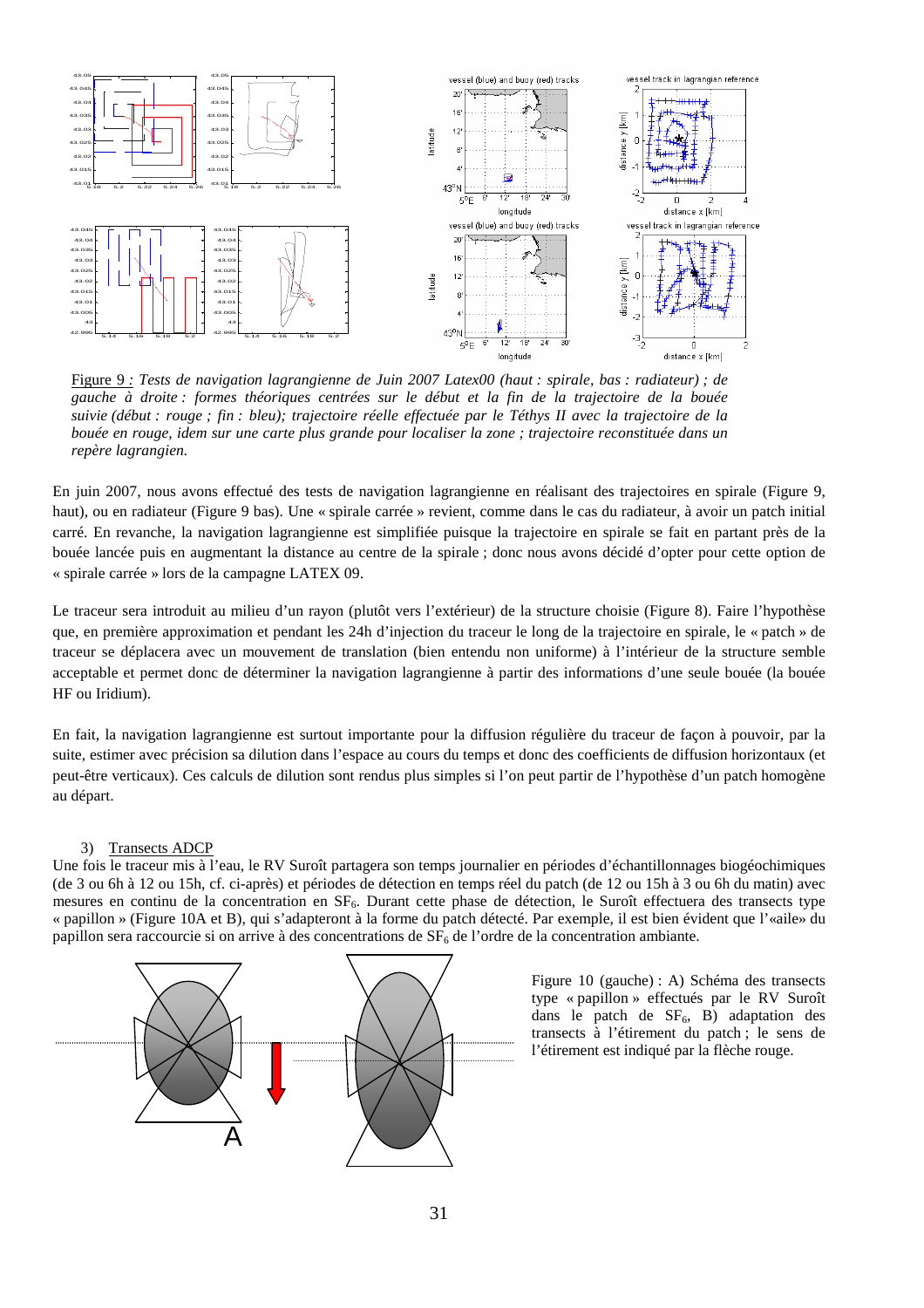Figure 9 : *Tests de navigation lagrangienne de Juin 2007 Latex00 (haut : spirale, bas : radiateur) ; de gauche à droite : formes théoriques centrées sur le début et la fin de la trajectoire de la bouée suivie (début : rouge ; fin : bleu); trajectoire réelle effectuée par le Téthys II avec la trajectoire de la bouée en rouge, idem sur une carte plus grande pour localiser la zone ; trajectoire reconstituée dans un repère lagrangien.*

En juin 2007, nous avons effectué des tests de navigation lagrangienne en réalisant des trajectoires en spirale (Figure 9, haut), ou en radiateur (Figure 9 bas). Une « spirale carrée » revient, comme dans le cas du radiateur, à avoir un patch initial carré. En revanche, la navigation lagrangienne est simplifiée puisque la trajectoire en spirale se fait en partant près de la bouée lancée puis en augmentant la distance au centre de la spirale ; donc nous avons décidé d'opter pour cette option de « spirale carrée » lors de la campagne LATEX 09.

Le traceur sera introduit au milieu d'un rayon (plutôt vers l'extérieur) de la structure choisie (Figure 8). Faire l'hypothèse que, en première approximation et pendant les 24h d'injection du traceur le long de la trajectoire en spirale, le « patch » de traceur se déplacera avec un mouvement de translation (bien entendu non uniforme) à l'intérieur de la structure semble acceptable et permet donc de déterminer la navigation lagrangienne à partir des informations d'une seule bouée (la bouée HF ou Iridium).

En fait, la navigation lagrangienne est surtout importante pour la diffusion régulière du traceur de façon à pouvoir, par la suite, estimer avec précision sa dilution dans l'espace au cours du temps et donc des coefficients de diffusion horizontaux (et peut-être verticaux). Ces calculs de dilution sont rendus plus simples si l'on peut partir de l'hypothèse d'un patch homogène au départ.

3) Transects ADCP

Une fois le traceur mis à l'eau, le RV Suroît partagera son temps journalier en périodes d'échantillonnages biogéochimiques (de 3 ou 6h à 12 ou 15h, cf. ci-après) et périodes de détection en temps réel du patch (de 12 ou 15h à 3 ou 6h du matin) avec mesures en continu de la concentration en $SF_6$. Durant cette phase de détection, le Suroît effectuera des transects type « papillon » (Figure 10A et B), qui s'adapteront à la forme du patch détecté. Par exemple, il est bien évident que l'«aile» du papillon sera raccourcie si on arrive à des concentrations de $SF_6$ de l'ordre de la concentration ambiante.

Figure 10 (gauche) : A) Schéma des transects type « papillon » effectués par le RV Suroît dans le patch de $SF_6$, B) adaptation des transects à l'étirement du patch ; le sens de l'étirement est indiqué par la flèche rouge.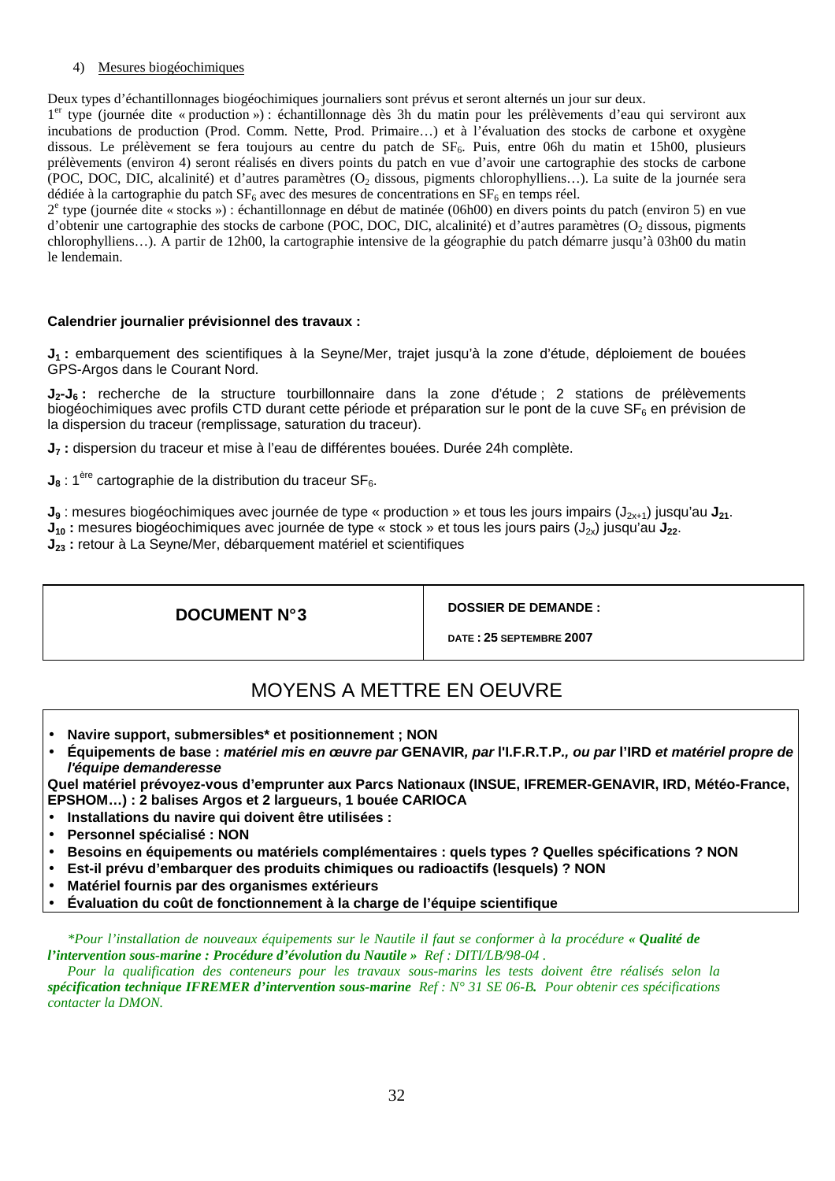4) Mesures biogéochimiques

Deux types d'échantillonnages biogéochimiques journaliers sont prévus et seront alternés un jour sur deux.

1[er] type (journée dite « production ») : échantillonnage dès 3h du matin pour les prélèvements d'eau qui serviront aux incubations de production (Prod. Comm. Nette, Prod. Primaire…) et à l'évaluation des stocks de carbone et oxygène dissous. Le prélèvement se fera toujours au centre du patch de $SF_6$. Puis, entre 06h du matin et 15h00, plusieurs prélèvements (environ 4) seront réalisés en divers points du patch en vue d'avoir une cartographie des stocks de carbone (POC, DOC, DIC, alcalinité) et d'autres paramètres ($O_2$ dissous, pigments chlorophylliens…). La suite de la journée sera dédiée à la cartographie du patch $SF_6$ avec des mesures de concentrations en $SF_6$ en temps réel.

2[e] type (journée dite « stocks ») : échantillonnage en début de matinée (06h00) en divers points du patch (environ 5) en vue d'obtenir une cartographie des stocks de carbone (POC, DOC, DIC, alcalinité) et d'autres paramètres ($O_2$ dissous, pigments chlorophylliens…). A partir de 12h00, la cartographie intensive de la géographie du patch démarre jusqu'à 03h00 du matin le lendemain.

**Calendrier journalier prévisionnel des travaux :**

**$J_1$ :** embarquement des scientifiques à la Seyne/Mer, trajet jusqu'à la zone d'étude, déploiement de bouées GPS-Argos dans le Courant Nord.

**$J_2$-$J_6$ :** recherche de la structure tourbillonnaire dans la zone d'étude ; 2 stations de prélèvements biogéochimiques avec profils CTD durant cette période et préparation sur le pont de la cuve $SF_6$ en prévision de la dispersion du traceur (remplissage, saturation du traceur).

**$J_7$ :** dispersion du traceur et mise à l'eau de différentes bouées. Durée 24h complète.

**$J_8$** : 1[ère] cartographie de la distribution du traceur $SF_6$.

**$J_9$** : mesures biogéochimiques avec journée de type « production » et tous les jours impairs ($J_{2x+1}$) jusqu'au **$J_{21}$**.
**$J_{10}$ :** mesures biogéochimiques avec journée de type « stock » et tous les jours pairs ($J_{2x}$) jusqu'au **$J_{22}$**.
**$J_{23}$ :** retour à La Seyne/Mer, débarquement matériel et scientifiques

| **DOCUMENT N°3** | **DOSSIER DE DEMANDE :** <br> **DATE : 25 SEPTEMBRE 2007** |
|---|---|

# MOYENS A METTRE EN OEUVRE

- **Navire support, submersibles\* et positionnement ; NON**
- **Équipements de base :** ***matériel mis en œuvre par*** **GENAVIR*, par*** **l'I.F.R.T.P.*, ou par*** **l'IRD** ***et matériel propre de l'équipe demanderesse***

**Quel matériel prévoyez-vous d'emprunter aux Parcs Nationaux (INSUE, IFREMER-GENAVIR, IRD, Météo-France, EPSHOM…) : 2 balises Argos et 2 largueurs, 1 bouée CARIOCA**

- **Installations du navire qui doivent être utilisées :**
- **Personnel spécialisé : NON**
- **Besoins en équipements ou matériels complémentaires : quels types ? Quelles spécifications ? NON**
- **Est-il prévu d'embarquer des produits chimiques ou radioactifs (lesquels) ? NON**
- **Matériel fournis par des organismes extérieurs**
- **Évaluation du coût de fonctionnement à la charge de l'équipe scientifique**

*\*Pour l'installation de nouveaux équipements sur le Nautile il faut se conformer à la procédure* ***« Qualité de l'intervention sous-marine : Procédure d'évolution du Nautile »*** *Ref : DITI/LB/98-04 .*

*Pour la qualification des conteneurs pour les travaux sous-marins les tests doivent être réalisés selon la* ***spécification technique IFREMER d'intervention sous-marine*** *Ref : N° 31 SE 06-B. Pour obtenir ces spécifications contacter la DMON.*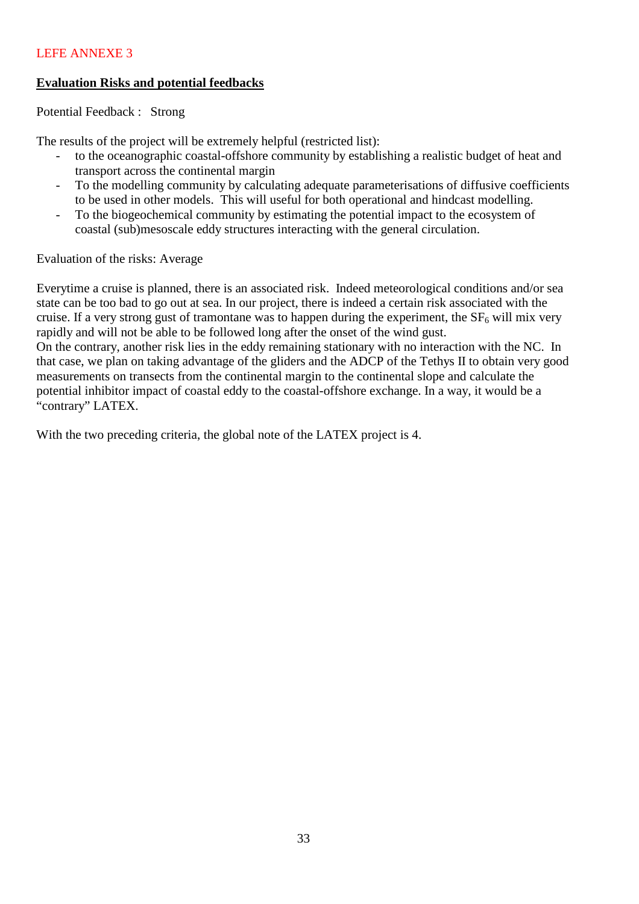LEFE ANNEXE 3

**Evaluation Risks and potential feedbacks**

Potential Feedback : Strong

The results of the project will be extremely helpful (restricted list):

- to the oceanographic coastal-offshore community by establishing a realistic budget of heat and transport across the continental margin
- To the modelling community by calculating adequate parameterisations of diffusive coefficients to be used in other models. This will useful for both operational and hindcast modelling.
- To the biogeochemical community by estimating the potential impact to the ecosystem of coastal (sub)mesoscale eddy structures interacting with the general circulation.

Evaluation of the risks: Average

Everytime a cruise is planned, there is an associated risk. Indeed meteorological conditions and/or sea state can be too bad to go out at sea. In our project, there is indeed a certain risk associated with the cruise. If a very strong gust of tramontane was to happen during the experiment, the $SF_6$ will mix very rapidly and will not be able to be followed long after the onset of the wind gust.
On the contrary, another risk lies in the eddy remaining stationary with no interaction with the NC. In that case, we plan on taking advantage of the gliders and the ADCP of the Tethys II to obtain very good measurements on transects from the continental margin to the continental slope and calculate the potential inhibitor impact of coastal eddy to the coastal-offshore exchange. In a way, it would be a "contrary" LATEX.

With the two preceding criteria, the global note of the LATEX project is 4.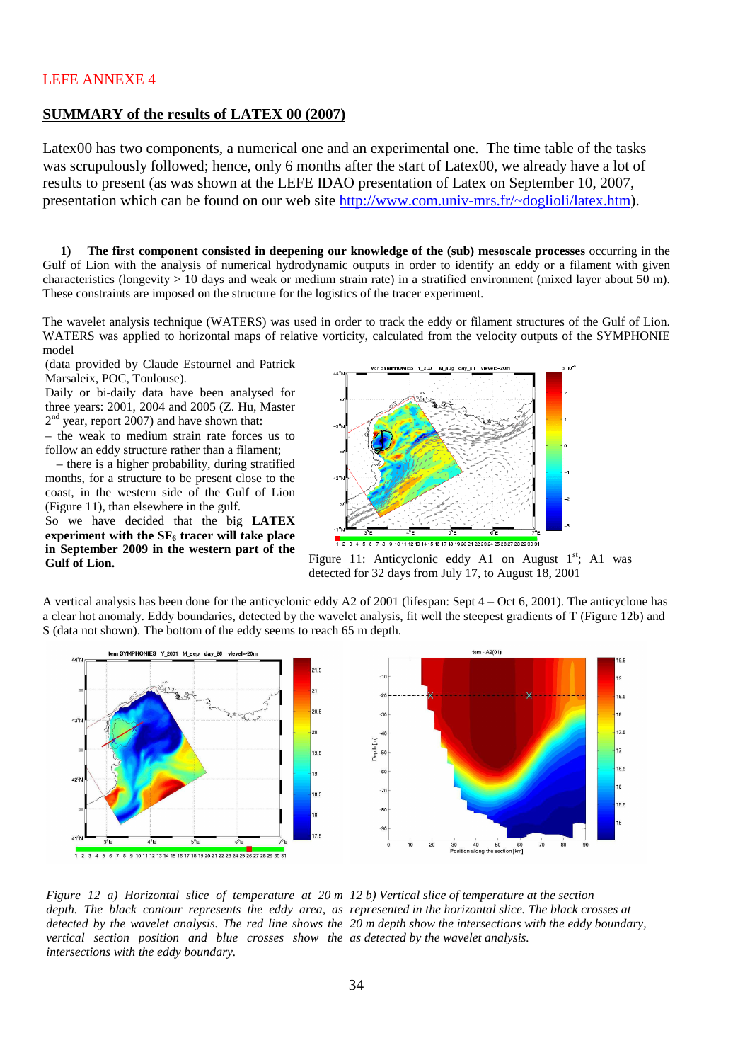LEFE ANNEXE 4

## SUMMARY of the results of LATEX 00 (2007)

Latex00 has two components, a numerical one and an experimental one. The time table of the tasks was scrupulously followed; hence, only 6 months after the start of Latex00, we already have a lot of results to present (as was shown at the LEFE IDAO presentation of Latex on September 10, 2007, presentation which can be found on our web site http://www.com.univ-mrs.fr/~doglioli/latex.htm).

**1) The first component consisted in deepening our knowledge of the (sub) mesoscale processes** occurring in the Gulf of Lion with the analysis of numerical hydrodynamic outputs in order to identify an eddy or a filament with given characteristics (longevity > 10 days and weak or medium strain rate) in a stratified environment (mixed layer about 50 m). These constraints are imposed on the structure for the logistics of the tracer experiment.

The wavelet analysis technique (WATERS) was used in order to track the eddy or filament structures of the Gulf of Lion. WATERS was applied to horizontal maps of relative vorticity, calculated from the velocity outputs of the SYMPHONIE model (data provided by Claude Estournel and Patrick Marsaleix, POC, Toulouse).

Daily or bi-daily data have been analysed for three years: 2001, 2004 and 2005 (Z. Hu, Master 2nd year, report 2007) and have shown that:

– the weak to medium strain rate forces us to follow an eddy structure rather than a filament;

– there is a higher probability, during stratified months, for a structure to be present close to the coast, in the western side of the Gulf of Lion (Figure 11), than elsewhere in the gulf.

So we have decided that the big **LATEX experiment with the $SF_6$ tracer will take place in September 2009 in the western part of the Gulf of Lion.**

Figure 11: Anticyclonic eddy A1 on August 1st; A1 was detected for 32 days from July 17, to August 18, 2001

A vertical analysis has been done for the anticyclonic eddy A2 of 2001 (lifespan: Sept 4 – Oct 6, 2001). The anticyclone has a clear hot anomaly. Eddy boundaries, detected by the wavelet analysis, fit well the steepest gradients of T (Figure 12b) and S (data not shown). The bottom of the eddy seems to reach 65 m depth.

*Figure 12 a) Horizontal slice of temperature at 20 m depth. The black contour represents the eddy area, as detected by the wavelet analysis. The red line shows the vertical section position and blue crosses show the intersections with the eddy boundary.*

*12 b) Vertical slice of temperature at the section represented in the horizontal slice. The black crosses at 20 m depth show the intersections with the eddy boundary, as detected by the wavelet analysis.*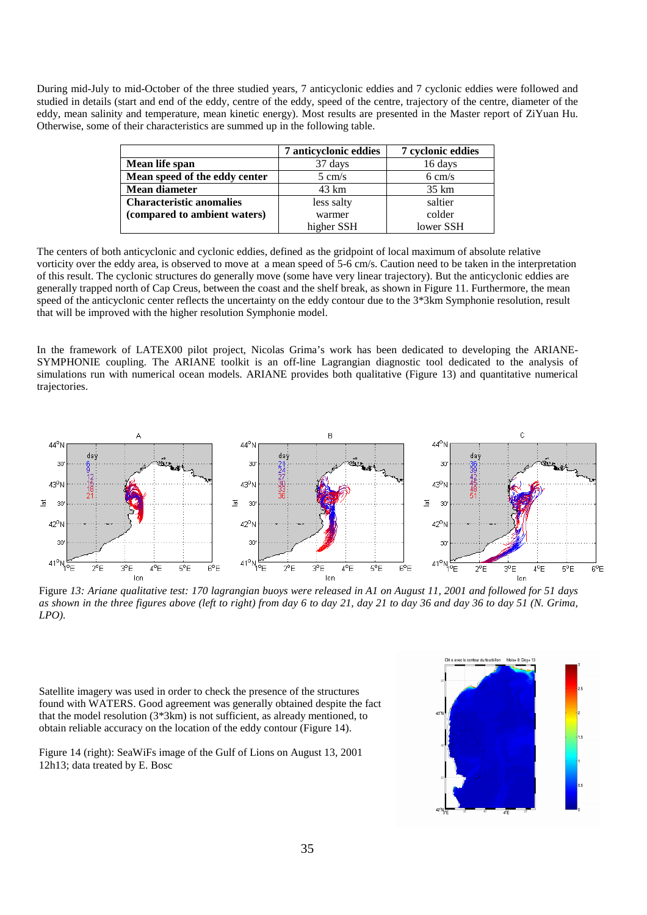During mid-July to mid-October of the three studied years, 7 anticyclonic eddies and 7 cyclonic eddies were followed and studied in details (start and end of the eddy, centre of the eddy, speed of the centre, trajectory of the centre, diameter of the eddy, mean salinity and temperature, mean kinetic energy). Most results are presented in the Master report of ZiYuan Hu. Otherwise, some of their characteristics are summed up in the following table.

| | 7 anticyclonic eddies | 7 cyclonic eddies |
|---|---|---|
| **Mean life span** | 37 days | 16 days |
| **Mean speed of the eddy center** | 5 cm/s | 6 cm/s |
| **Mean diameter** | 43 km | 35 km |
| **Characteristic anomalies (compared to ambient waters)** | less salty<br>warmer<br>higher SSH | saltier<br>colder<br>lower SSH |

The centers of both anticyclonic and cyclonic eddies, defined as the gridpoint of local maximum of absolute relative vorticity over the eddy area, is observed to move at a mean speed of 5-6 cm/s. Caution need to be taken in the interpretation of this result. The cyclonic structures do generally move (some have very linear trajectory). But the anticyclonic eddies are generally trapped north of Cap Creus, between the coast and the shelf break, as shown in Figure 11. Furthermore, the mean speed of the anticyclonic center reflects the uncertainty on the eddy contour due to the 3*3km Symphonie resolution, result that will be improved with the higher resolution Symphonie model.

In the framework of LATEX00 pilot project, Nicolas Grima's work has been dedicated to developing the ARIANE-SYMPHONIE coupling. The ARIANE toolkit is an off-line Lagrangian diagnostic tool dedicated to the analysis of simulations run with numerical ocean models. ARIANE provides both qualitative (Figure 13) and quantitative numerical trajectories.

*Figure 13: Ariane qualitative test: 170 lagrangian buoys were released in A1 on August 11, 2001 and followed for 51 days as shown in the three figures above (left to right) from day 6 to day 21, day 21 to day 36 and day 36 to day 51 (N. Grima, LPO).*

Satellite imagery was used in order to check the presence of the structures found with WATERS. Good agreement was generally obtained despite the fact that the model resolution (3*3km) is not sufficient, as already mentioned, to obtain reliable accuracy on the location of the eddy contour (Figure 14).

Figure 14 (right): SeaWiFs image of the Gulf of Lions on August 13, 2001 12h13; data treated by E. Bosc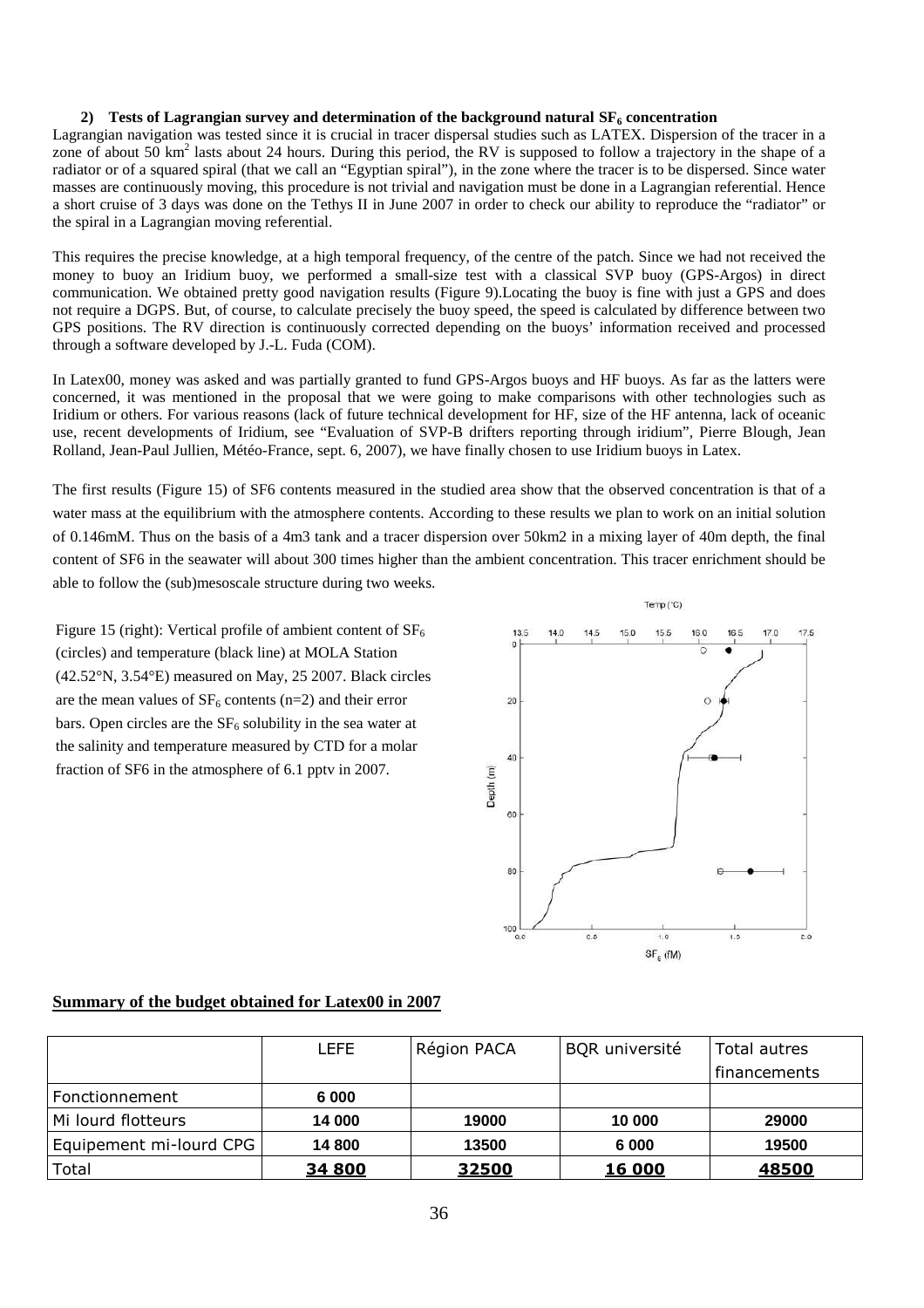### 2) Tests of Lagrangian survey and determination of the background natural $SF_6$ concentration

Lagrangian navigation was tested since it is crucial in tracer dispersal studies such as LATEX. Dispersion of the tracer in a zone of about 50 $km^2$ lasts about 24 hours. During this period, the RV is supposed to follow a trajectory in the shape of a radiator or of a squared spiral (that we call an "Egyptian spiral"), in the zone where the tracer is to be dispersed. Since water masses are continuously moving, this procedure is not trivial and navigation must be done in a Lagrangian referential. Hence a short cruise of 3 days was done on the Tethys II in June 2007 in order to check our ability to reproduce the "radiator" or the spiral in a Lagrangian moving referential.

This requires the precise knowledge, at a high temporal frequency, of the centre of the patch. Since we had not received the money to buoy an Iridium buoy, we performed a small-size test with a classical SVP buoy (GPS-Argos) in direct communication. We obtained pretty good navigation results (Figure 9).Locating the buoy is fine with just a GPS and does not require a DGPS. But, of course, to calculate precisely the buoy speed, the speed is calculated by difference between two GPS positions. The RV direction is continuously corrected depending on the buoys' information received and processed through a software developed by J.-L. Fuda (COM).

In Latex00, money was asked and was partially granted to fund GPS-Argos buoys and HF buoys. As far as the latters were concerned, it was mentioned in the proposal that we were going to make comparisons with other technologies such as Iridium or others. For various reasons (lack of future technical development for HF, size of the HF antenna, lack of oceanic use, recent developments of Iridium, see "Evaluation of SVP-B drifters reporting through iridium", Pierre Blough, Jean Rolland, Jean-Paul Jullien, Météo-France, sept. 6, 2007), we have finally chosen to use Iridium buoys in Latex.

The first results (Figure 15) of SF6 contents measured in the studied area show that the observed concentration is that of a water mass at the equilibrium with the atmosphere contents. According to these results we plan to work on an initial solution of 0.146mM. Thus on the basis of a 4m3 tank and a tracer dispersion over 50km2 in a mixing layer of 40m depth, the final content of SF6 in the seawater will about 300 times higher than the ambient concentration. This tracer enrichment should be able to follow the (sub)mesoscale structure during two weeks.

Figure 15 (right): Vertical profile of ambient content of $SF_6$ (circles) and temperature (black line) at MOLA Station (42.52°N, 3.54°E) measured on May, 25 2007. Black circles are the mean values of $SF_6$ contents (n=2) and their error bars. Open circles are the $SF_6$ solubility in the sea water at the salinity and temperature measured by CTD for a molar fraction of SF6 in the atmosphere of 6.1 pptv in 2007.

### Summary of the budget obtained for Latex00 in 2007

| | LEFE | Région PACA | BQR université | Total autres financements |
|---|---|---|---|---|
| Fonctionnement | 6 000 | | | |
| Mi lourd flotteurs | 14 000 | 19000 | 10 000 | 29000 |
| Equipement mi-lourd CPG | 14 800 | 13500 | 6 000 | 19500 |
| Total | **34 800** | **32500** | **16 000** | **48500** |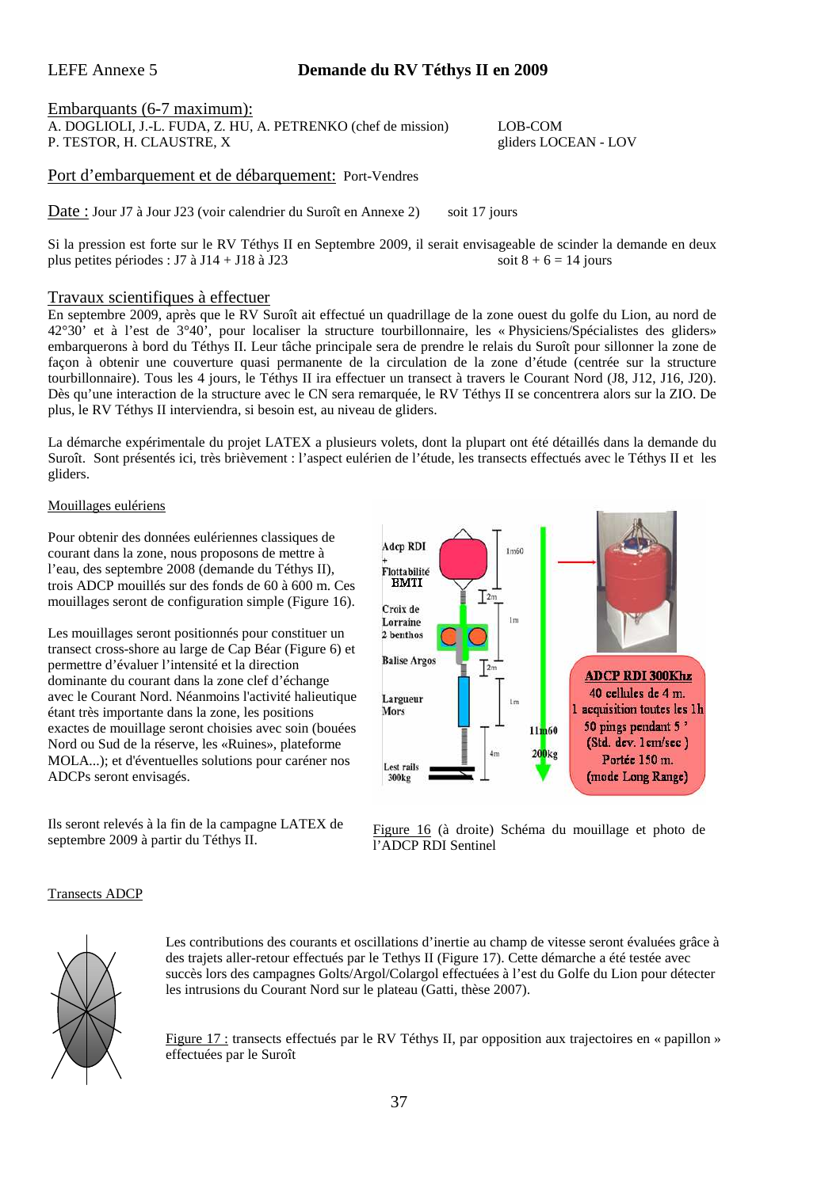LEFE Annexe 5 **Demande du RV Téthys II en 2009**

Embarquants (6-7 maximum):
A. DOGLIOLI, J.-L. FUDA, Z. HU, A. PETRENKO (chef de mission) LOB-COM
P. TESTOR, H. CLAUSTRE, X gliders LOCEAN - LOV

Port d'embarquement et de débarquement: Port-Vendres

Date : Jour J7 à Jour J23 (voir calendrier du Suroît en Annexe 2) soit 17 jours

Si la pression est forte sur le RV Téthys II en Septembre 2009, il serait envisageable de scinder la demande en deux plus petites périodes : J7 à J14 + J18 à J23 soit 8 + 6 = 14 jours

## Travaux scientifiques à effectuer

En septembre 2009, après que le RV Suroît ait effectué un quadrillage de la zone ouest du golfe du Lion, au nord de 42°30' et à l'est de 3°40', pour localiser la structure tourbillonnaire, les « Physiciens/Spécialistes des gliders» embarquerons à bord du Téthys II. Leur tâche principale sera de prendre le relais du Suroît pour sillonner la zone de façon à obtenir une couverture quasi permanente de la circulation de la zone d'étude (centrée sur la structure tourbillonnaire). Tous les 4 jours, le Téthys II ira effectuer un transect à travers le Courant Nord (J8, J12, J16, J20). Dès qu'une interaction de la structure avec le CN sera remarquée, le RV Téthys II se concentrera alors sur la ZIO. De plus, le RV Téthys II interviendra, si besoin est, au niveau de gliders.

La démarche expérimentale du projet LATEX a plusieurs volets, dont la plupart ont été détaillés dans la demande du Suroît. Sont présentés ici, très brièvement : l'aspect eulérien de l'étude, les transects effectués avec le Téthys II et les gliders.

### Mouillages eulériens

Pour obtenir des données eulériennes classiques de courant dans la zone, nous proposons de mettre à l'eau, des septembre 2008 (demande du Téthys II), trois ADCP mouillés sur des fonds de 60 à 600 m. Ces mouillages seront de configuration simple (Figure 16).

Les mouillages seront positionnés pour constituer un transect cross-shore au large de Cap Béar (Figure 6) et permettre d'évaluer l'intensité et la direction dominante du courant dans la zone clef d'échange avec le Courant Nord. Néanmoins l'activité halieutique étant très importante dans la zone, les positions exactes de mouillage seront choisies avec soin (bouées Nord ou Sud de la réserve, les «Ruines», plateforme MOLA...); et d'éventuelles solutions pour caréner nos ADCPs seront envisagés.

Ils seront relevés à la fin de la campagne LATEX de septembre 2009 à partir du Téthys II.

Figure 16 (à droite) Schéma du mouillage et photo de l'ADCP RDI Sentinel

### Transects ADCP

Les contributions des courants et oscillations d'inertie au champ de vitesse seront évaluées grâce à des trajets aller-retour effectués par le Tethys II (Figure 17). Cette démarche a été testée avec succès lors des campagnes Golts/Argol/Colargol effectuées à l'est du Golfe du Lion pour détecter les intrusions du Courant Nord sur le plateau (Gatti, thèse 2007).

Figure 17 : transects effectués par le RV Téthys II, par opposition aux trajectoires en « papillon » effectuées par le Suroît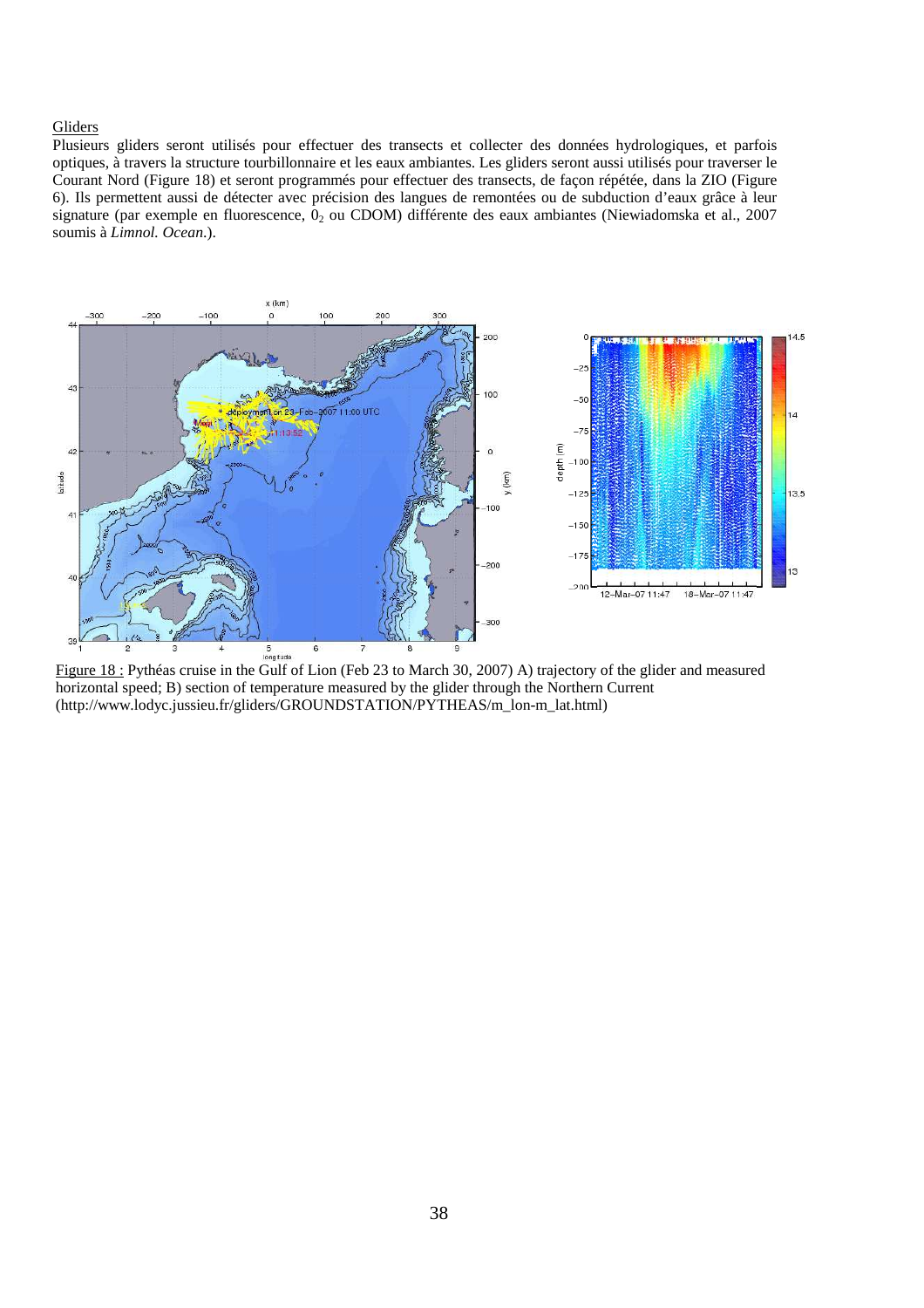Gliders

Plusieurs gliders seront utilisés pour effectuer des transects et collecter des données hydrologiques, et parfois optiques, à travers la structure tourbillonnaire et les eaux ambiantes. Les gliders seront aussi utilisés pour traverser le Courant Nord (Figure 18) et seront programmés pour effectuer des transects, de façon répétée, dans la ZIO (Figure 6). Ils permettent aussi de détecter avec précision des langues de remontées ou de subduction d'eaux grâce à leur signature (par exemple en fluorescence, $0_2$ ou CDOM) différente des eaux ambiantes (Niewiadomska et al., 2007 soumis à *Limnol. Ocean.*).

x (km)
−300 −200 −100 0 100 200 300
y (km)
200 100 0 −100 −200 −300
latitude
44 43 42 41 40 39
longitude
1 2 3 4 5 6 7 8 9
deployment on 23–Feb–2007 11:00 UTC

depth (m)
0 −25 −50 −75 −100 −125 −150 −175 −200
12–Mar–07 11:47 18–Mar–07 11:47
14.5 14 13.5 13

Figure 18 : Pythéas cruise in the Gulf of Lion (Feb 23 to March 30, 2007) A) trajectory of the glider and measured horizontal speed; B) section of temperature measured by the glider through the Northern Current (http://www.lodyc.jussieu.fr/gliders/GROUNDSTATION/PYTHEAS/m_lon-m_lat.html)